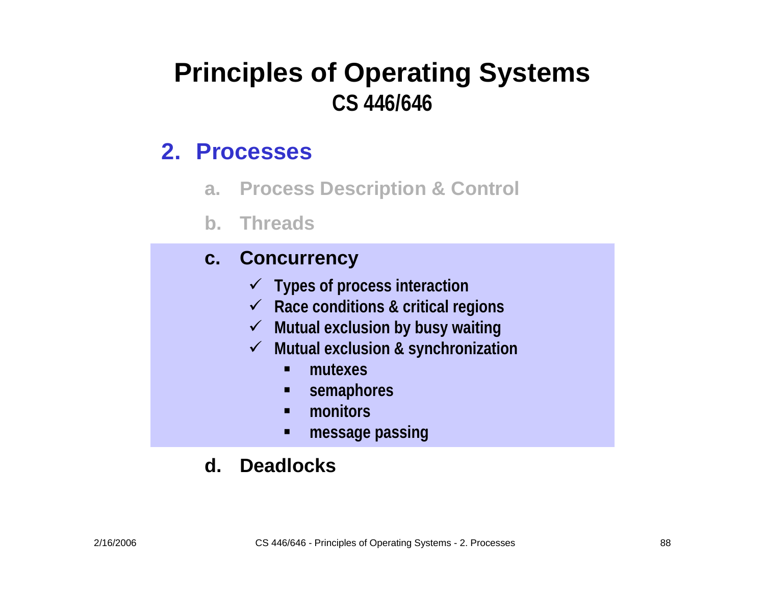# Principles of Operating Systems

## CS 446/646

## 2. Processes

a. Process Description & Control

b. Threads

c. **Concurrency**

- ✓ Types of process interaction
- ✓ Race conditions & critical regions
- ✓ Mutual exclusion by busy waiting
- ✓ Mutual exclusion & synchronization
  - mutexes
  - semaphores
  - monitors
  - message passing

d. **Deadlocks**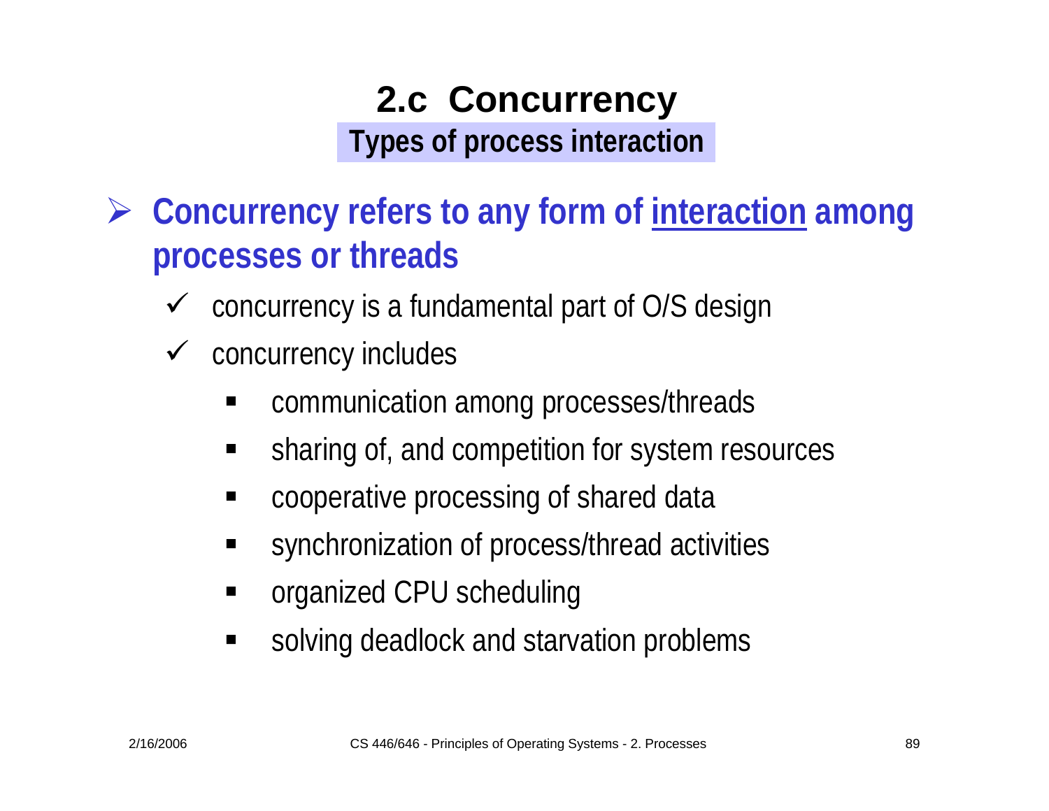# 2.c Concurrency

## Types of process interaction

- **Concurrency refers to any form of interaction among processes or threads**
  - concurrency is a fundamental part of O/S design
  - concurrency includes
    - communication among processes/threads
    - sharing of, and competition for system resources
    - cooperative processing of shared data
    - synchronization of process/thread activities
    - organized CPU scheduling
    - solving deadlock and starvation problems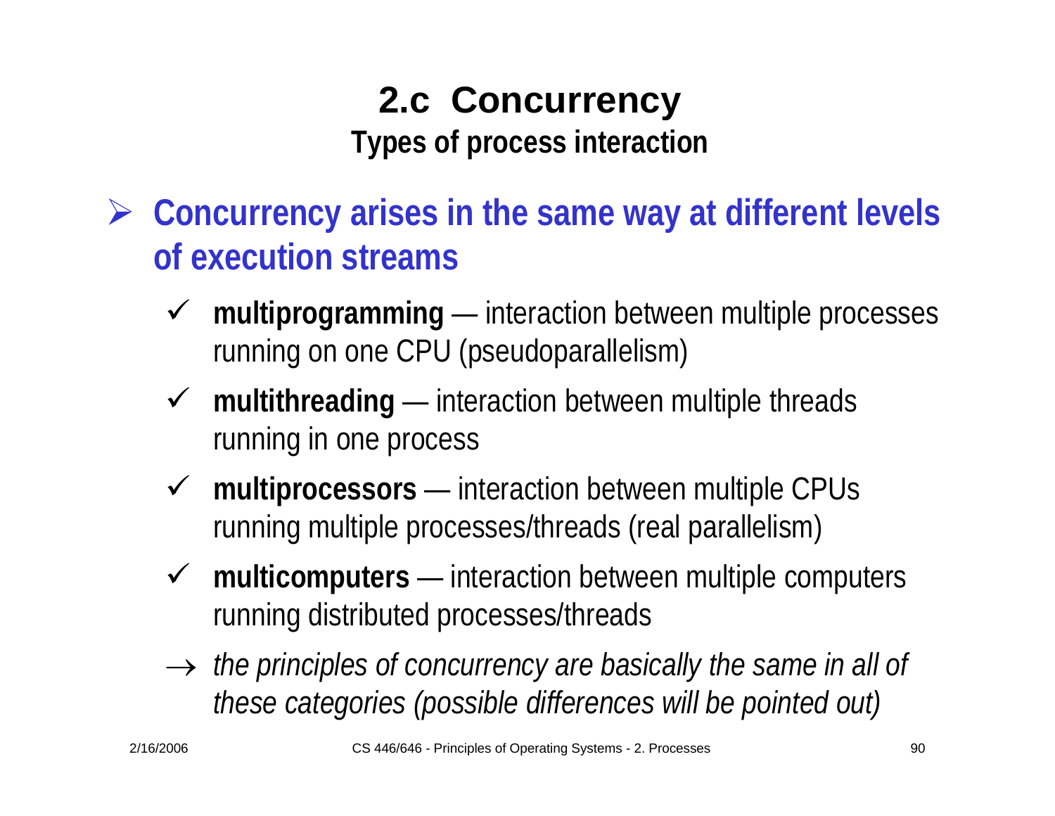# 2.c Concurrency

## Types of process interaction

- **Concurrency arises in the same way at different levels of execution streams**
  - **multiprogramming** — interaction between multiple processes running on one CPU (pseudoparallelism)
  - **multithreading** — interaction between multiple threads running in one process
  - **multiprocessors** — interaction between multiple CPUs running multiple processes/threads (real parallelism)
  - **multicomputers** — interaction between multiple computers running distributed processes/threads

  → *the principles of concurrency are basically the same in all of these categories (possible differences will be pointed out)*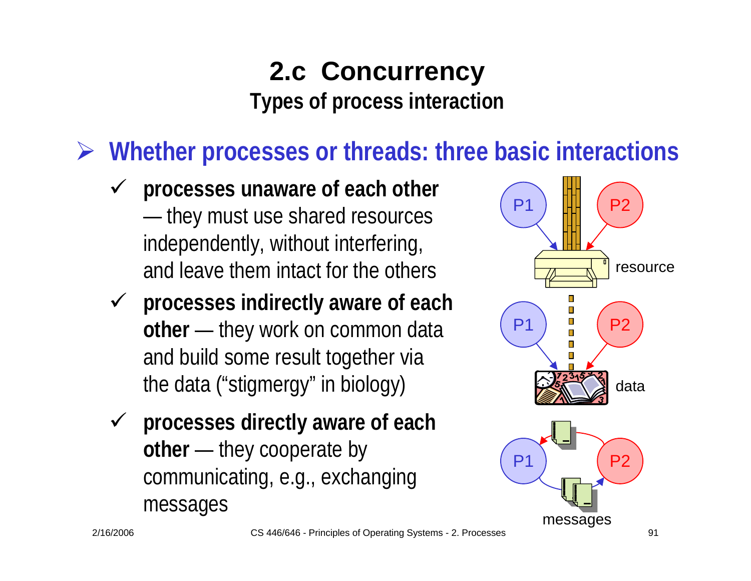# 2.c Concurrency

## Types of process interaction

- **Whether processes or threads: three basic interactions**
  - **processes unaware of each other** — they must use shared resources independently, without interfering, and leave them intact for the others
  - **processes indirectly aware of each other** — they work on common data and build some result together via the data ("stigmergy" in biology)
  - **processes directly aware of each other** — they cooperate by communicating, e.g., exchanging messages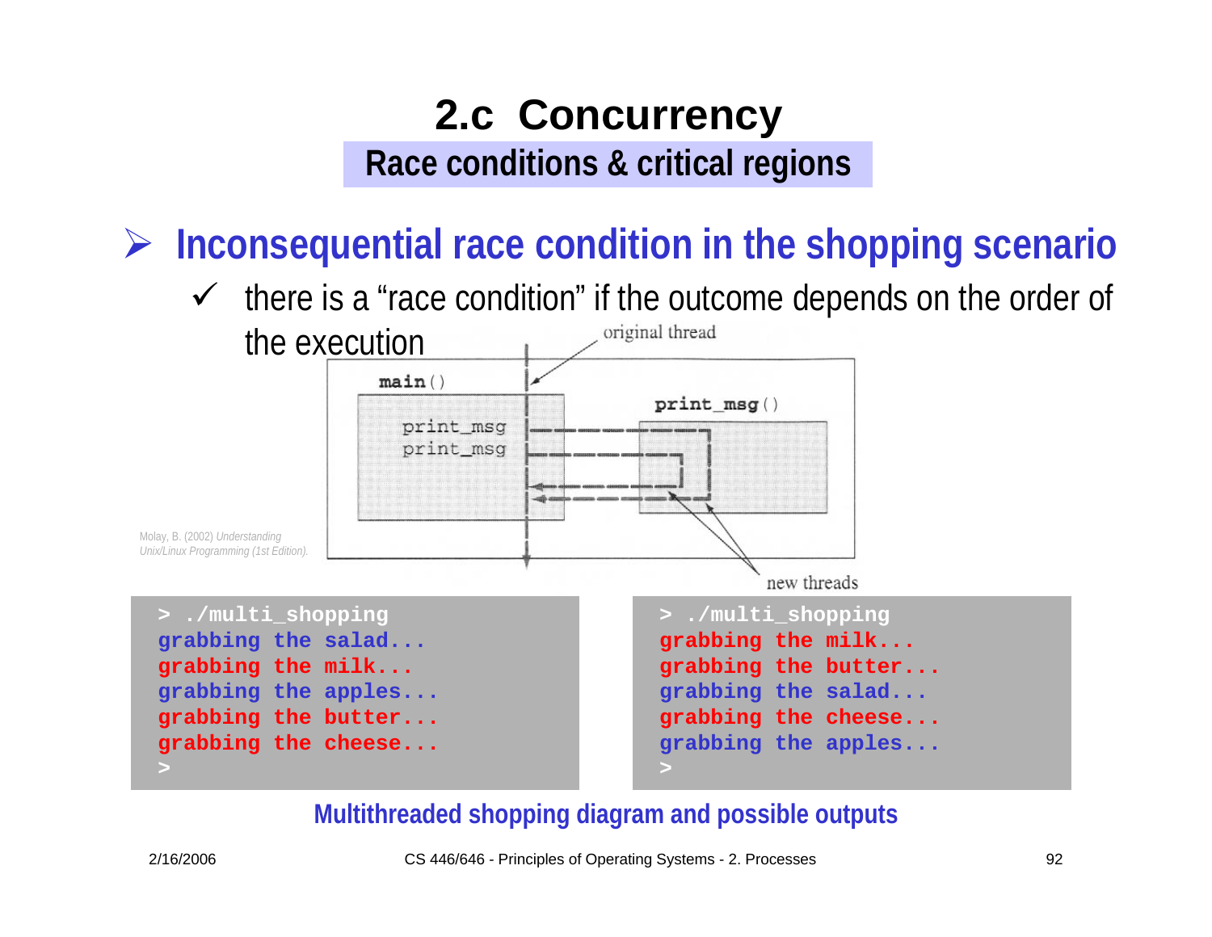## 2.c Concurrency

### Race conditions & critical regions

- **Inconsequential race condition in the shopping scenario**
  - ✓ there is a "race condition" if the outcome depends on the order of the execution

original thread

main()

print_msg
print_msg

print_msg()

new threads

Molay, B. (2002) *Understanding Unix/Linux Programming (1st Edition).*

```
> ./multi_shopping
grabbing the salad...
grabbing the milk...
grabbing the apples...
grabbing the butter...
grabbing the cheese...
>
```

```
> ./multi_shopping
grabbing the milk...
grabbing the butter...
grabbing the salad...
grabbing the cheese...
grabbing the apples...
>
```

**Multithreaded shopping diagram and possible outputs**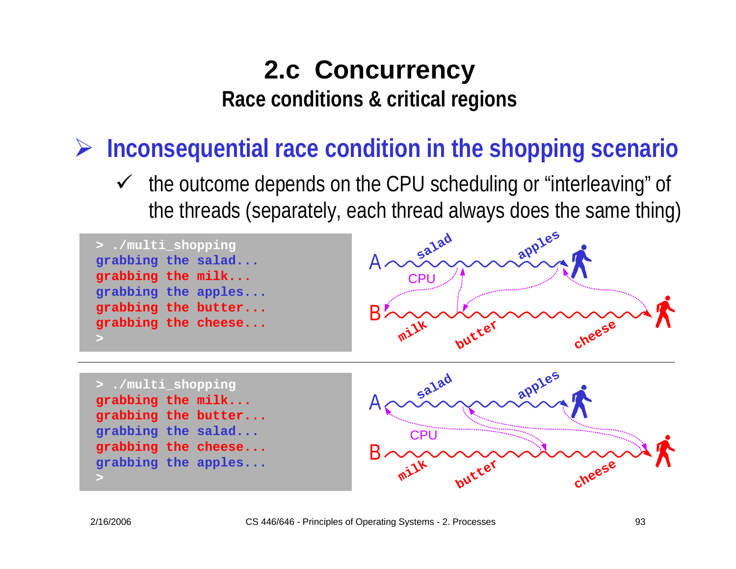# 2.c Concurrency

## Race conditions & critical regions

- **Inconsequential race condition in the shopping scenario**
  - ✓ the outcome depends on the CPU scheduling or "interleaving" of the threads (separately, each thread always does the same thing)

```
> ./multi_shopping
grabbing the salad...
grabbing the milk...
grabbing the apples...
grabbing the butter...
grabbing the cheese...
>
```

```
> ./multi_shopping
grabbing the milk...
grabbing the butter...
grabbing the salad...
grabbing the cheese...
grabbing the apples...
>
```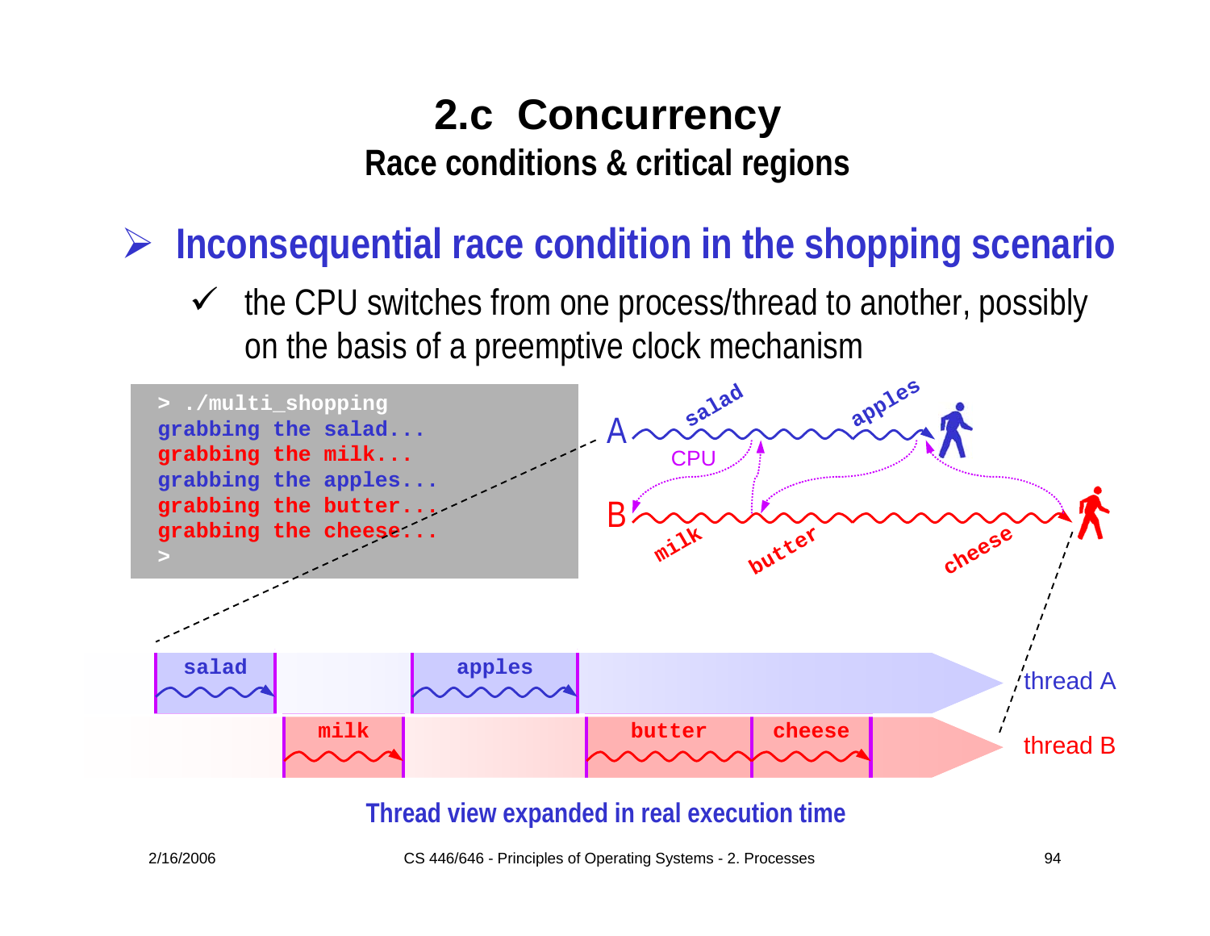# 2.c Concurrency

## Race conditions & critical regions

### Inconsequential race condition in the shopping scenario

- ✓ the CPU switches from one process/thread to another, possibly on the basis of a preemptive clock mechanism

```
> ./multi_shopping
grabbing the salad...
grabbing the milk...
grabbing the apples...
grabbing the butter...
grabbing the cheese...
>
```

A: salad, apples
B: milk, butter, cheese
CPU

| thread A | salad | | apples | | |
|---|---|---|---|---|---|
| thread B | | milk | | butter | cheese |

**Thread view expanded in real execution time**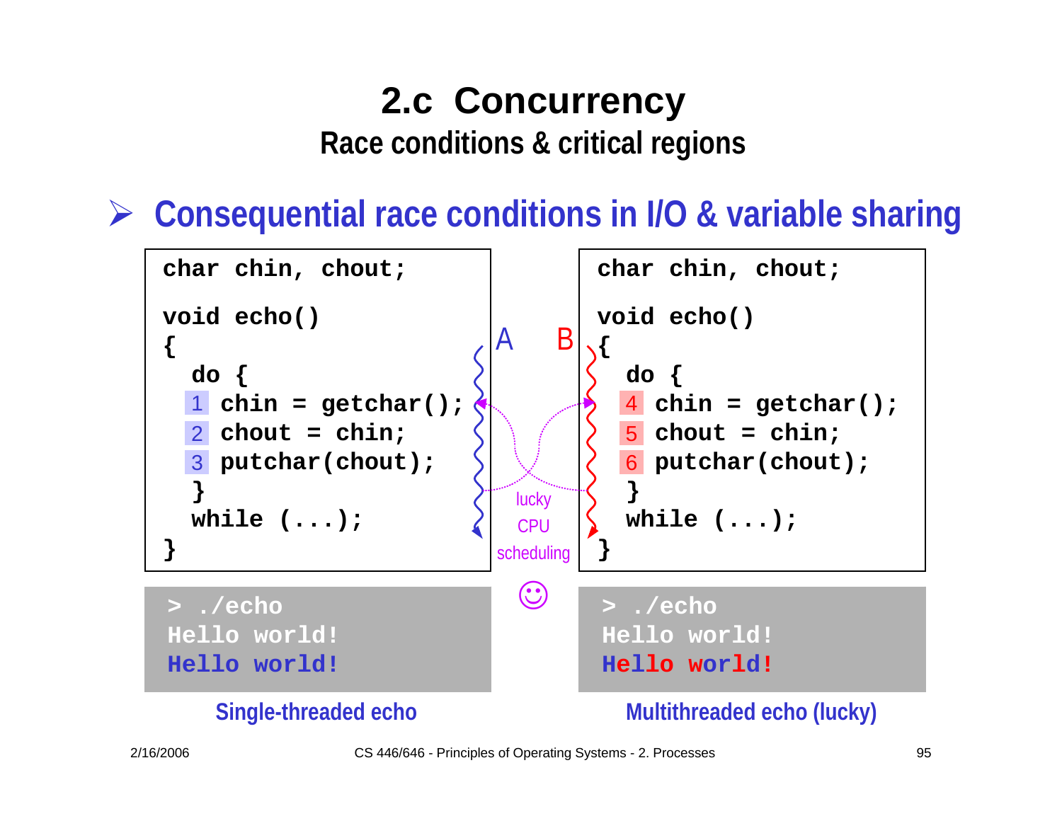# 2.c Concurrency

## Race conditions & critical regions

- **Consequential race conditions in I/O & variable sharing**

```
char chin, chout;

void echo()
{
  do {
  1 chin = getchar();
  2 chout = chin;
  3 putchar(chout);
  }
  while (...);
}
```

```
> ./echo
Hello world!
Hello world!
```

Single-threaded echo

A B

lucky CPU scheduling ☺

```
char chin, chout;

void echo()
{
  do {
  4 chin = getchar();
  5 chout = chin;
  6 putchar(chout);
  }
  while (...);
}
```

```
> ./echo
Hello world!
Hello world!
```

Multithreaded echo (lucky)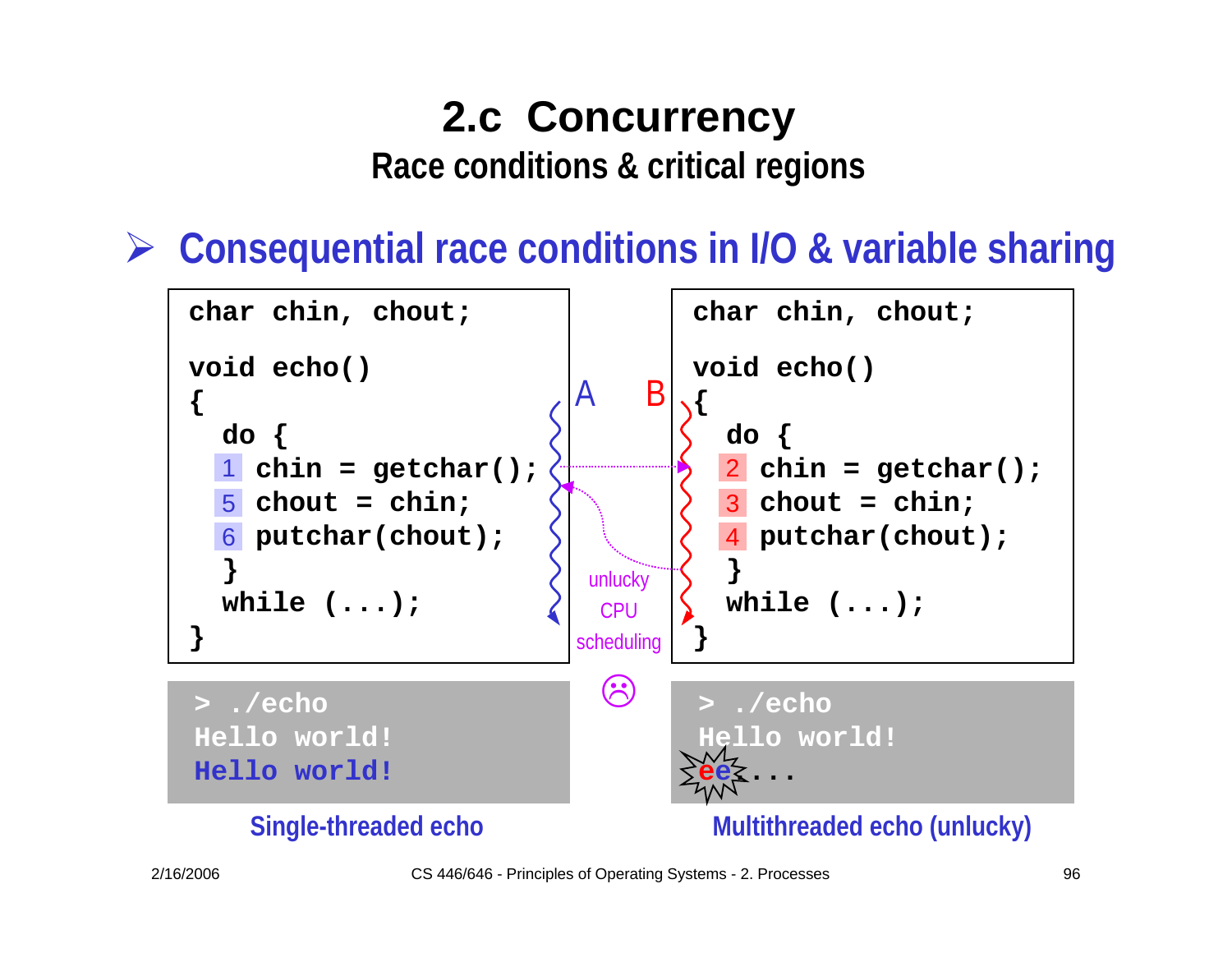# 2.c Concurrency

## Race conditions & critical regions

- **Consequential race conditions in I/O & variable sharing**

```
char chin, chout;

void echo()
{
  do {
  1 chin = getchar();
  5 chout = chin;
  6 putchar(chout);
  }
  while (...);
}
```

A B

unlucky CPU scheduling ☹

```
char chin, chout;

void echo()
{
  do {
  2 chin = getchar();
  3 chout = chin;
  4 putchar(chout);
  }
  while (...);
}
```

```
> ./echo
Hello world!
Hello world!
```

Single-threaded echo

```
> ./echo
Hello world!
ee....
```

Multithreaded echo (unlucky)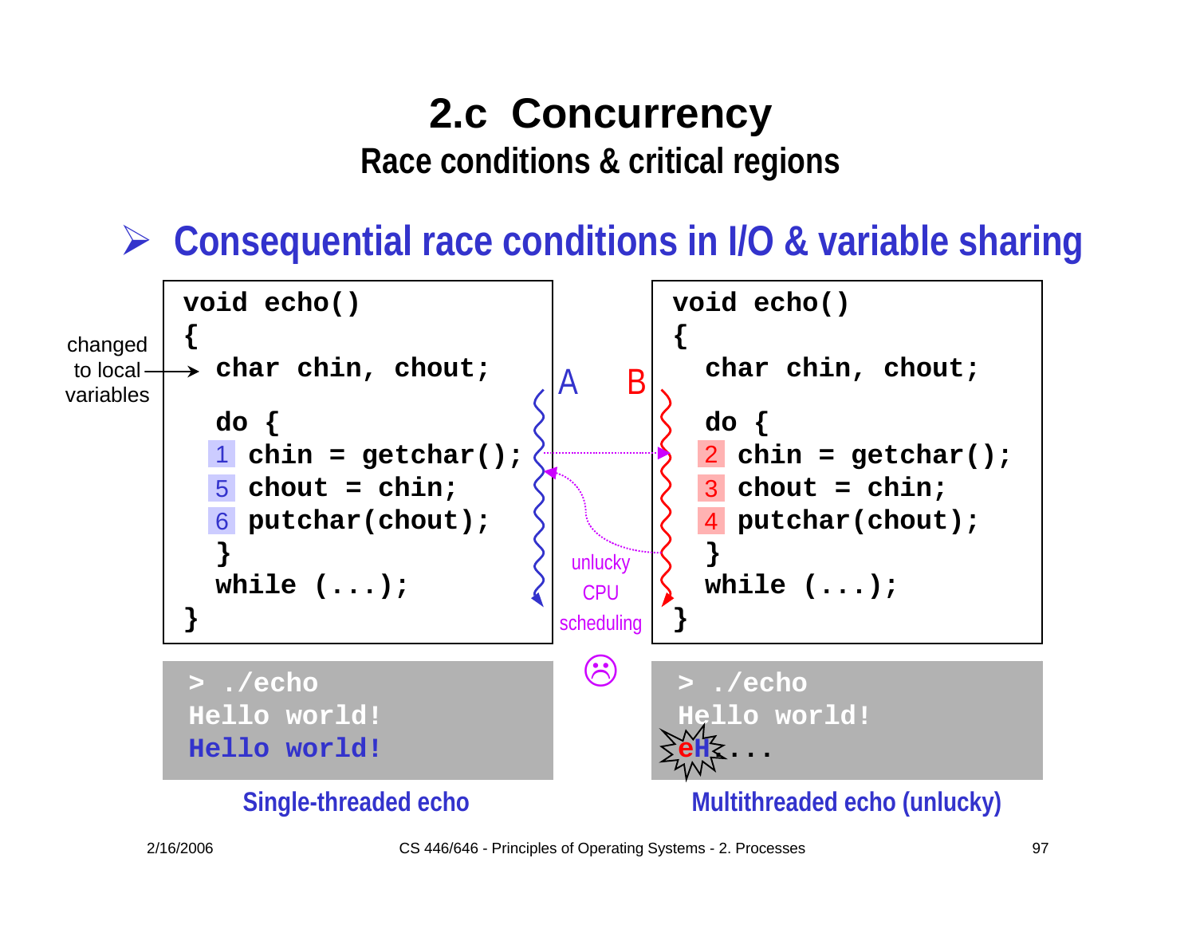# 2.c Concurrency

## Race conditions & critical regions

- **Consequential race conditions in I/O & variable sharing**

changed to local variables → `char chin, chout;`

**A**

```
void echo()
{
  char chin, chout;
  do {
  1  chin = getchar();
  5  chout = chin;
  6  putchar(chout);
  }
  while (...);
}
```

**B**

```
void echo()
{
  char chin, chout;
  do {
  2  chin = getchar();
  3  chout = chin;
  4  putchar(chout);
  }
  while (...);
}
```

unlucky CPU scheduling ☹

```
> ./echo
Hello world!
Hello world!
```

**Single-threaded echo**

```
> ./echo
Hello world!
eH...
```

**Multithreaded echo (unlucky)**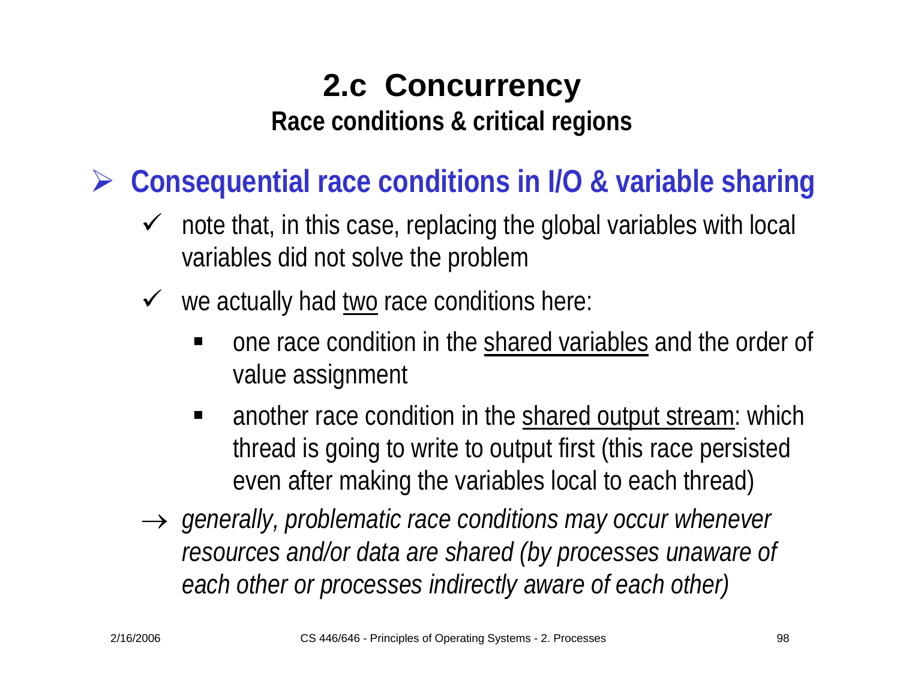# 2.c Concurrency

## Race conditions & critical regions

- **Consequential race conditions in I/O & variable sharing**
  - ✓ note that, in this case, replacing the global variables with local variables did not solve the problem
  - ✓ we actually had <u>two</u> race conditions here:
    - one race condition in the <u>shared variables</u> and the order of value assignment
    - another race condition in the <u>shared output stream</u>: which thread is going to write to output first (this race persisted even after making the variables local to each thread)
  - → *generally, problematic race conditions may occur whenever resources and/or data are shared (by processes unaware of each other or processes indirectly aware of each other)*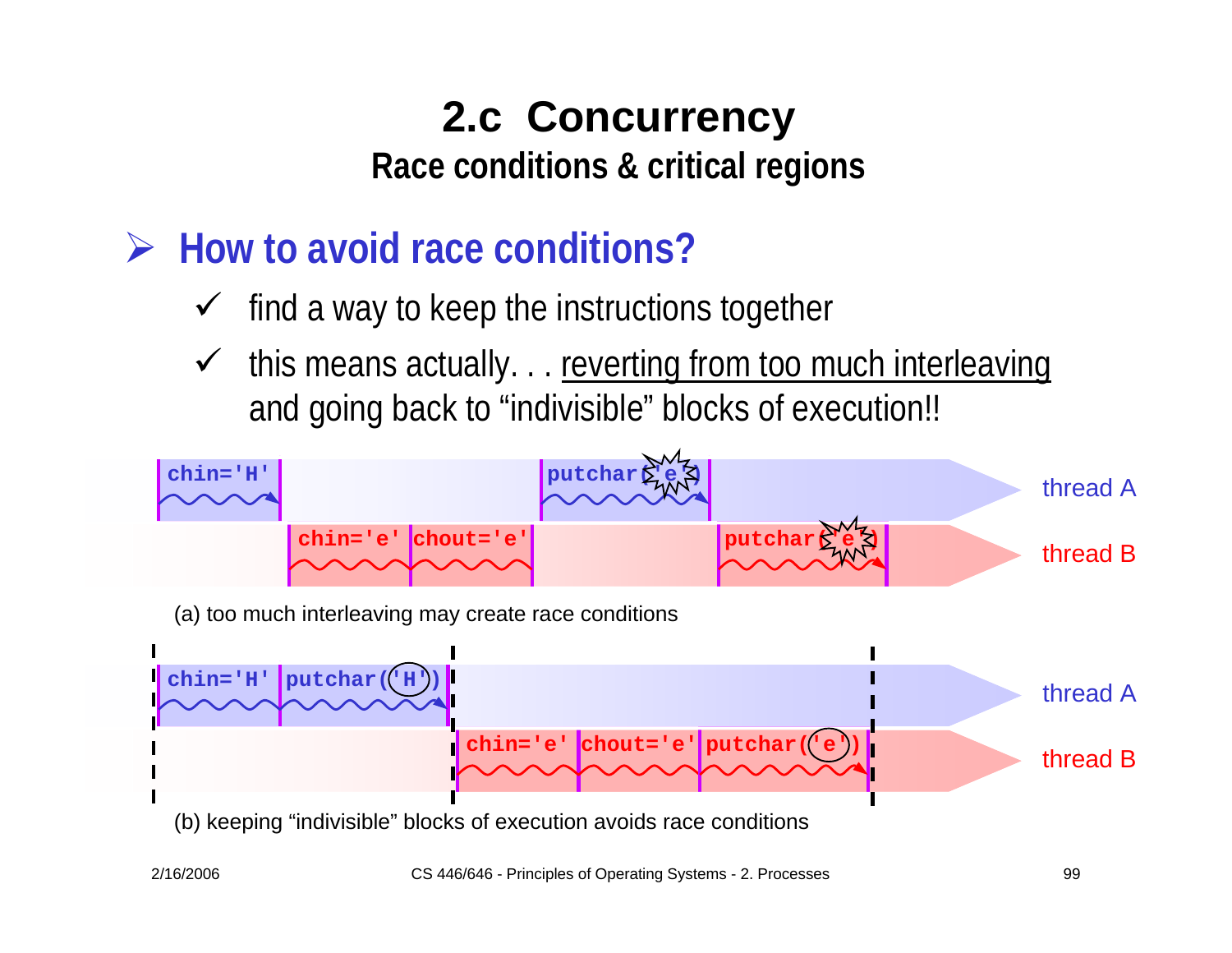# 2.c Concurrency

## Race conditions & critical regions

### How to avoid race conditions?

- ✓ find a way to keep the instructions together
- ✓ this means actually. . . reverting from too much interleaving and going back to "indivisible" blocks of execution!!

thread A: chin='H' | putchar('e')

thread B: chin='e' | chout='e' | putchar('e')

(a) too much interleaving may create race conditions

thread A: chin='H' | putchar('H')

thread B: chin='e' | chout='e' | putchar('e')

(b) keeping "indivisible" blocks of execution avoids race conditions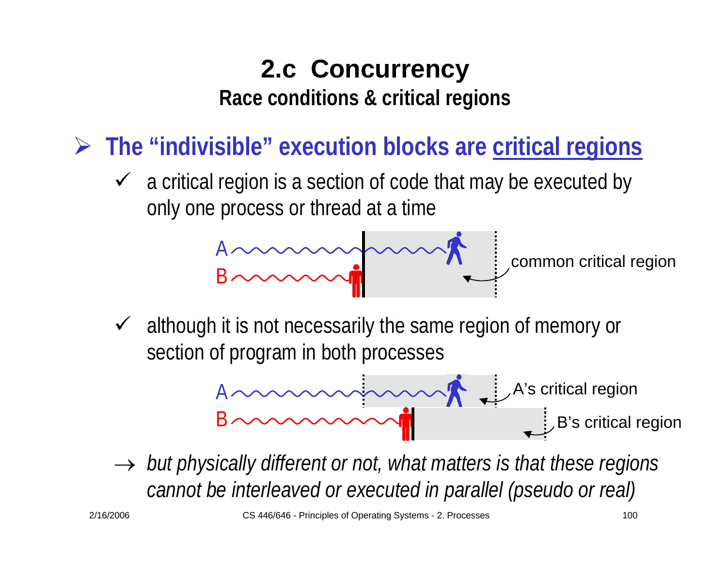# 2.c Concurrency

## Race conditions & critical regions

- **The "indivisible" execution blocks are critical regions**
  - ✓ a critical region is a section of code that may be executed by only one process or thread at a time

A

B

common critical region

  - ✓ although it is not necessarily the same region of memory or section of program in both processes

A

B

A's critical region

B's critical region

→ *but physically different or not, what matters is that these regions cannot be interleaved or executed in parallel (pseudo or real)*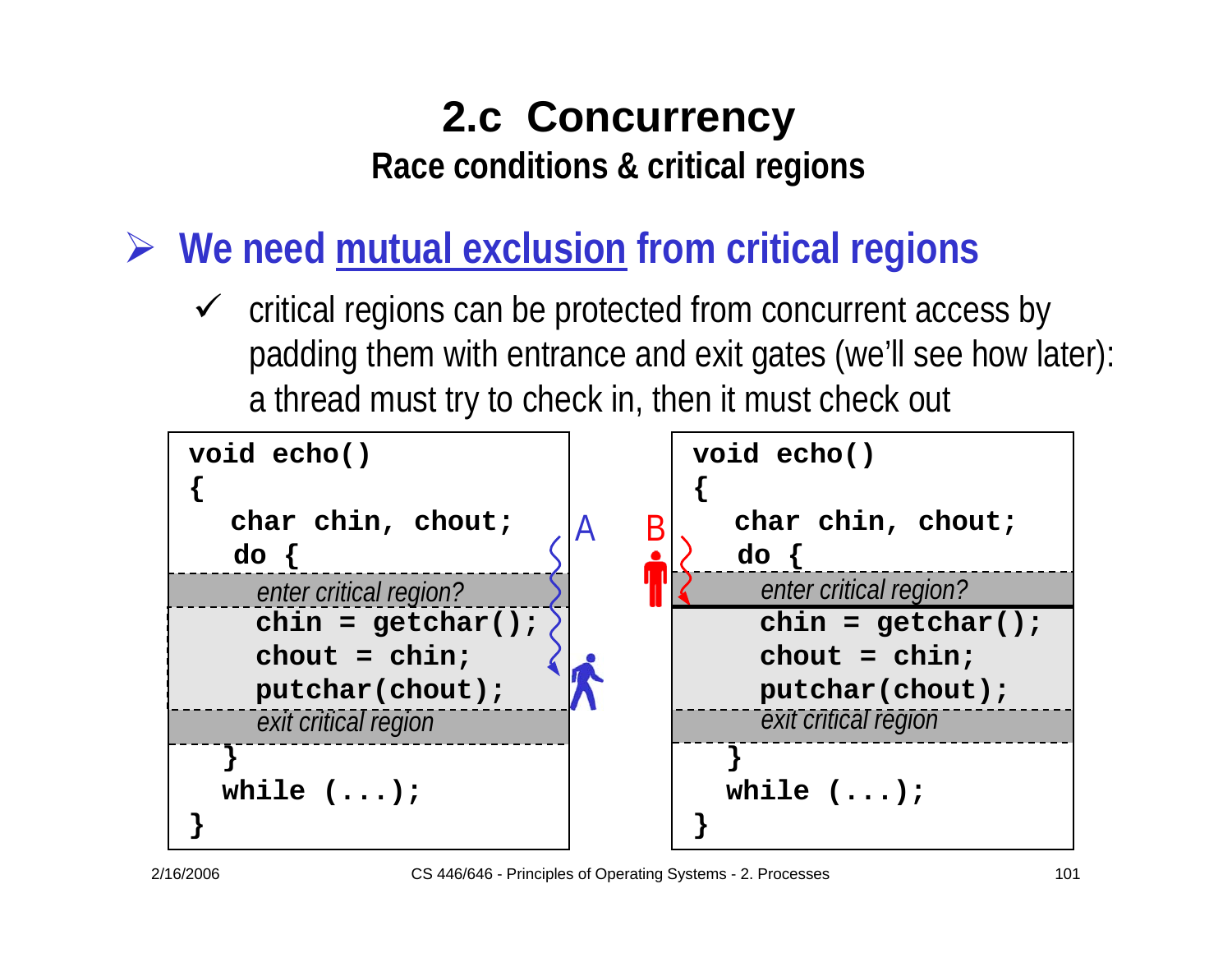# 2.c Concurrency

## Race conditions & critical regions

- **We need mutual exclusion from critical regions**
  - ✓ critical regions can be protected from concurrent access by padding them with entrance and exit gates (we'll see how later): a thread must try to check in, then it must check out

A

```
void echo()
{
   char chin, chout;
   do {
      enter critical region?
      chin = getchar();
      chout = chin;
      putchar(chout);
      exit critical region
   }
   while (...);
}
```

B

```
void echo()
{
   char chin, chout;
   do {
      enter critical region?
      chin = getchar();
      chout = chin;
      putchar(chout);
      exit critical region
   }
   while (...);
}
```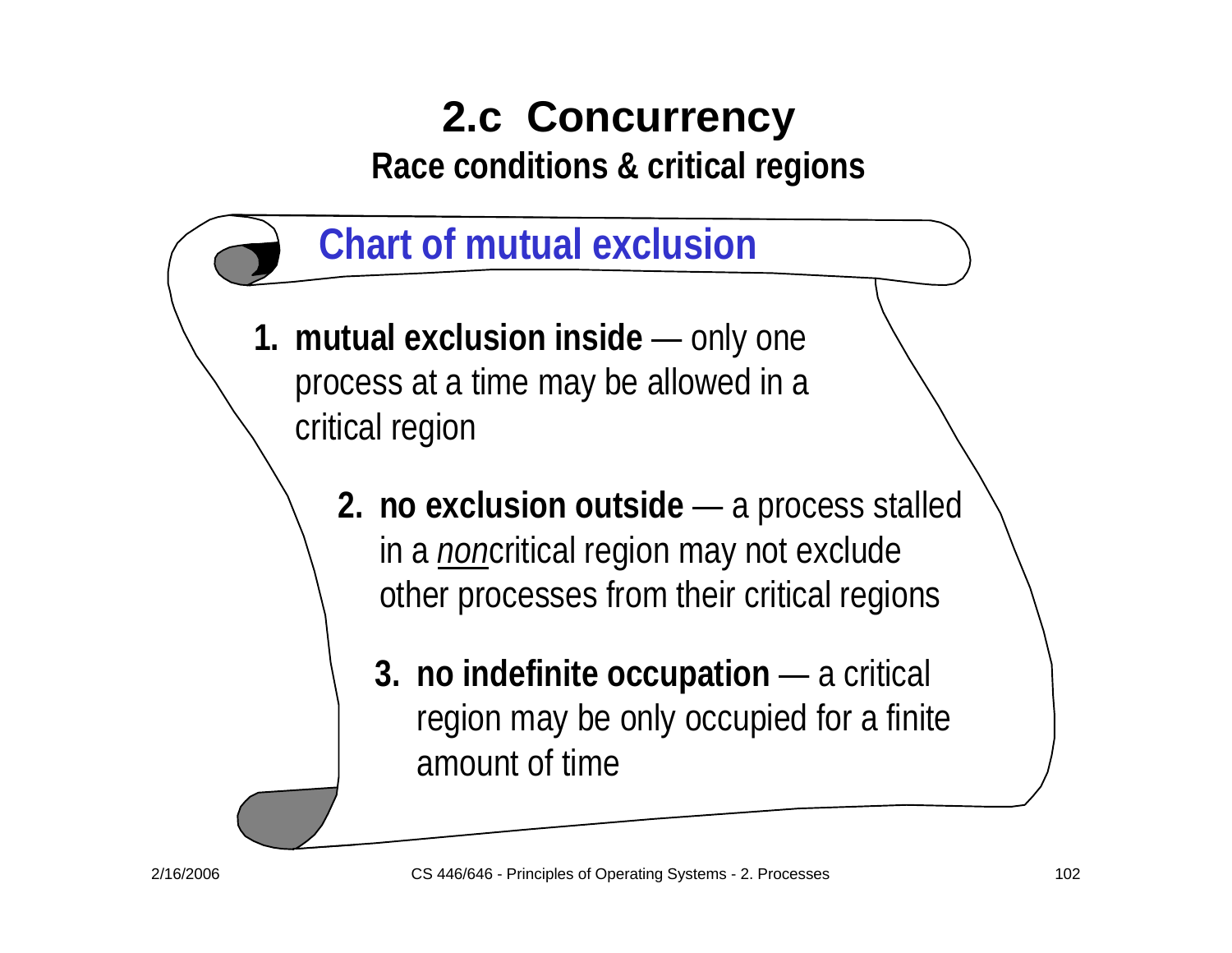# 2.c Concurrency

## Race conditions & critical regions

### Chart of mutual exclusion

1. **mutual exclusion inside** — only one process at a time may be allowed in a critical region
2. **no exclusion outside** — a process stalled in a *non*critical region may not exclude other processes from their critical regions
3. **no indefinite occupation** — a critical region may be only occupied for a finite amount of time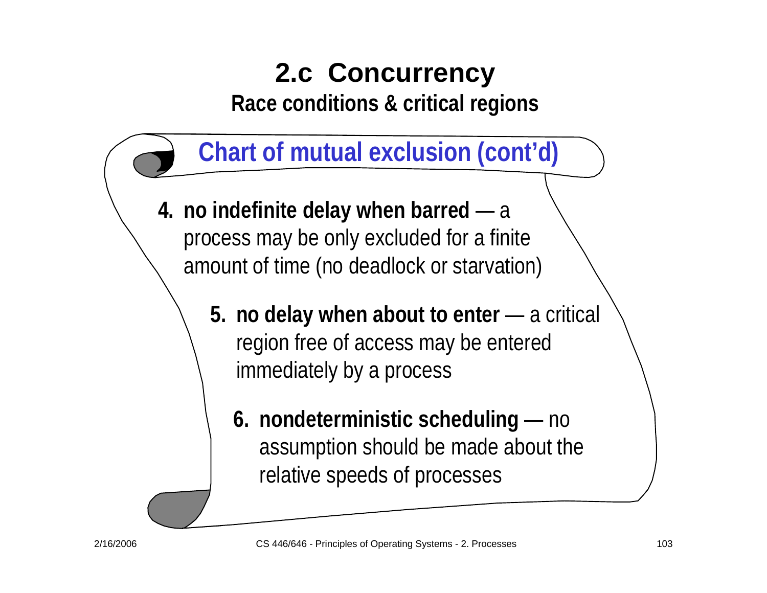# 2.c Concurrency

## Race conditions & critical regions

### Chart of mutual exclusion (cont'd)

4. **no indefinite delay when barred** — a process may be only excluded for a finite amount of time (no deadlock or starvation)

5. **no delay when about to enter** — a critical region free of access may be entered immediately by a process

6. **nondeterministic scheduling** — no assumption should be made about the relative speeds of processes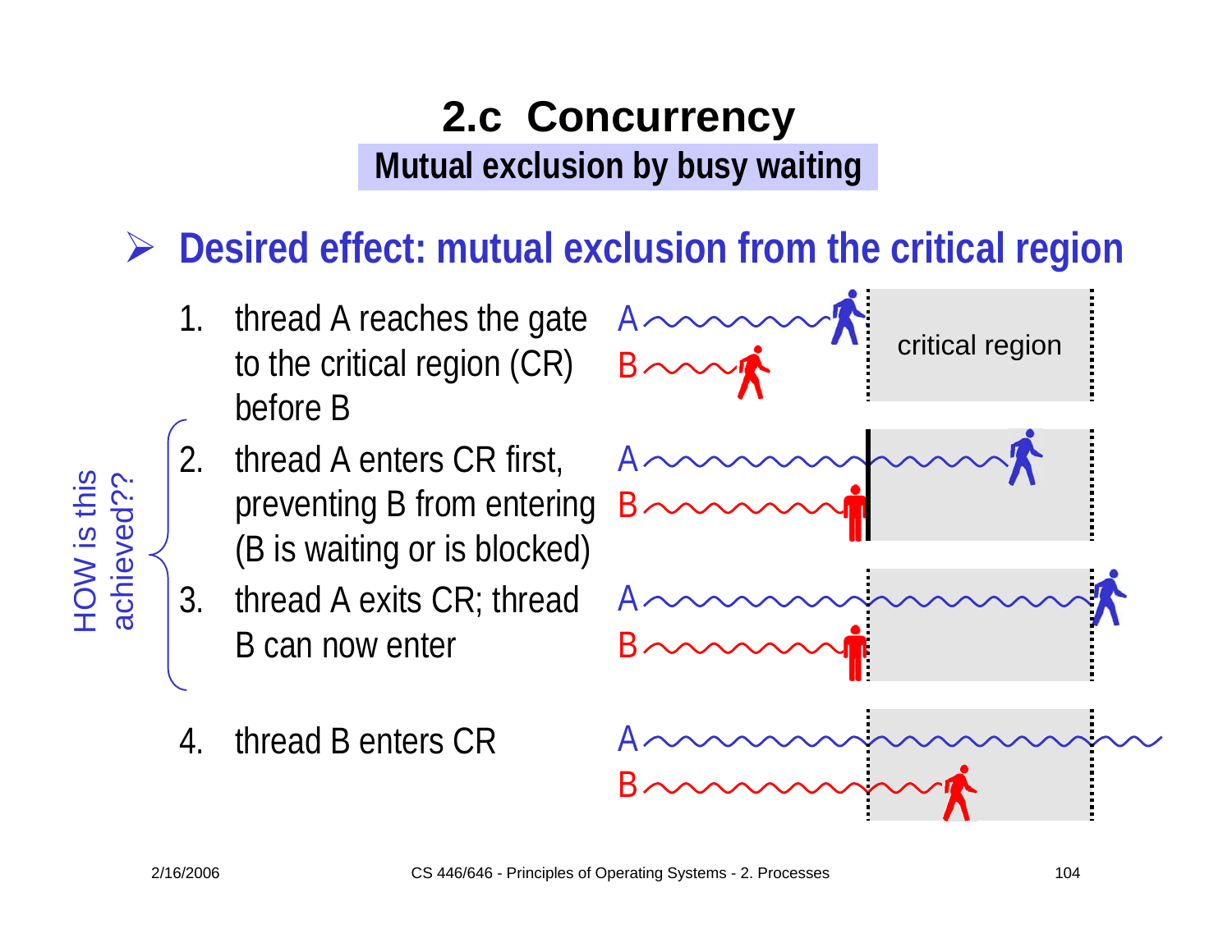# 2.c Concurrency

## Mutual exclusion by busy waiting

- **Desired effect: mutual exclusion from the critical region**

1. thread A reaches the gate to the critical region (CR) before B
2. thread A enters CR first, preventing B from entering (B is waiting or is blocked)
3. thread A exits CR; thread B can now enter
4. thread B enters CR

HOW is this achieved?? (steps 2–3)

critical region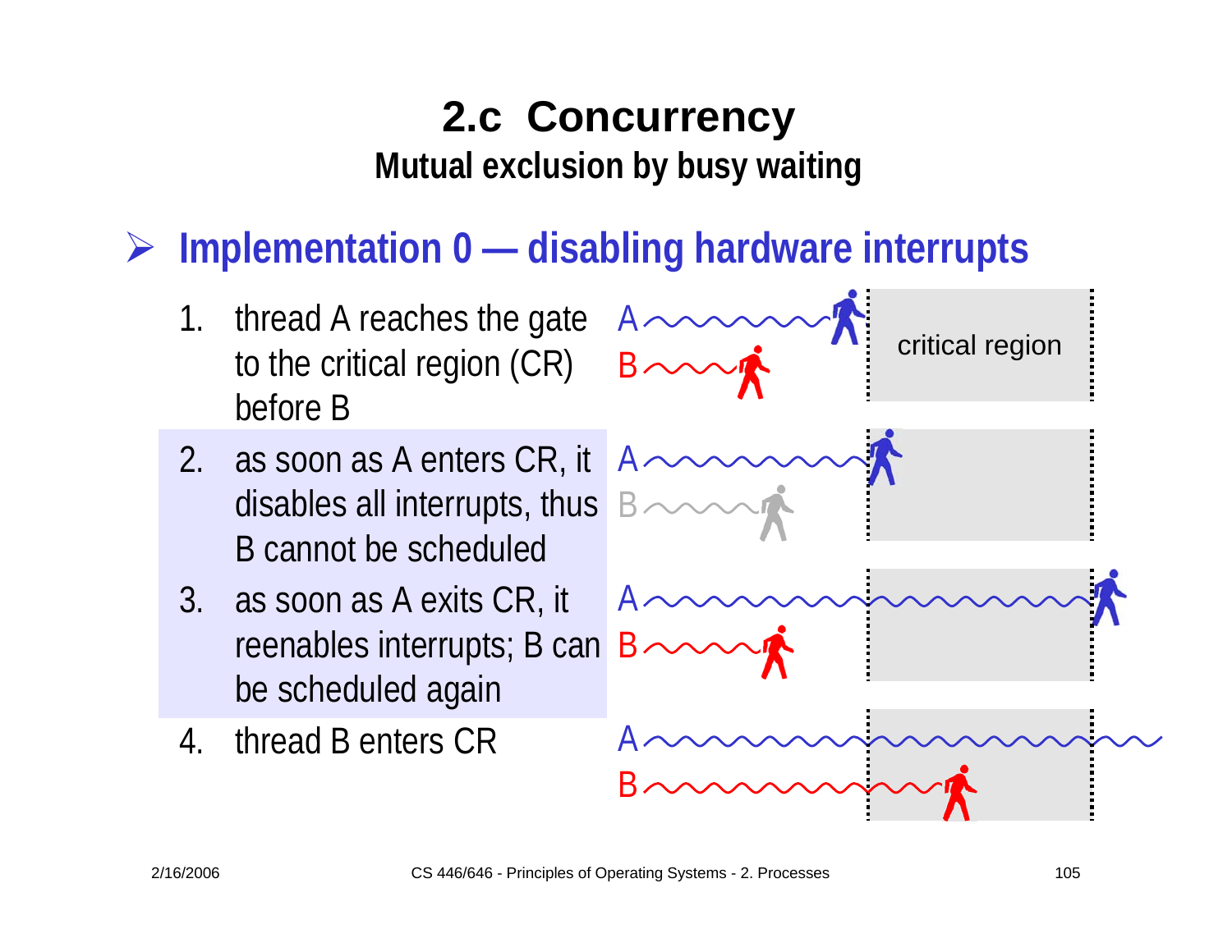# 2.c Concurrency

## Mutual exclusion by busy waiting

- **Implementation 0 — disabling hardware interrupts**

1. thread A reaches the gate to the critical region (CR) before B
2. as soon as A enters CR, it disables all interrupts, thus B cannot be scheduled
3. as soon as A exits CR, it reenables interrupts; B can be scheduled again
4. thread B enters CR

critical region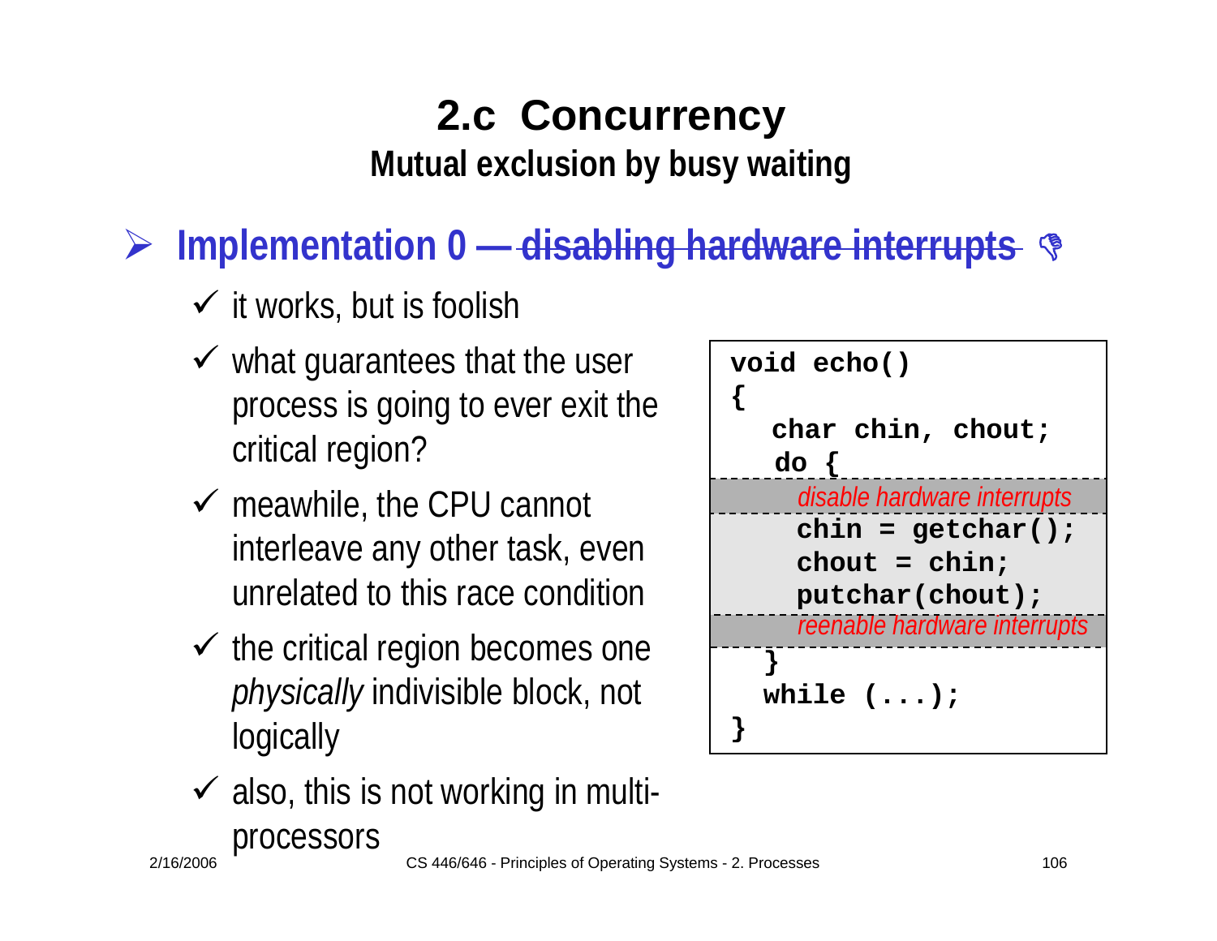# 2.c Concurrency

## Mutual exclusion by busy waiting

- **Implementation 0 — ~~disabling hardware interrupts~~** 👎
  - ✓ it works, but is foolish
  - ✓ what guarantees that the user process is going to ever exit the critical region?
  - ✓ meawhile, the CPU cannot interleave any other task, even unrelated to this race condition
  - ✓ the critical region becomes one *physically* indivisible block, not logically
  - ✓ also, this is not working in multi-processors

```
void echo()
{
   char chin, chout;
   do {
      disable hardware interrupts
      chin = getchar();
      chout = chin;
      putchar(chout);
      reenable hardware interrupts
   }
   while (...);
}
```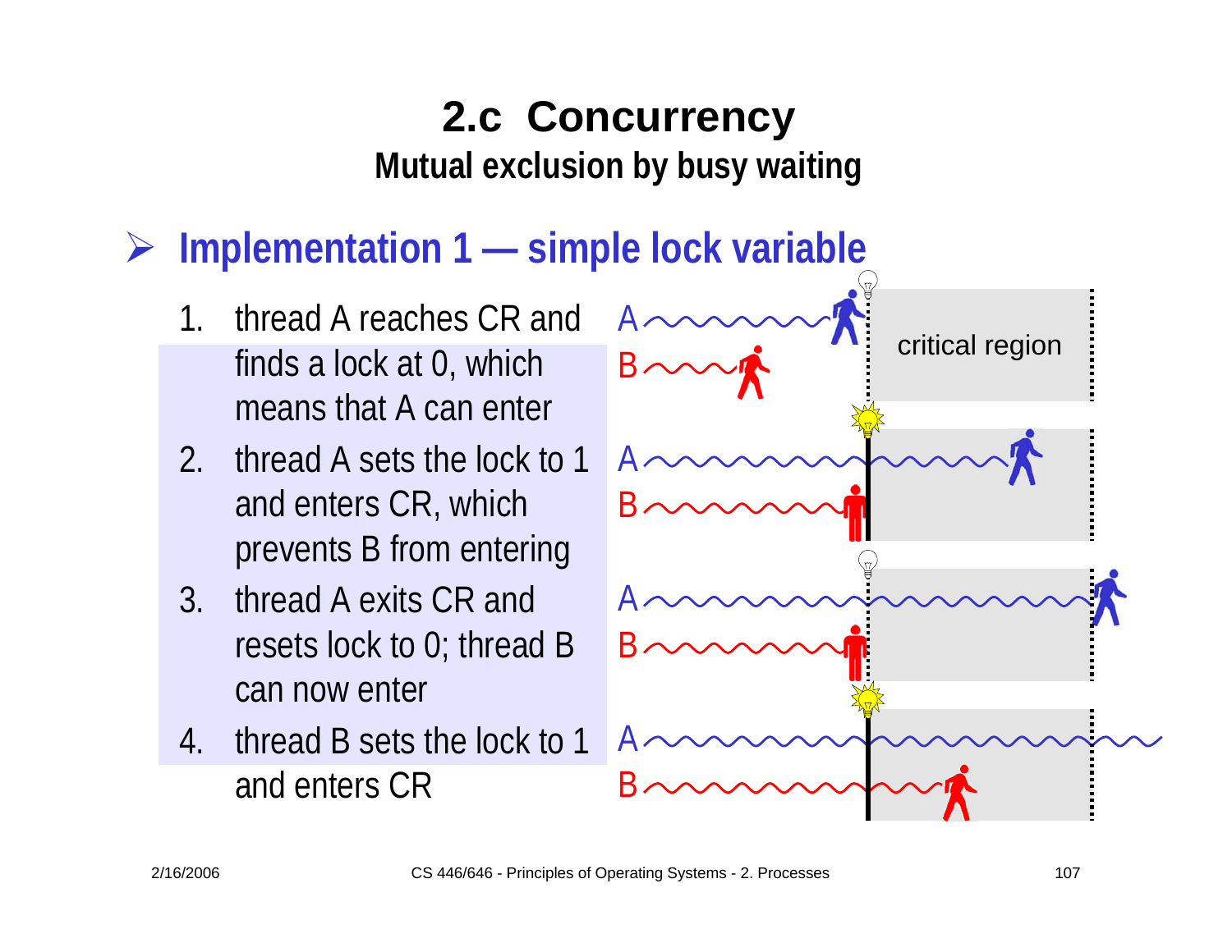# 2.c Concurrency

## Mutual exclusion by busy waiting

- **Implementation 1 — simple lock variable**

1. thread A reaches CR and finds a lock at 0, which means that A can enter
2. thread A sets the lock to 1 and enters CR, which prevents B from entering
3. thread A exits CR and resets lock to 0; thread B can now enter
4. thread B sets the lock to 1 and enters CR

A
B
critical region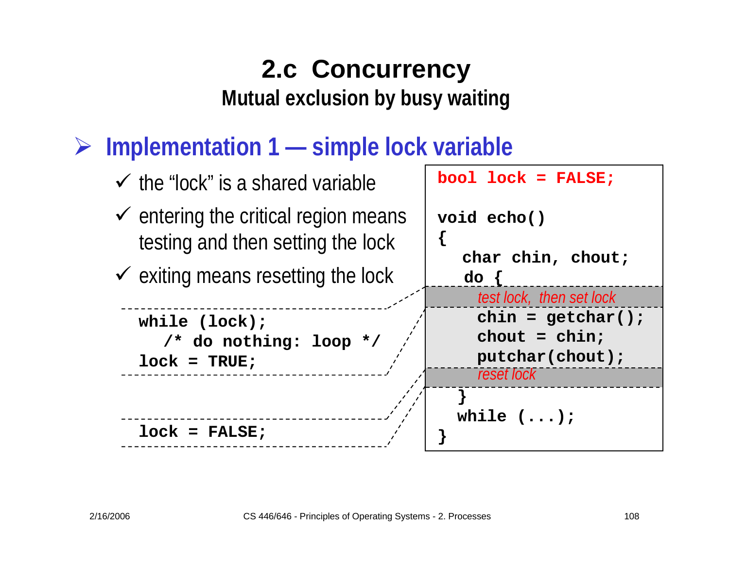# 2.c Concurrency

## Mutual exclusion by busy waiting

### Implementation 1 — simple lock variable

- the "lock" is a shared variable
- entering the critical region means testing and then setting the lock
- exiting means resetting the lock

```
while (lock);
   /* do nothing: loop */
lock = TRUE;
```

```
lock = FALSE;
```

```
bool lock = FALSE;

void echo()
{
   char chin, chout;
   do {
      test lock, then set lock
      chin = getchar();
      chout = chin;
      putchar(chout);
      reset lock
   }
   while (...);
}
```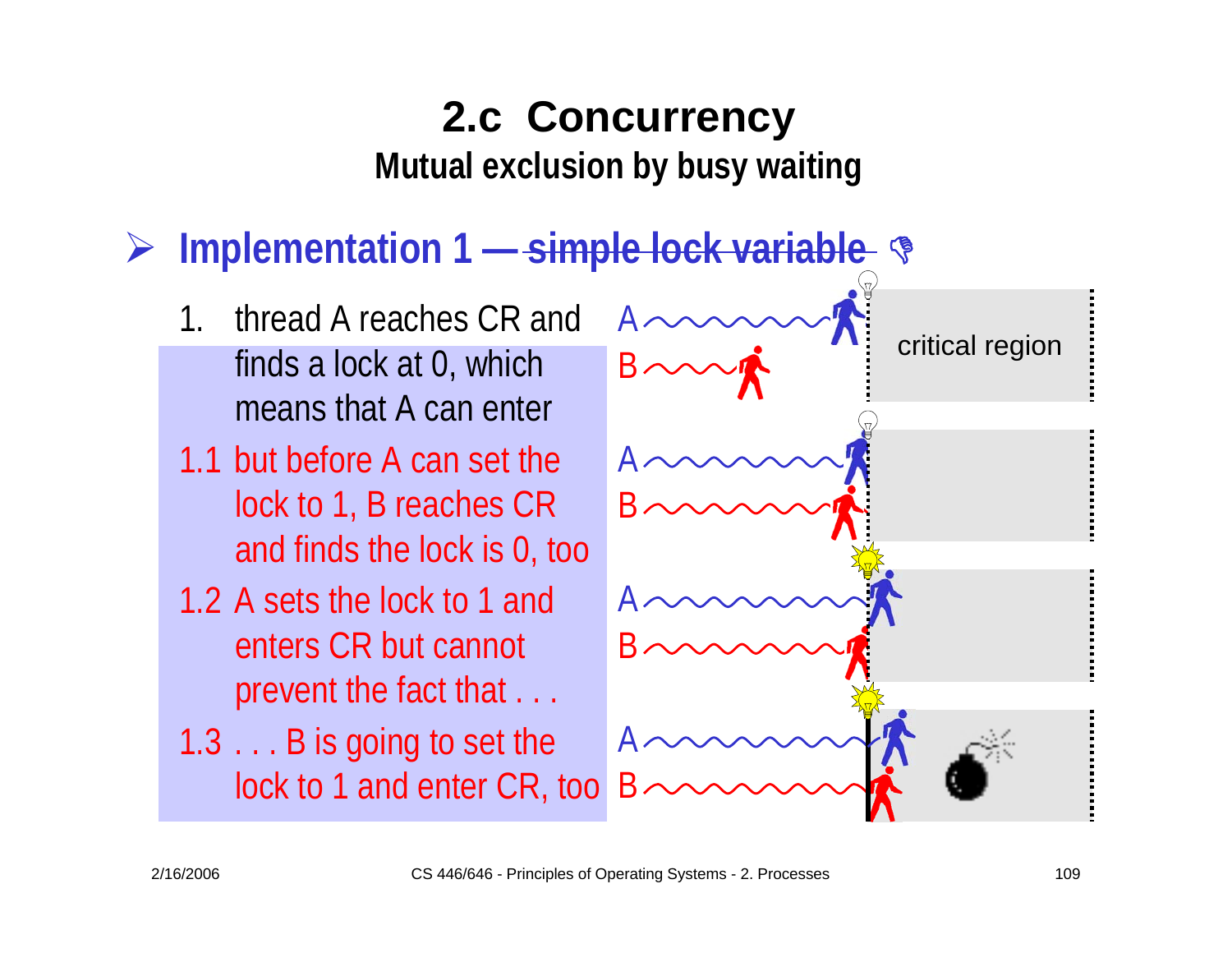# 2.c Concurrency

## Mutual exclusion by busy waiting

- **Implementation 1 — ~~simple lock variable~~**

1. thread A reaches CR and finds a lock at 0, which means that A can enter

1.1 but before A can set the lock to 1, B reaches CR and finds the lock is 0, too

1.2 A sets the lock to 1 and enters CR but cannot prevent the fact that . . .

1.3 . . . B is going to set the lock to 1 and enter CR, too

A
B

critical region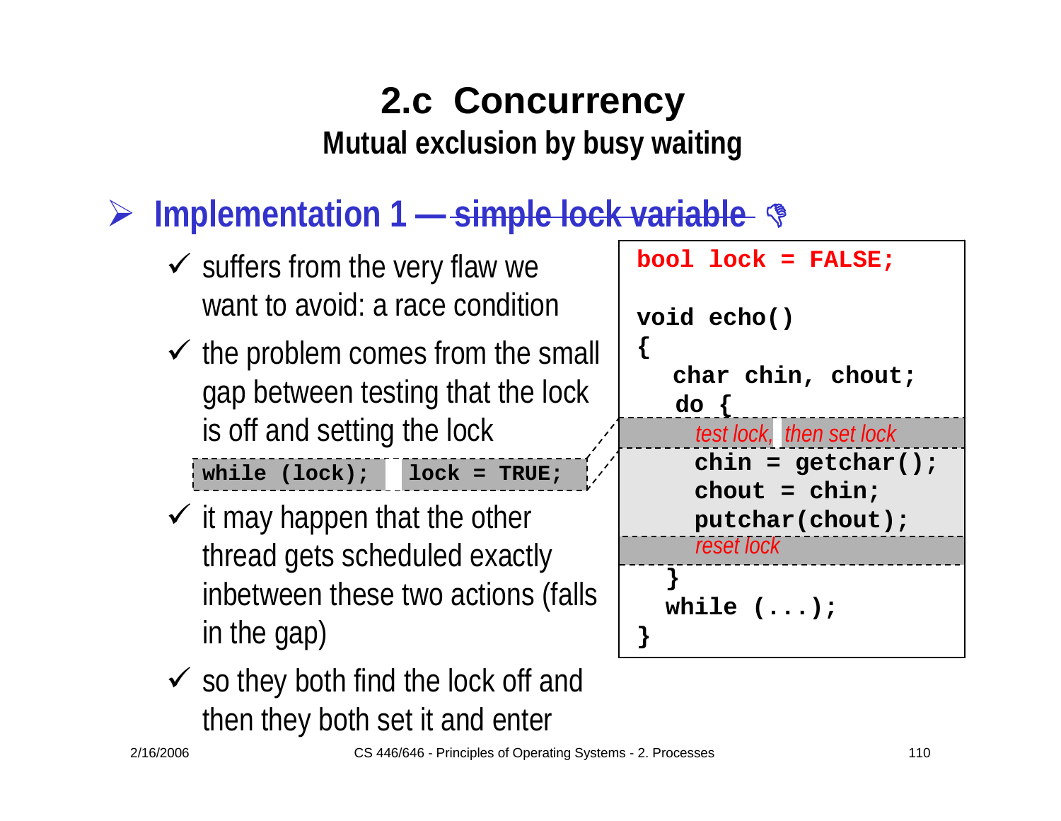# 2.c Concurrency

## Mutual exclusion by busy waiting

- **Implementation 1 — ~~simple lock variable~~** 👎
  - ✓ suffers from the very flaw we want to avoid: a race condition
  - ✓ the problem comes from the small gap between testing that the lock is off and setting the lock

    ```
    while (lock);    lock = TRUE;
    ```

  - ✓ it may happen that the other thread gets scheduled exactly inbetween these two actions (falls in the gap)
  - ✓ so they both find the lock off and then they both set it and enter

```
bool lock = FALSE;

void echo()
{
   char chin, chout;
   do {
      test lock, then set lock
      chin = getchar();
      chout = chin;
      putchar(chout);
      reset lock
   }
   while (...);
}
```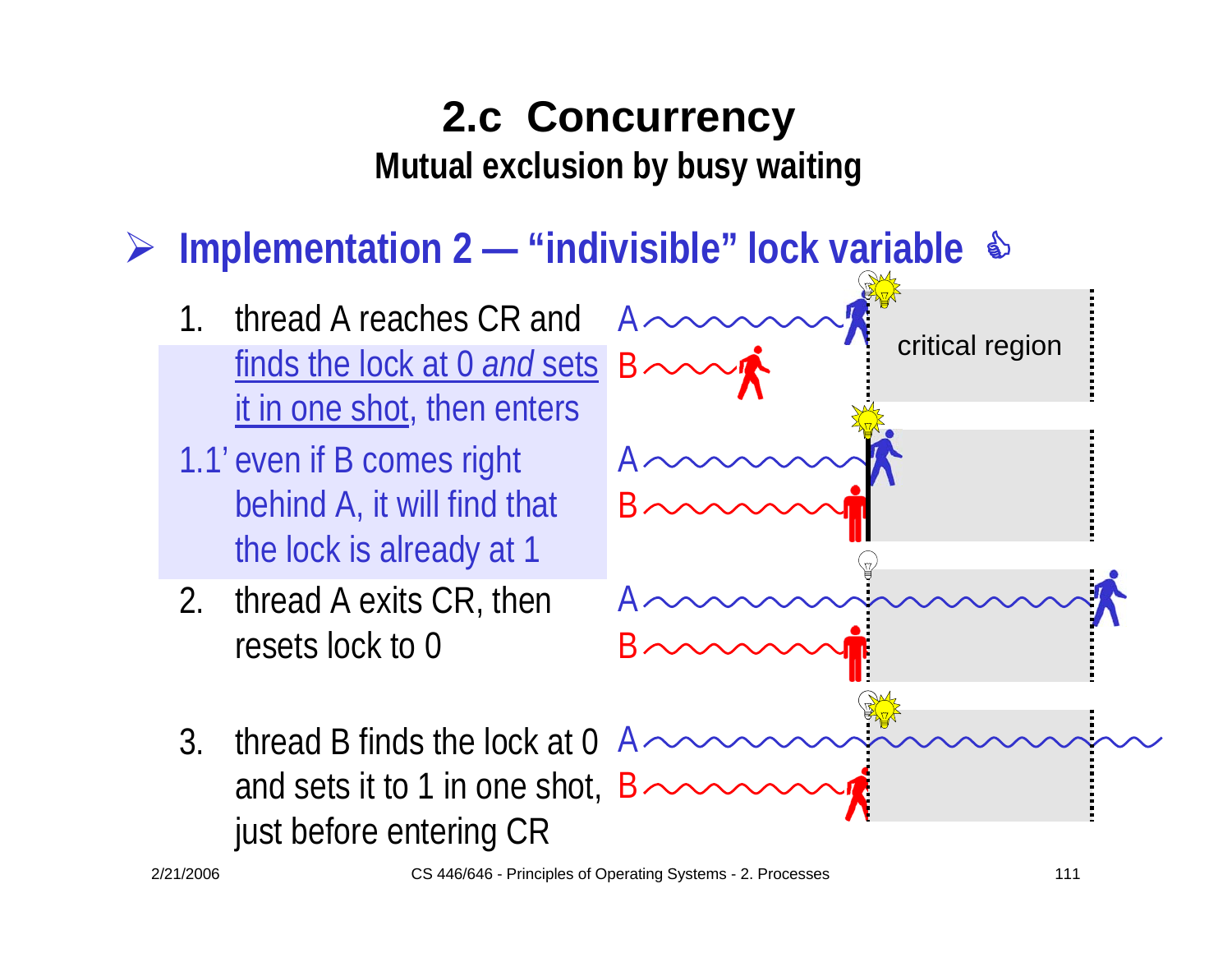# 2.c Concurrency

## Mutual exclusion by busy waiting

- **Implementation 2 — "indivisible" lock variable**

  1. thread A reaches CR and finds the lock at 0 *and* sets it in one shot, then enters

  1.1' even if B comes right behind A, it will find that the lock is already at 1

  2. thread A exits CR, then resets lock to 0

  3. thread B finds the lock at 0 and sets it to 1 in one shot, just before entering CR

A
B
critical region
A
B
A
B
A
B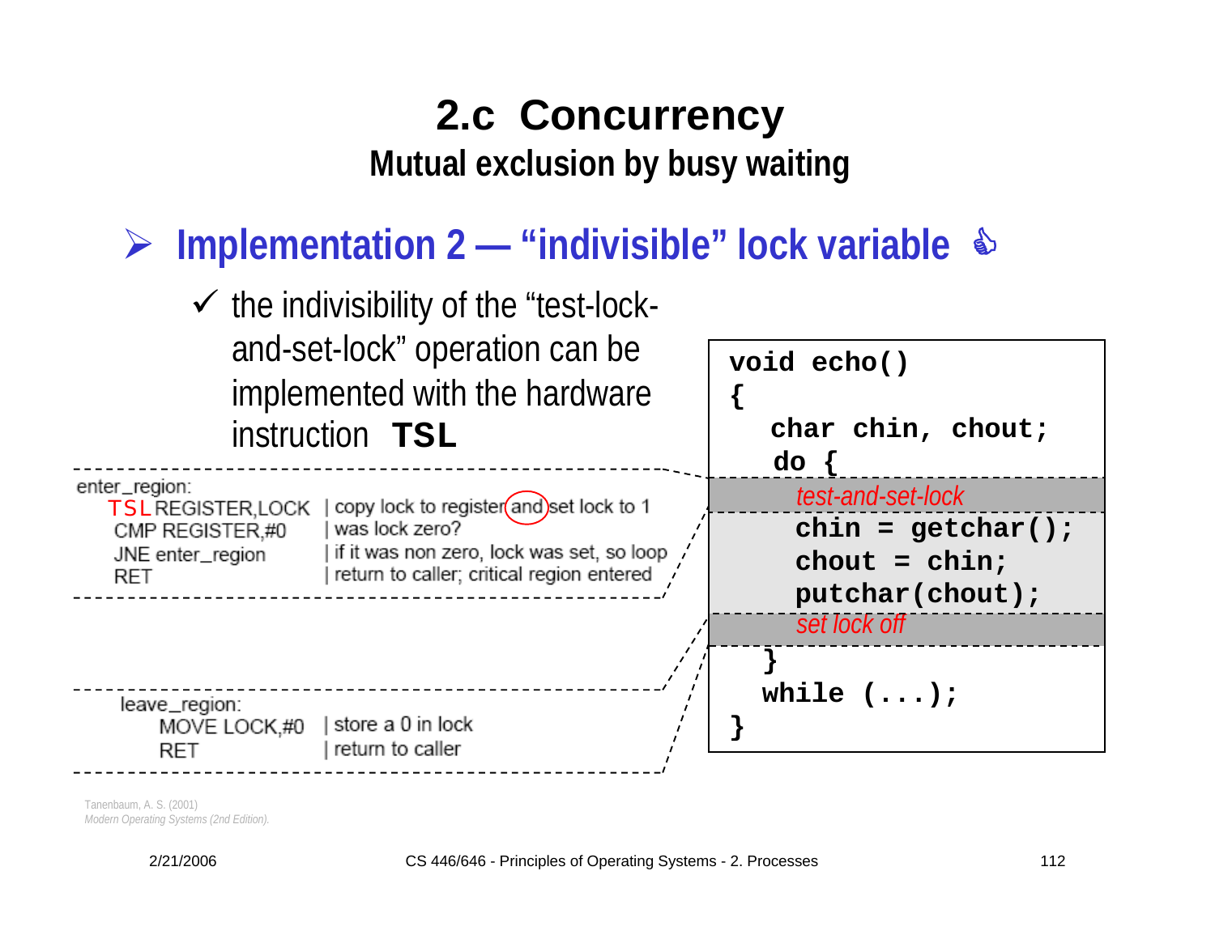# 2.c Concurrency

## Mutual exclusion by busy waiting

### ➢ Implementation 2 — "indivisible" lock variable

✓ the indivisibility of the "test-lock-and-set-lock" operation can be implemented with the hardware instruction **TSL**

```
enter_region:
    TSL REGISTER,LOCK    | copy lock to register and set lock to 1
    CMP REGISTER,#0      | was lock zero?
    JNE enter_region     | if it was non zero, lock was set, so loop
    RET                  | return to caller; critical region entered
```

```
leave_region:
    MOVE LOCK,#0         | store a 0 in lock
    RET                  | return to caller
```

```
void echo()
{
  char chin, chout;
  do {
     test-and-set-lock
     chin = getchar();
     chout = chin;
     putchar(chout);
     set lock off
  }
  while (...);
}
```

Tanenbaum, A. S. (2001)
*Modern Operating Systems (2nd Edition).*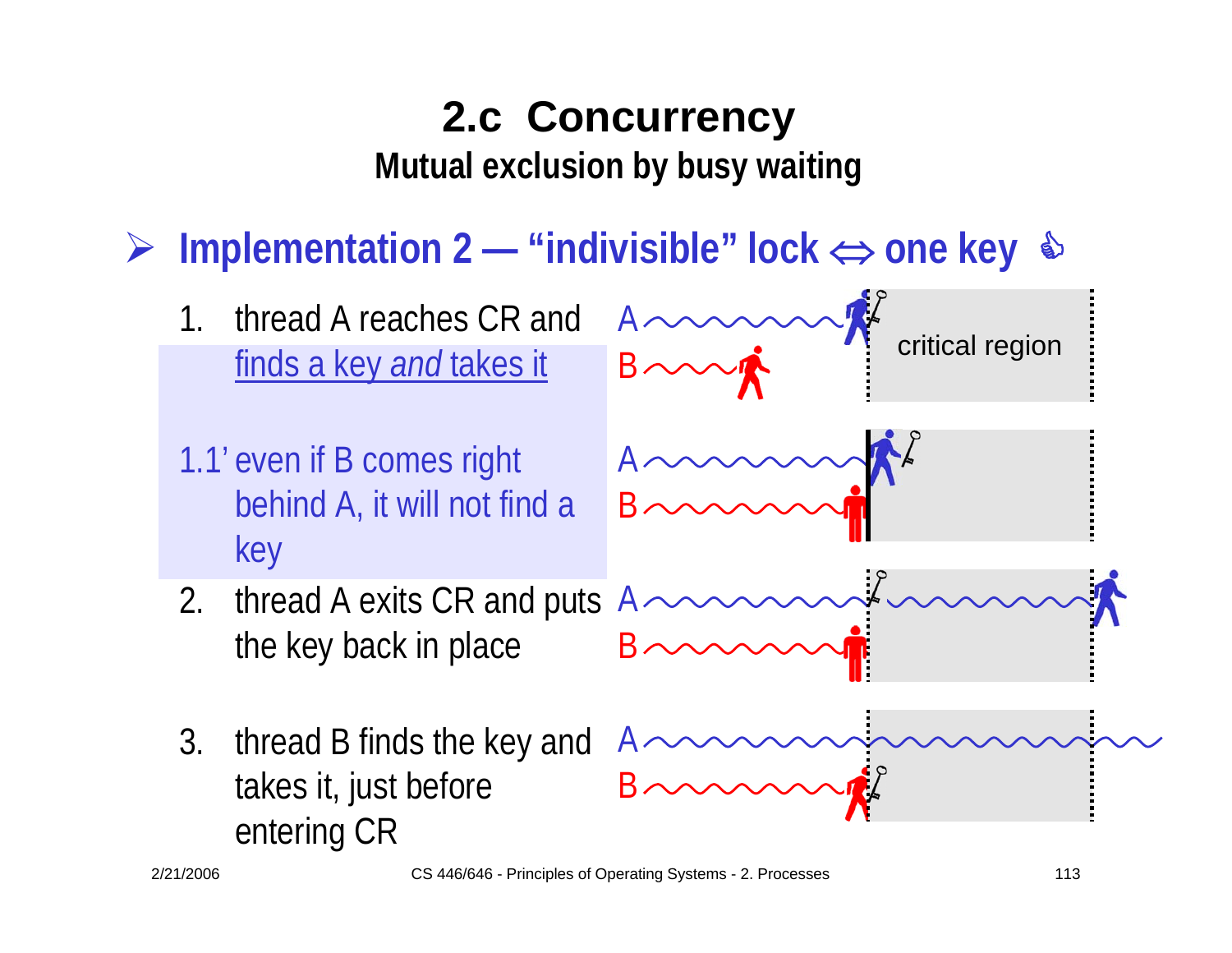# 2.c Concurrency

## Mutual exclusion by busy waiting

- **Implementation 2 — "indivisible" lock ⇔ one key**

1. thread A reaches CR and finds a key *and* takes it

1.1' even if B comes right behind A, it will not find a key

2. thread A exits CR and puts the key back in place

3. thread B finds the key and takes it, just before entering CR

A
B
critical region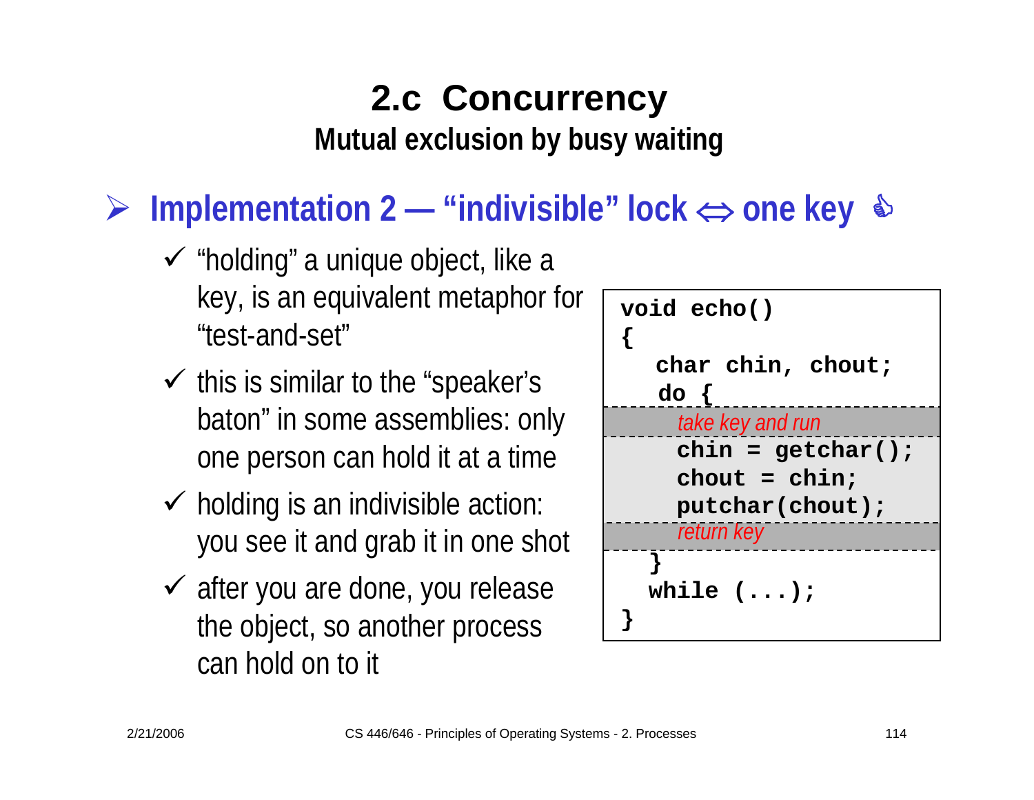# 2.c Concurrency

## Mutual exclusion by busy waiting

### Implementation 2 — "indivisible" lock ⇔ one key

- ✓ "holding" a unique object, like a key, is an equivalent metaphor for "test-and-set"
- ✓ this is similar to the "speaker's baton" in some assemblies: only one person can hold it at a time
- ✓ holding is an indivisible action: you see it and grab it in one shot
- ✓ after you are done, you release the object, so another process can hold on to it

```
void echo()
{
   char chin, chout;
   do {
      take key and run
      chin = getchar();
      chout = chin;
      putchar(chout);
      return key
   }
   while (...);
}
```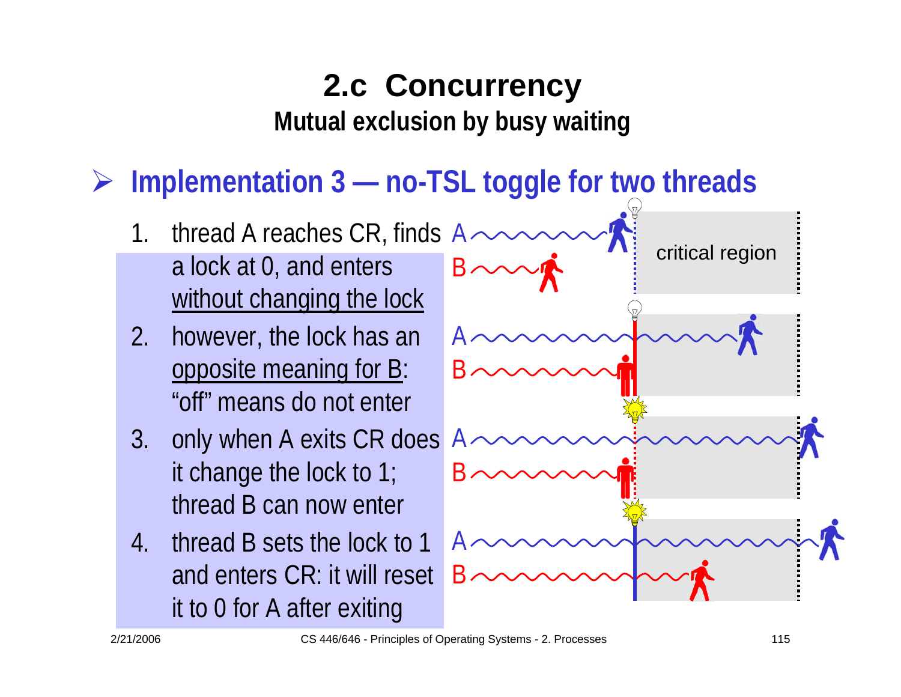# 2.c Concurrency

## Mutual exclusion by busy waiting

- **Implementation 3 — no-TSL toggle for two threads**

1. thread A reaches CR, finds a lock at 0, and enters without changing the lock
2. however, the lock has an opposite meaning for B: "off" means do not enter
3. only when A exits CR does it change the lock to 1; thread B can now enter
4. thread B sets the lock to 1 and enters CR: it will reset it to 0 for A after exiting

A
B
critical region
A
B
A
B
A
B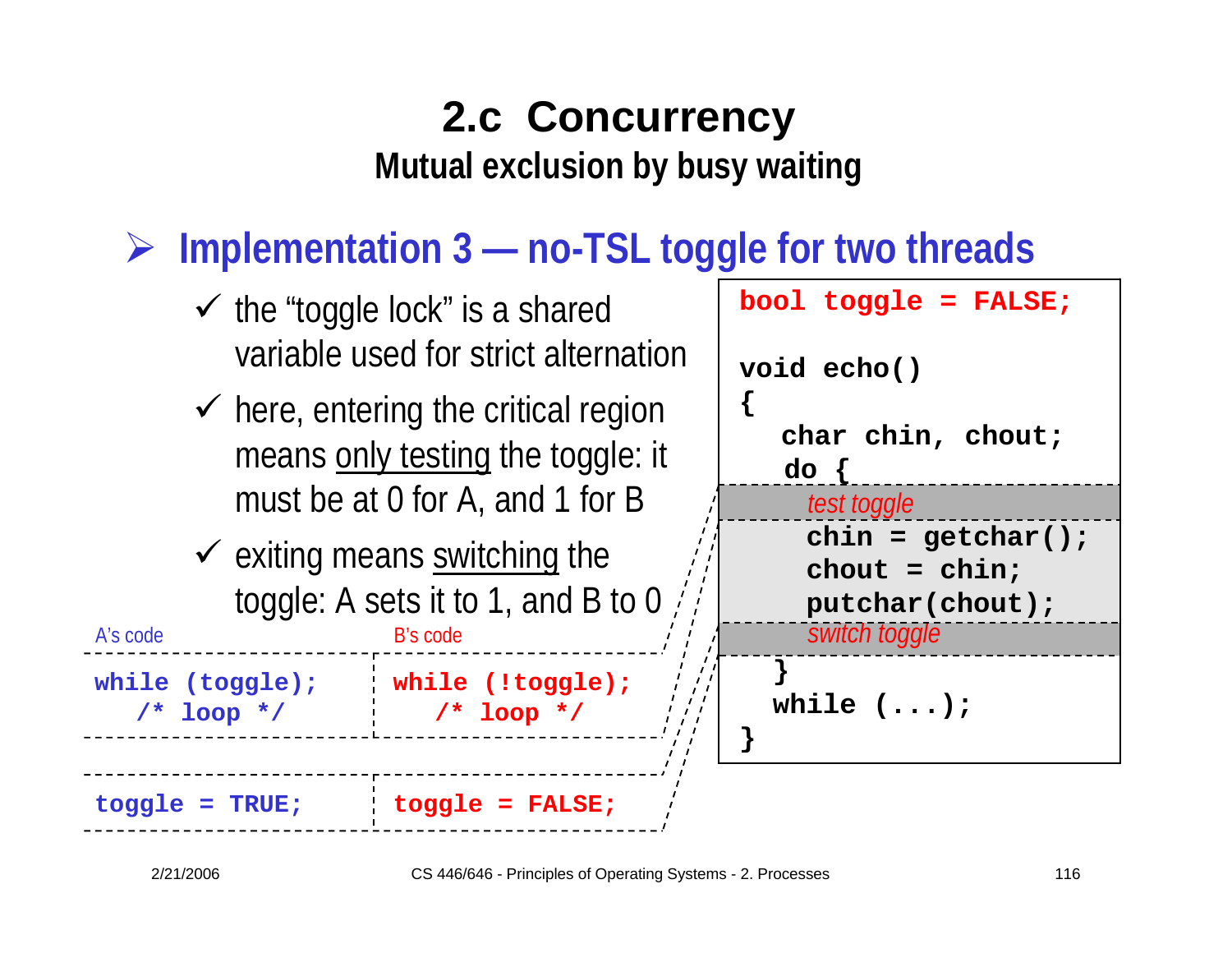# 2.c Concurrency

## Mutual exclusion by busy waiting

### ➢ Implementation 3 — no-TSL toggle for two threads

- ✓ the “toggle lock” is a shared variable used for strict alternation
- ✓ here, entering the critical region means <u>only testing</u> the toggle: it must be at 0 for A, and 1 for B
- ✓ exiting means <u>switching</u> the toggle: A sets it to 1, and B to 0

```
bool toggle = FALSE;

void echo()
{
    char chin, chout;
    do {
        test toggle
        chin = getchar();
        chout = chin;
        putchar(chout);
        switch toggle
    }
    while (...);
}
```

| A’s code | B’s code |
| --- | --- |
| `while (toggle);`<br>`/* loop */` | `while (!toggle);`<br>`/* loop */` |
| `toggle = TRUE;` | `toggle = FALSE;` |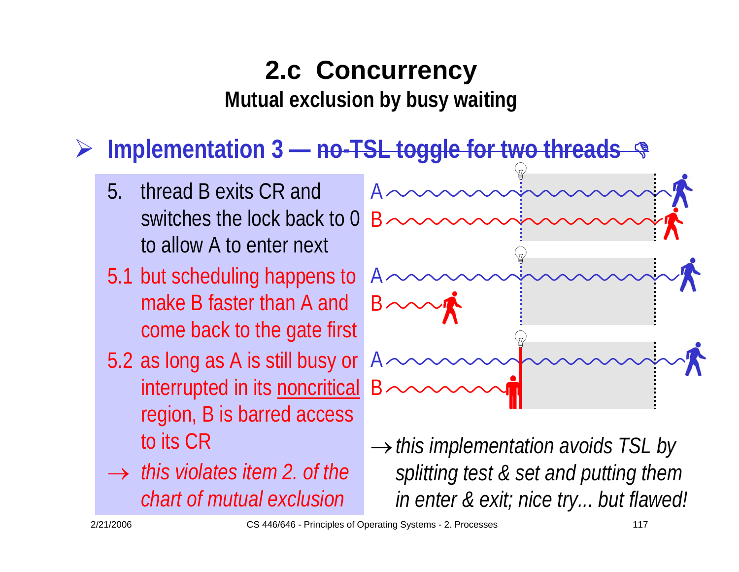# 2.c Concurrency

## Mutual exclusion by busy waiting

- **Implementation 3 — ~~no-TSL toggle for two threads~~**

5. thread B exits CR and switches the lock back to 0 to allow A to enter next

5.1 but scheduling happens to make B faster than A and come back to the gate first

5.2 as long as A is still busy or interrupted in its noncritical region, B is barred access to its CR

→ *this violates item 2. of the chart of mutual exclusion*

→ *this implementation avoids TSL by splitting test & set and putting them in enter & exit; nice try... but flawed!*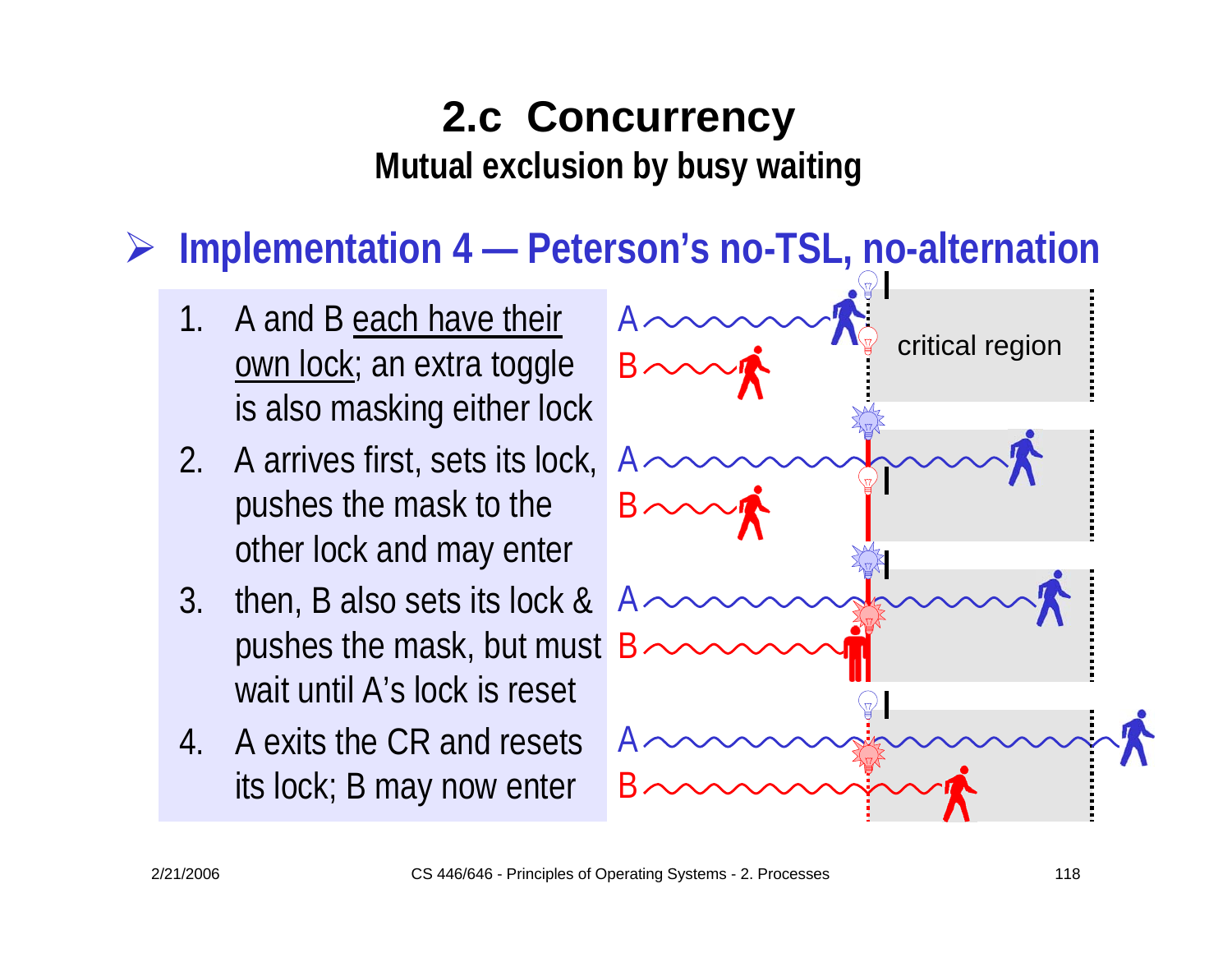# 2.c Concurrency

## Mutual exclusion by busy waiting

- **Implementation 4 — Peterson's no-TSL, no-alternation**

1. A and B each have their own lock; an extra toggle is also masking either lock
2. A arrives first, sets its lock, pushes the mask to the other lock and may enter
3. then, B also sets its lock & pushes the mask, but must wait until A's lock is reset
4. A exits the CR and resets its lock; B may now enter

A
B
critical region

A
B

A
B

A
B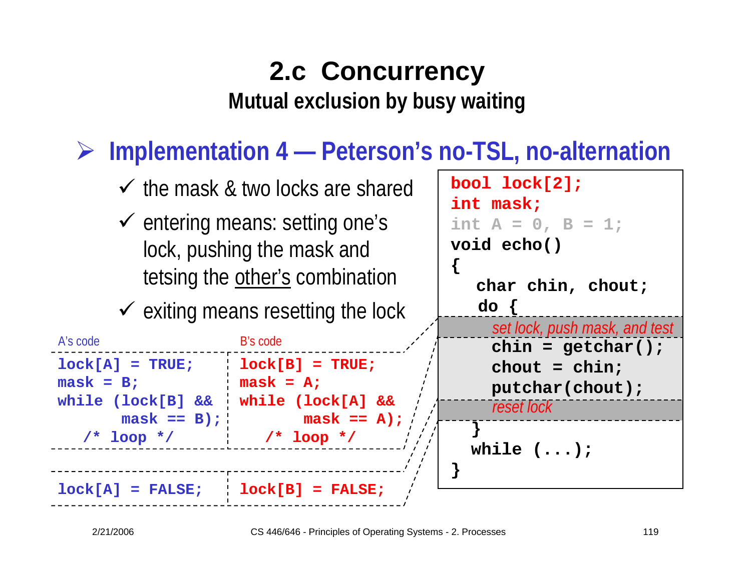# 2.c Concurrency

## Mutual exclusion by busy waiting

### Implementation 4 — Peterson's no-TSL, no-alternation

- ✓ the mask & two locks are shared
- ✓ entering means: setting one's lock, pushing the mask and tetsing the <u>other's</u> combination
- ✓ exiting means resetting the lock

A's code

```
lock[A] = TRUE;
mask = B;
while (lock[B] &&
       mask == B);
   /* loop */
```

```
lock[A] = FALSE;
```

B's code

```
lock[B] = TRUE;
mask = A;
while (lock[A] &&
       mask == A);
   /* loop */
```

```
lock[B] = FALSE;
```

```
bool lock[2];
int mask;
int A = 0, B = 1;
void echo()
{
   char chin, chout;
   do {
      set lock, push mask, and test
      chin = getchar();
      chout = chin;
      putchar(chout);
      reset lock
   }
   while (...);
}
```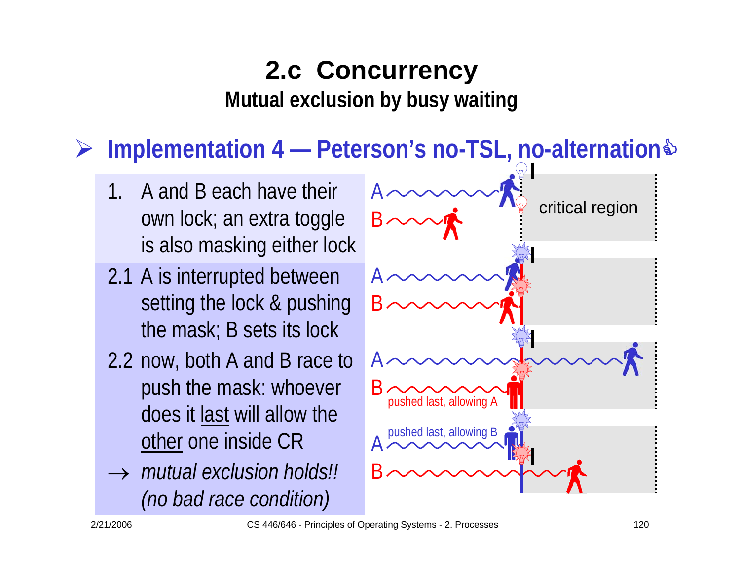# 2.c Concurrency

## Mutual exclusion by busy waiting

### ➢ Implementation 4 — Peterson's no-TSL, no-alternation

1. A and B each have their own lock; an extra toggle is also masking either lock

2.1 A is interrupted between setting the lock & pushing the mask; B sets its lock

2.2 now, both A and B race to push the mask: whoever does it last will allow the other one inside CR

→ *mutual exclusion holds!! (no bad race condition)*

A

B

critical region

A

B

A

B

pushed last, allowing A

pushed last, allowing B

A

B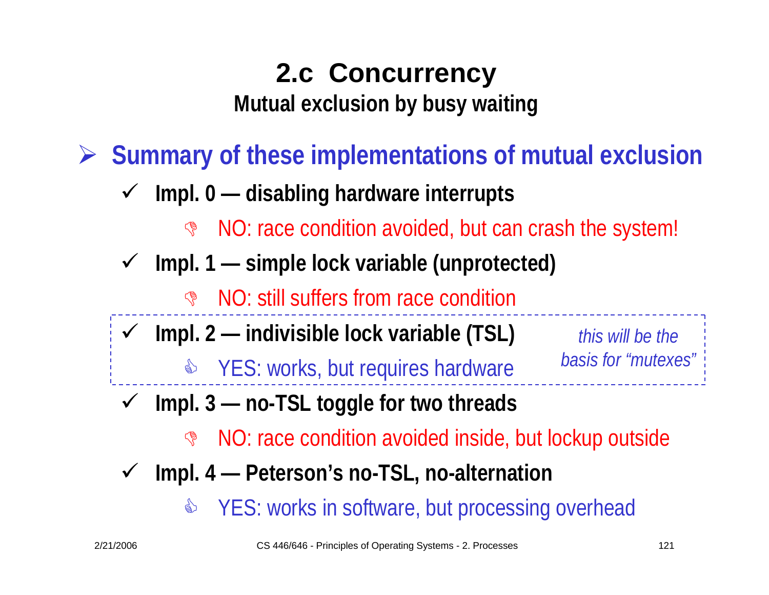# 2.c Concurrency

## Mutual exclusion by busy waiting

- **Summary of these implementations of mutual exclusion**
  - ✓ **Impl. 0 — disabling hardware interrupts**
    - NO: race condition avoided, but can crash the system!
  - ✓ **Impl. 1 — simple lock variable (unprotected)**
    - NO: still suffers from race condition
  - ✓ **Impl. 2 — indivisible lock variable (TSL)**
    - YES: works, but requires hardware

    *this will be the basis for "mutexes"*
  - ✓ **Impl. 3 — no-TSL toggle for two threads**
    - NO: race condition avoided inside, but lockup outside
  - ✓ **Impl. 4 — Peterson's no-TSL, no-alternation**
    - YES: works in software, but processing overhead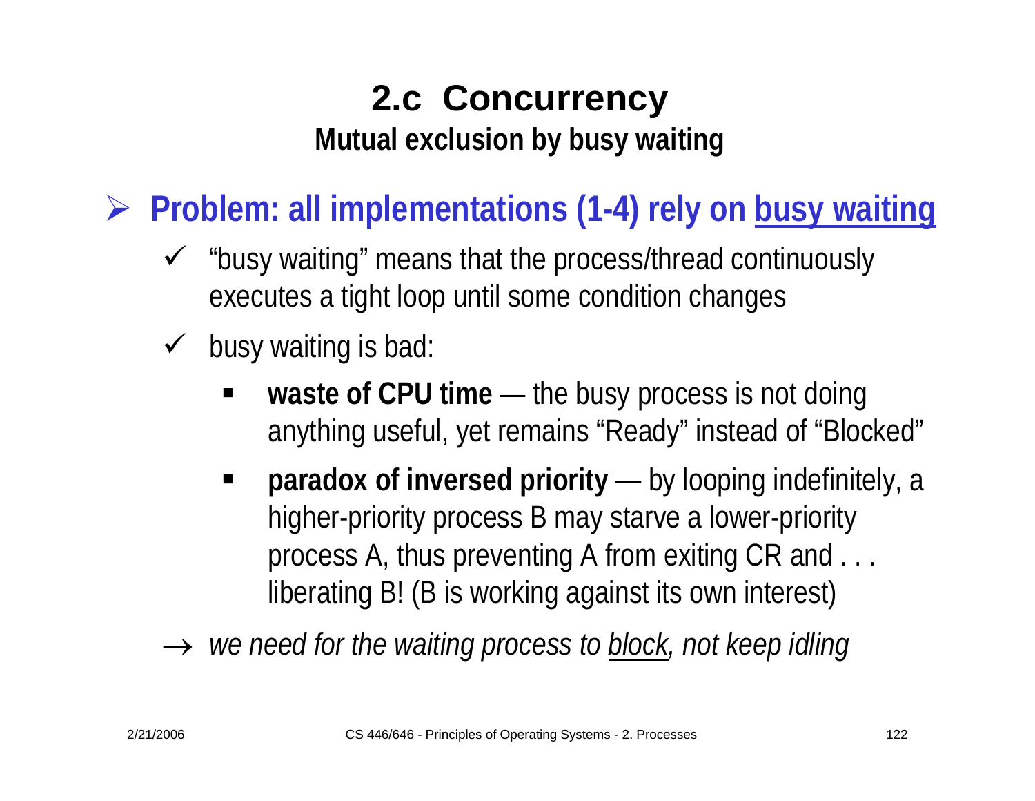# 2.c Concurrency

## Mutual exclusion by busy waiting

- **Problem: all implementations (1-4) rely on <u>busy waiting</u>**
  - "busy waiting" means that the process/thread continuously executes a tight loop until some condition changes
  - busy waiting is bad:
    - **waste of CPU time** — the busy process is not doing anything useful, yet remains "Ready" instead of "Blocked"
    - **paradox of inversed priority** — by looping indefinitely, a higher-priority process B may starve a lower-priority process A, thus preventing A from exiting CR and . . . liberating B! (B is working against its own interest)

→ *we need for the waiting process to <u>block</u>, not keep idling*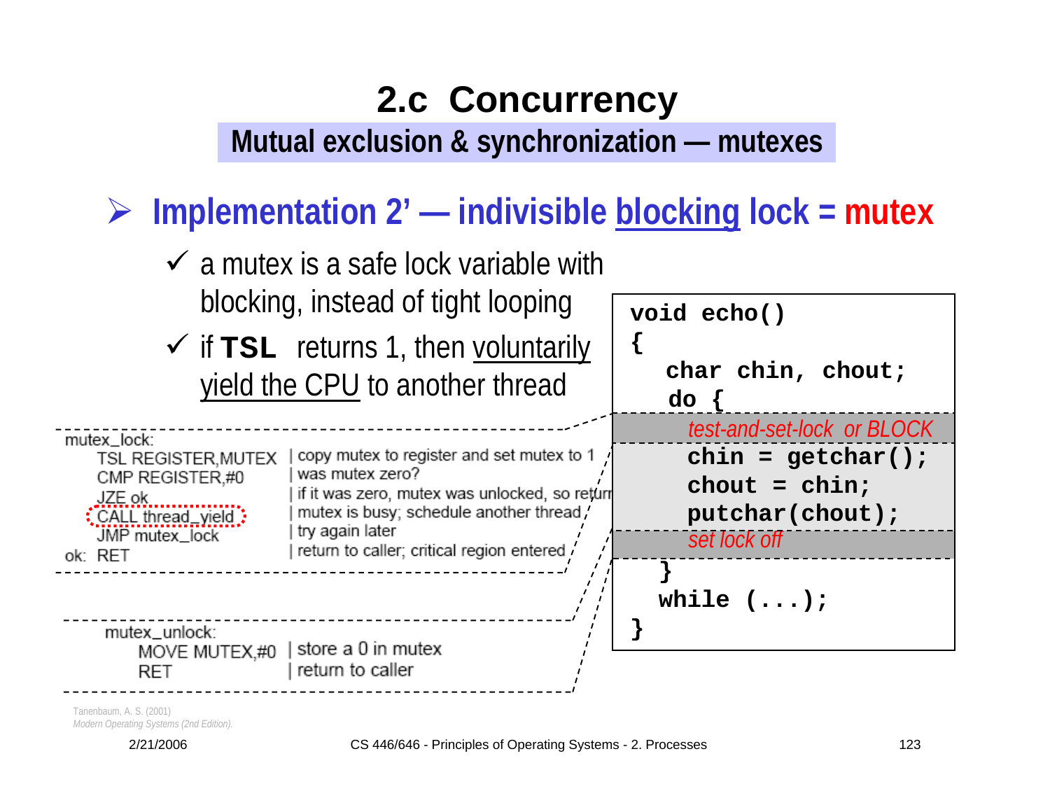# 2.c Concurrency

## Mutual exclusion & synchronization — mutexes

### Implementation 2' — indivisible blocking lock = mutex

- ✓ a mutex is a safe lock variable with blocking, instead of tight looping
- ✓ if **TSL** returns 1, then voluntarily yield the CPU to another thread

```
mutex_lock:
    TSL REGISTER,MUTEX    | copy mutex to register and set mutex to 1
    CMP REGISTER,#0       | was mutex zero?
    JZE ok                | if it was zero, mutex was unlocked, so return
    CALL thread_yield     | mutex is busy; schedule another thread
    JMP mutex_lock        | try again later
ok: RET                   | return to caller; critical region entered
```

```
mutex_unlock:
    MOVE MUTEX,#0         | store a 0 in mutex
    RET                   | return to caller
```

```
void echo()
{
  char chin, chout;
  do {
    test-and-set-lock or BLOCK
    chin = getchar();
    chout = chin;
    putchar(chout);
    set lock off
  }
  while (...);
}
```

Tanenbaum, A. S. (2001) *Modern Operating Systems (2nd Edition).*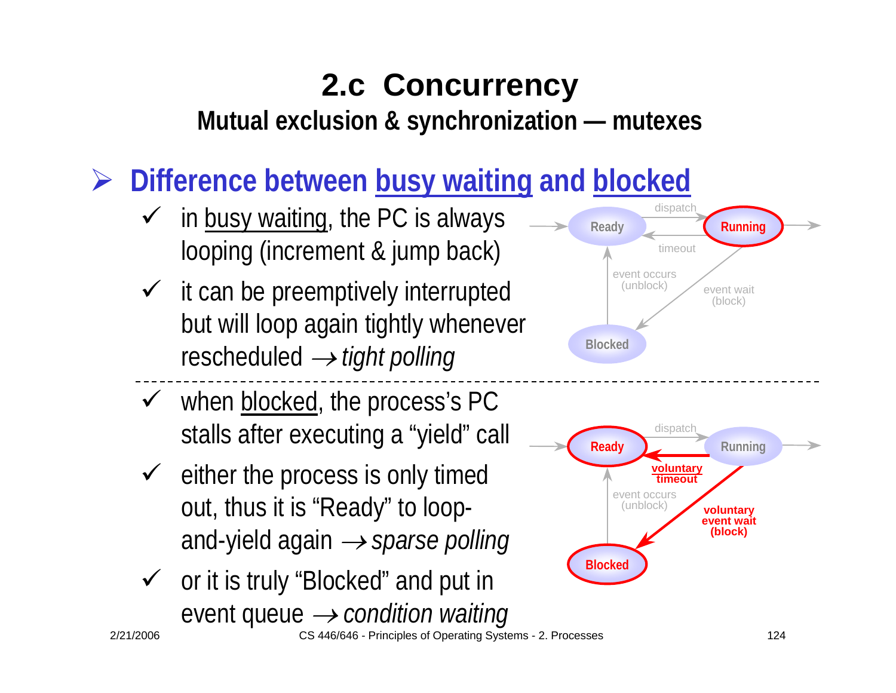# 2.c Concurrency

## Mutual exclusion & synchronization — mutexes

### Difference between busy waiting and blocked

- in busy waiting, the PC is always looping (increment & jump back)
- it can be preemptively interrupted but will loop again tightly whenever rescheduled → *tight polling*

Ready — dispatch → Running; Running — timeout → Ready; Running — event wait (block) → Blocked; Blocked — event occurs (unblock) → Ready

---

- when blocked, the process's PC stalls after executing a "yield" call
- either the process is only timed out, thus it is "Ready" to loop-and-yield again → *sparse polling*
- or it is truly "Blocked" and put in event queue → *condition waiting*

Ready — dispatch → Running; Running — voluntary timeout → Ready; Running — voluntary event wait (block) → Blocked; Blocked — event occurs (unblock) → Ready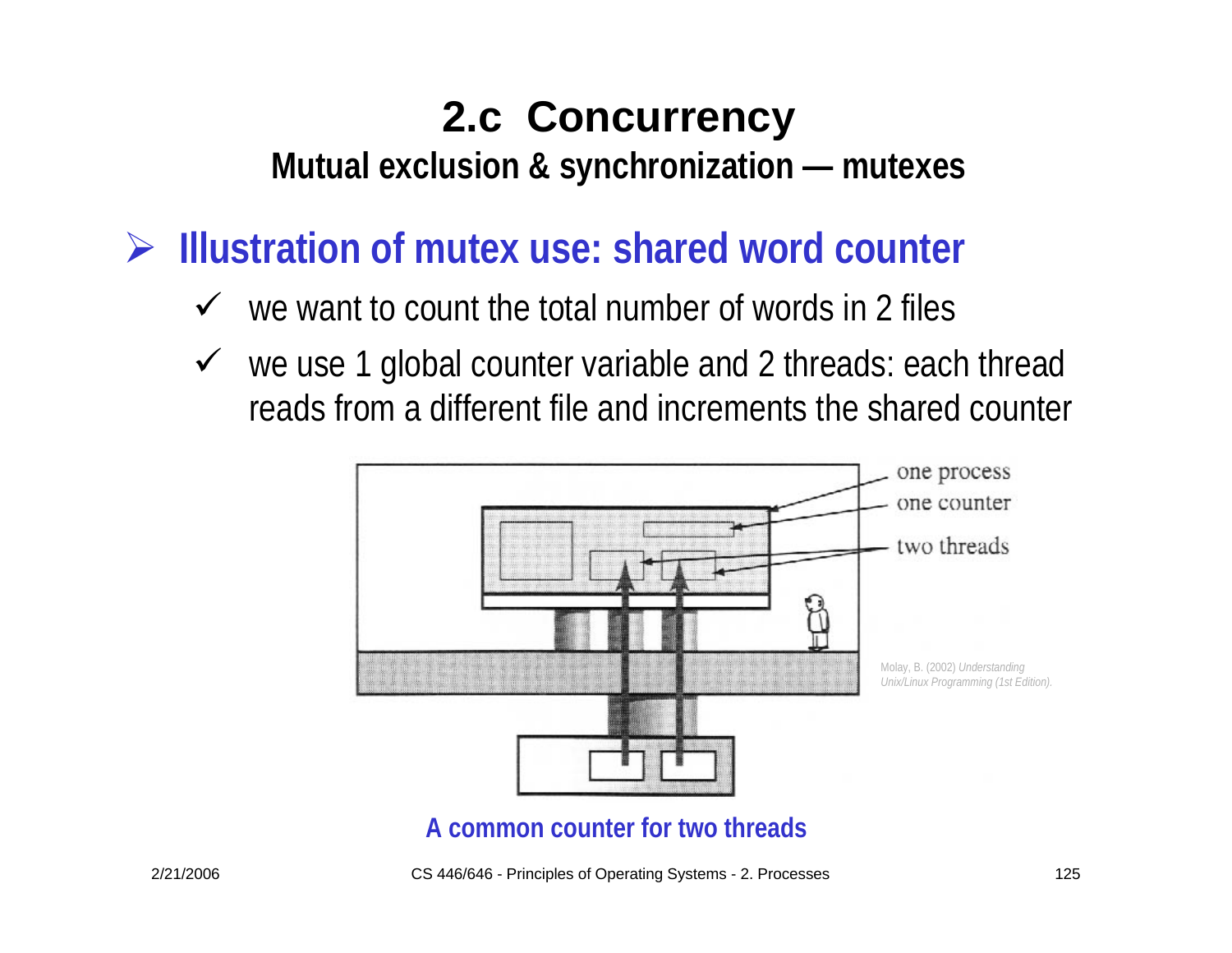# 2.c Concurrency

## Mutual exclusion & synchronization — mutexes

### Illustration of mutex use: shared word counter

- we want to count the total number of words in 2 files
- we use 1 global counter variable and 2 threads: each thread reads from a different file and increments the shared counter

one process

one counter

two threads

Molay, B. (2002) *Understanding Unix/Linux Programming (1st Edition).*

**A common counter for two threads**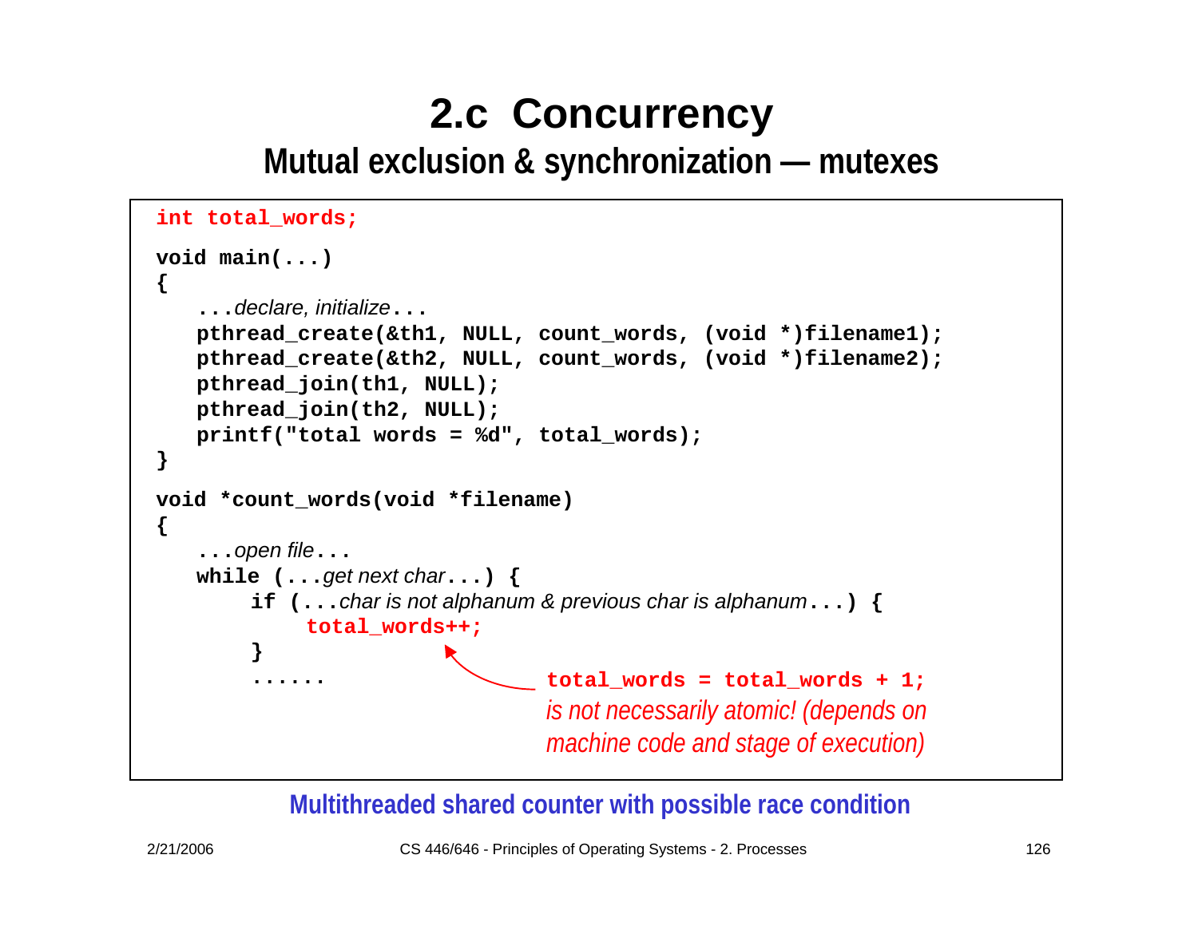# 2.c Concurrency

## Mutual exclusion & synchronization — mutexes

```
int total_words;

void main(...)
{
   ...declare, initialize...
   pthread_create(&th1, NULL, count_words, (void *)filename1);
   pthread_create(&th2, NULL, count_words, (void *)filename2);
   pthread_join(th1, NULL);
   pthread_join(th2, NULL);
   printf("total words = %d", total_words);
}

void *count_words(void *filename)
{
   ...open file...
   while (...get next char...) {
       if (...char is not alphanum & previous char is alphanum...) {
           total_words++;
       }
       ......
```

`total_words = total_words + 1;` *is not necessarily atomic! (depends on machine code and stage of execution)*

**Multithreaded shared counter with possible race condition**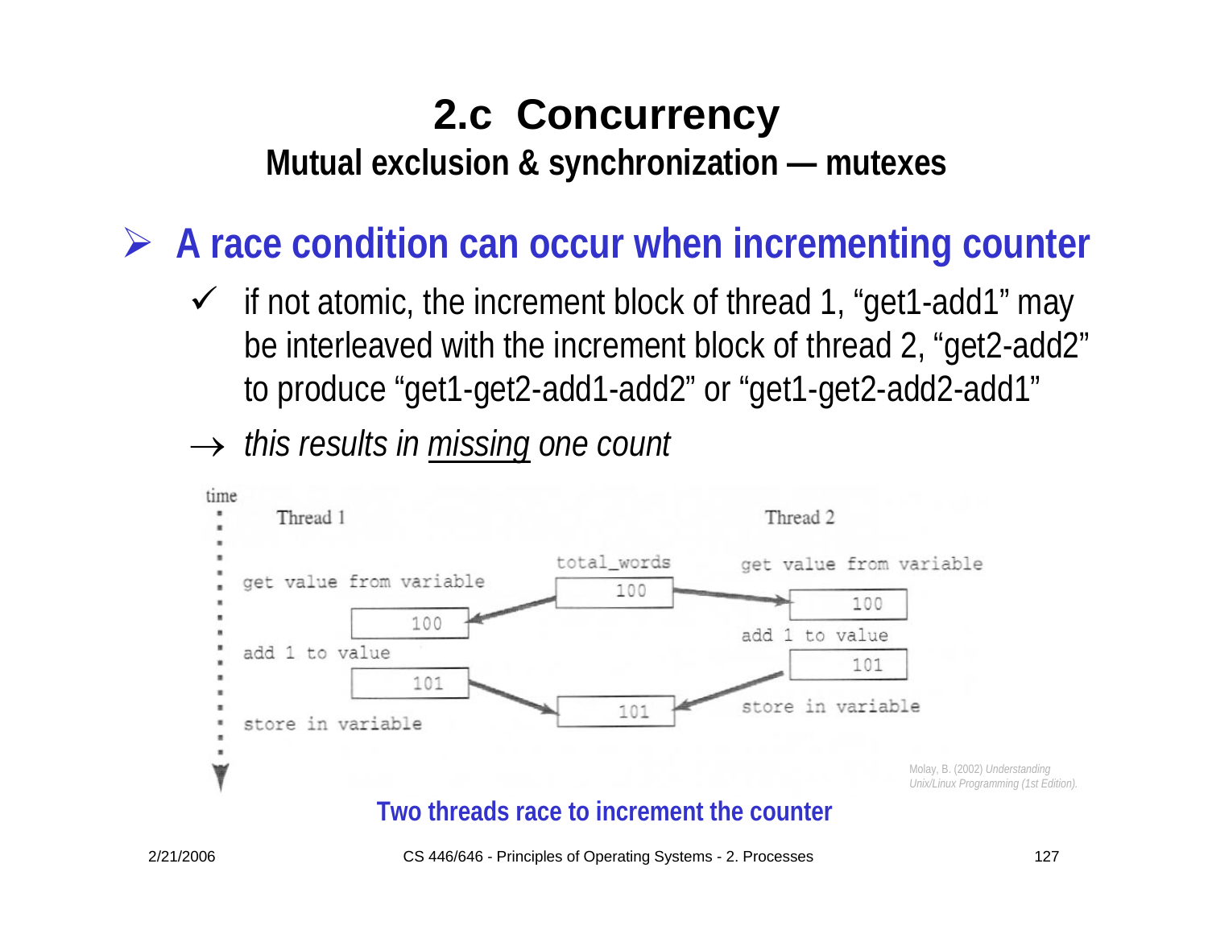# 2.c Concurrency

## Mutual exclusion & synchronization — mutexes

- **A race condition can occur when incrementing counter**
  - ✓ if not atomic, the increment block of thread 1, “get1-add1” may be interleaved with the increment block of thread 2, “get2-add2” to produce “get1-get2-add1-add2” or “get1-get2-add2-add1”
  - → *this results in missing one count*

time

| Thread 1 | total_words | Thread 2 |
| --- | --- | --- |
|  |  | get value from variable |
| get value from variable | 100 | 100 |
| 100 |  | add 1 to value |
| add 1 to value |  | 101 |
| 101 | 101 | store in variable |
| store in variable |  |  |

Molay, B. (2002) *Understanding Unix/Linux Programming (1st Edition).*

**Two threads race to increment the counter**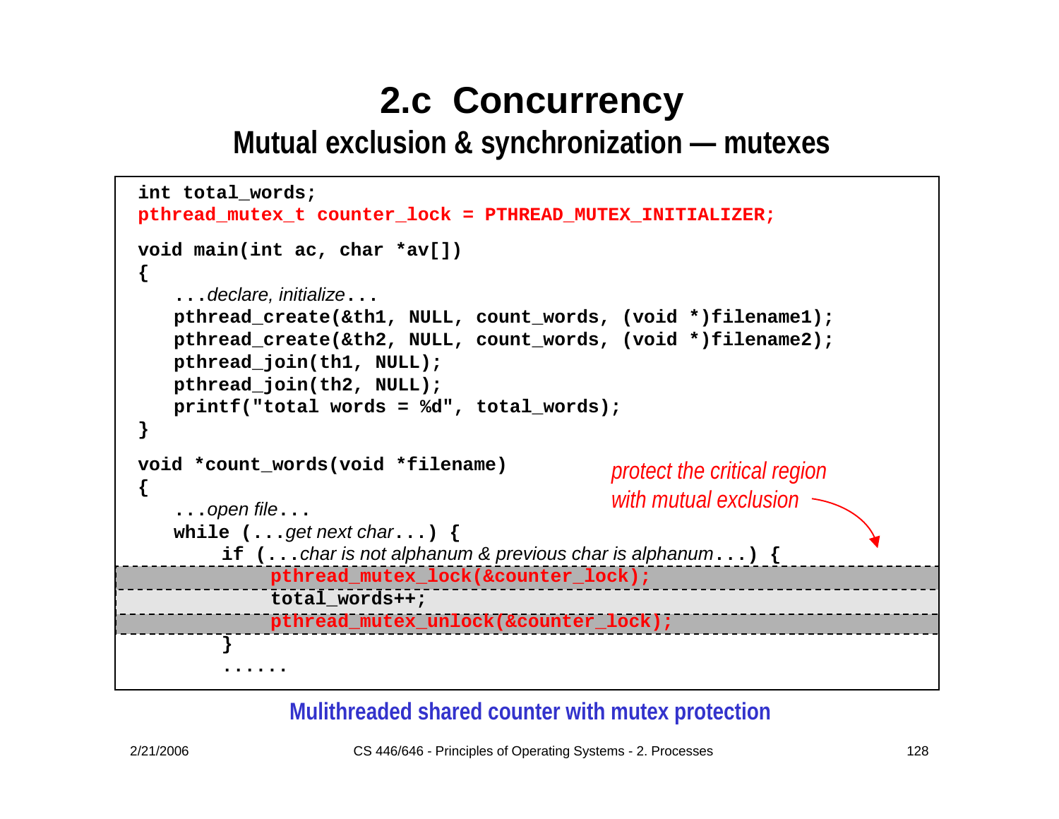# 2.c Concurrency

## Mutual exclusion & synchronization — mutexes

```
int total_words;
pthread_mutex_t counter_lock = PTHREAD_MUTEX_INITIALIZER;

void main(int ac, char *av[])
{
   ...declare, initialize...
   pthread_create(&th1, NULL, count_words, (void *)filename1);
   pthread_create(&th2, NULL, count_words, (void *)filename2);
   pthread_join(th1, NULL);
   pthread_join(th2, NULL);
   printf("total words = %d", total_words);
}

void *count_words(void *filename)
{
   ...open file...
   while (...get next char...) {
        if (...char is not alphanum & previous char is alphanum...) {
             pthread_mutex_lock(&counter_lock);
             total_words++;
             pthread_mutex_unlock(&counter_lock);
        }
        ......
```

*protect the critical region with mutual exclusion*

**Mulithreaded shared counter with mutex protection**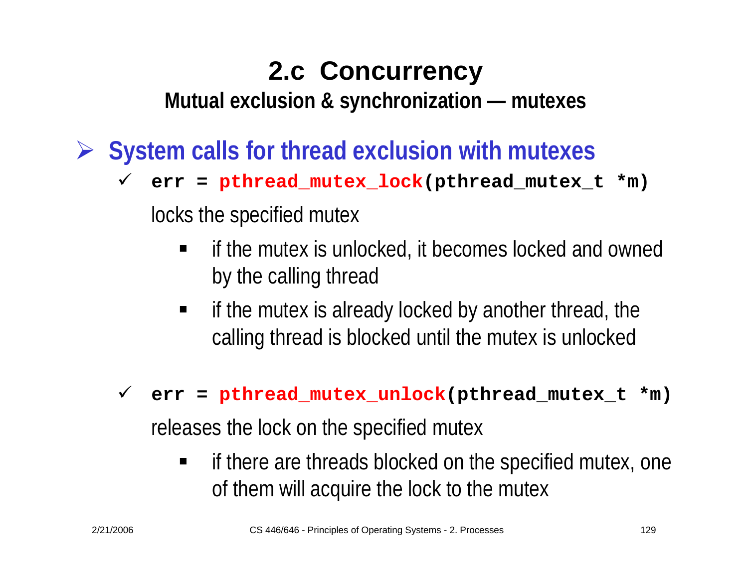# 2.c Concurrency

## Mutual exclusion & synchronization — mutexes

- **System calls for thread exclusion with mutexes**
  - `err = pthread_mutex_lock(pthread_mutex_t *m)`

    locks the specified mutex

    - if the mutex is unlocked, it becomes locked and owned by the calling thread
    - if the mutex is already locked by another thread, the calling thread is blocked until the mutex is unlocked

  - `err = pthread_mutex_unlock(pthread_mutex_t *m)`

    releases the lock on the specified mutex

    - if there are threads blocked on the specified mutex, one of them will acquire the lock to the mutex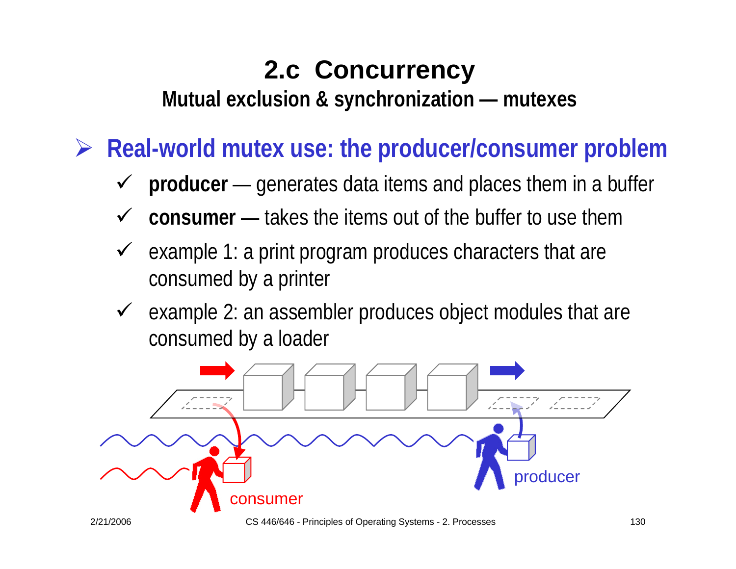# 2.c Concurrency

## Mutual exclusion & synchronization — mutexes

- **Real-world mutex use: the producer/consumer problem**
  - **producer** — generates data items and places them in a buffer
  - **consumer** — takes the items out of the buffer to use them
  - example 1: a print program produces characters that are consumed by a printer
  - example 2: an assembler produces object modules that are consumed by a loader

consumer

producer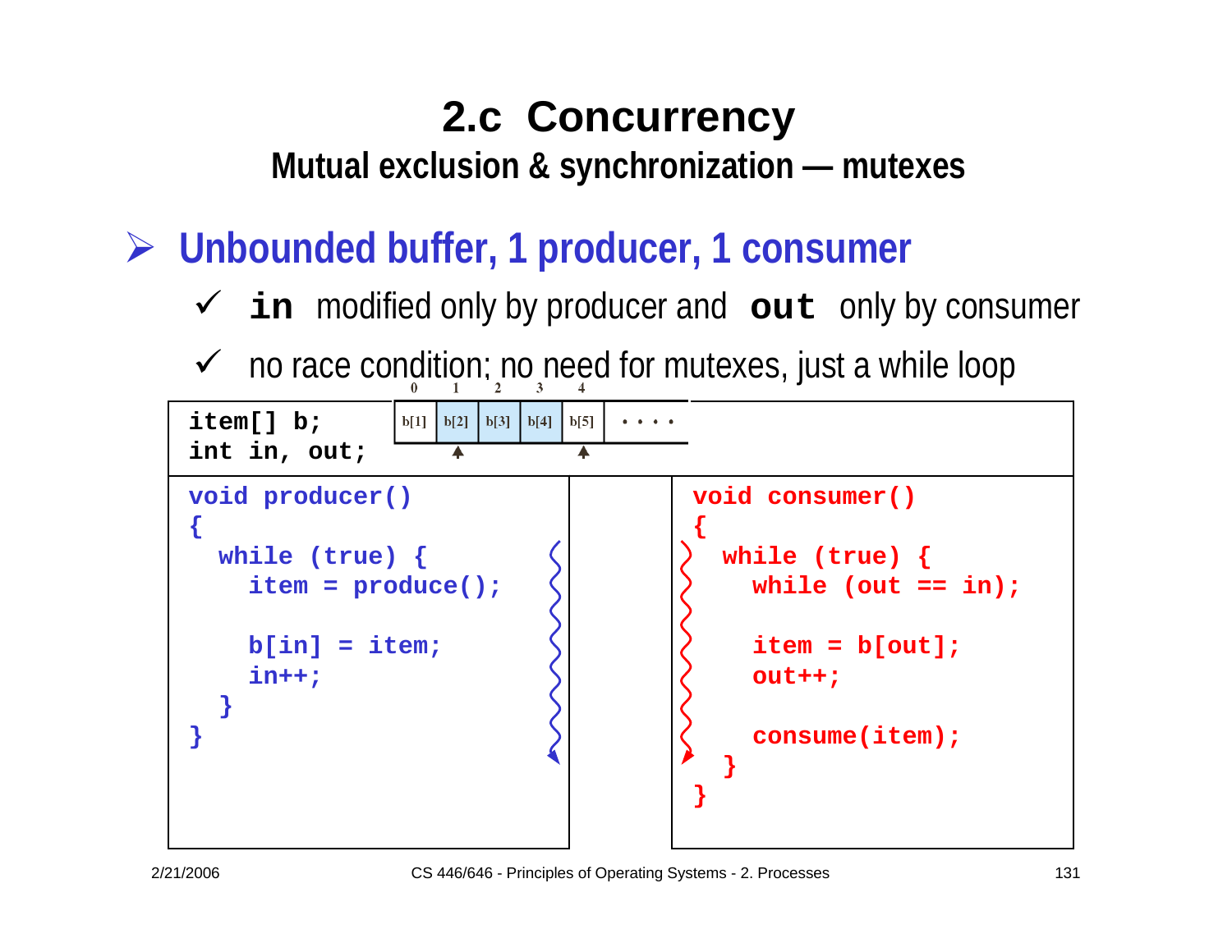# 2.c Concurrency

## Mutual exclusion & synchronization — mutexes

- **Unbounded buffer, 1 producer, 1 consumer**
  - ✓ `in` modified only by producer and `out` only by consumer
  - ✓ no race condition; no need for mutexes, just a while loop

```
item[] b;
int in, out;
```

| 0 | 1 | 2 | 3 | 4 | |
|---|---|---|---|---|---|
| b[1] | b[2] | b[3] | b[4] | b[5] | • • • • |

```
void producer()
{
  while (true) {
    item = produce();

    b[in] = item;
    in++;
  }
}
```

```
void consumer()
{
  while (true) {
    while (out == in);

    item = b[out];
    out++;

    consume(item);
  }
}
```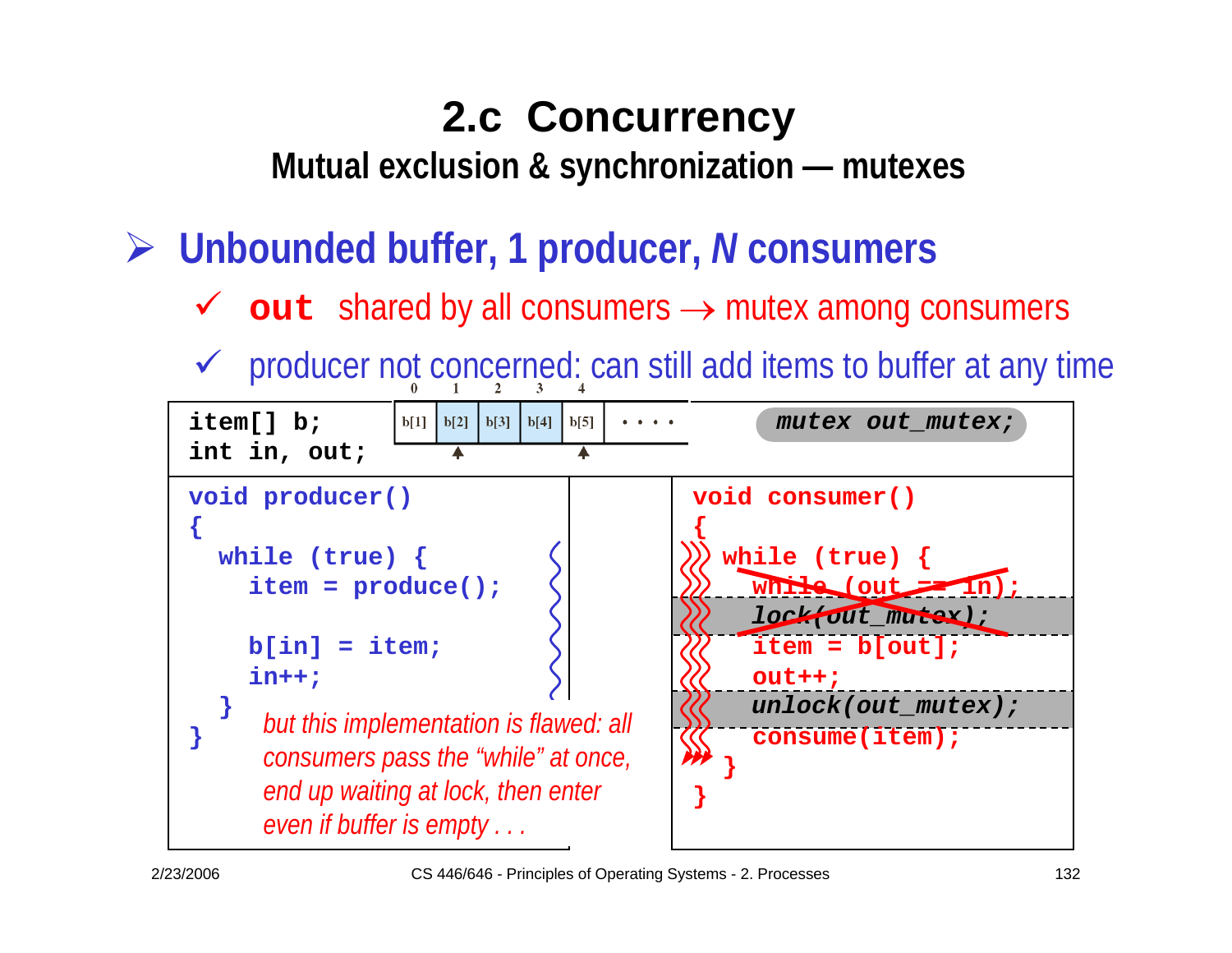# 2.c Concurrency

## Mutual exclusion & synchronization — mutexes

- **Unbounded buffer, 1 producer, *N* consumers**
  - ✓ **out** shared by all consumers → mutex among consumers
  - ✓ producer not concerned: can still add items to buffer at any time

```
item[] b;
int in, out;
```

| 0 | 1 | 2 | 3 | 4 | |
|---|---|---|---|---|---|
| b[1] | b[2] | b[3] | b[4] | b[5] | • • • • |

```
mutex out_mutex;
```

```
void producer()
{
  while (true) {
    item = produce();

    b[in] = item;
    in++;
  }
}
```

```
void consumer()
{
  while (true) {
    while (out == in);
    lock(out_mutex);
    item = b[out];
    out++;
    unlock(out_mutex);
    consume(item);
  }
}
```

*but this implementation is flawed: all consumers pass the "while" at once, end up waiting at lock, then enter even if buffer is empty . . .*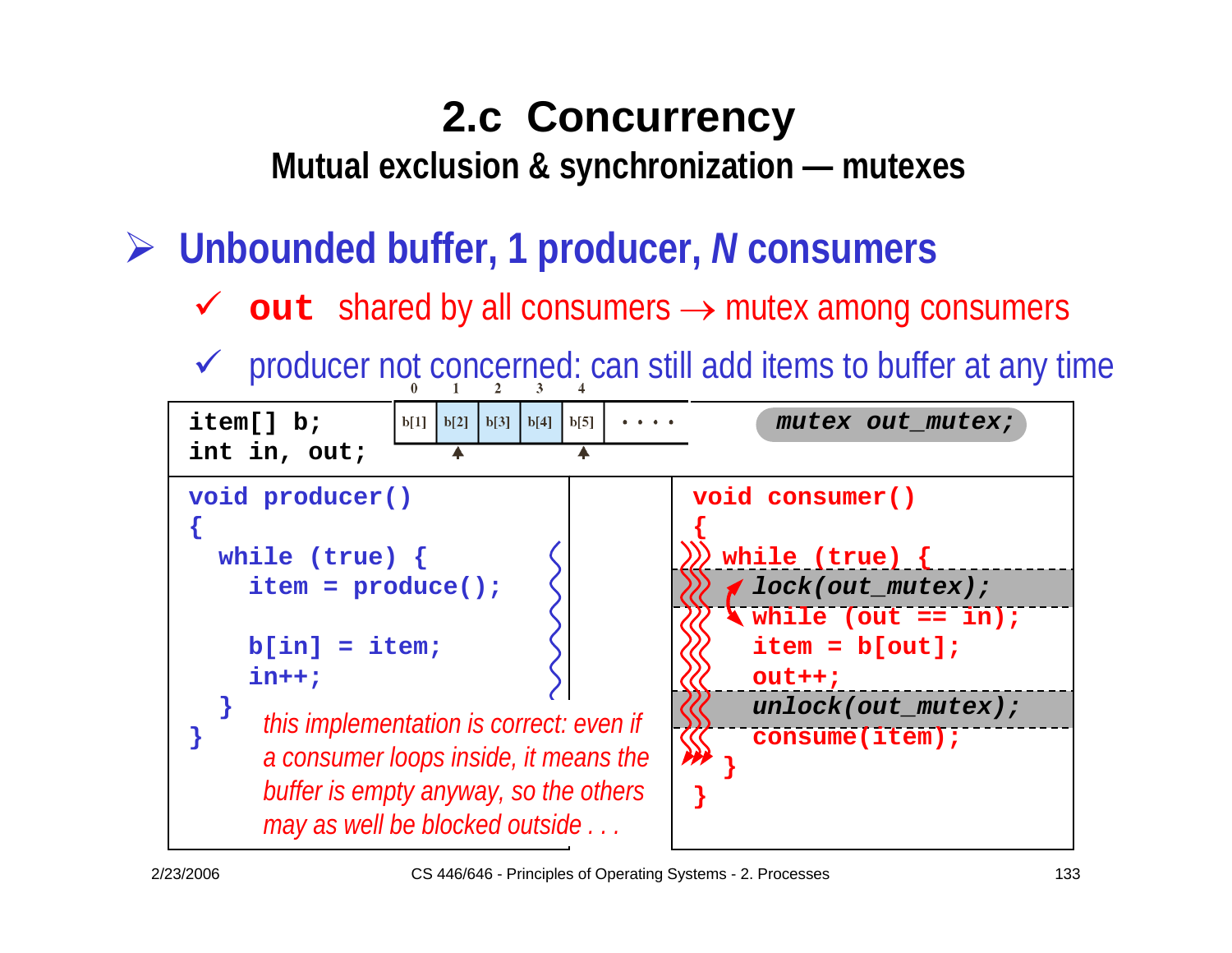# 2.c Concurrency

## Mutual exclusion & synchronization — mutexes

- **Unbounded buffer, 1 producer, *N* consumers**
  - ✓ **`out`** shared by all consumers → mutex among consumers
  - ✓ producer not concerned: can still add items to buffer at any time

```
item[] b;
int in, out;
```

| 0 | 1 | 2 | 3 | 4 | |
|---|---|---|---|---|---|
| b[1] | b[2] | b[3] | b[4] | b[5] | • • • • |

```
mutex out_mutex;
```

```
void producer()
{
  while (true) {
    item = produce();

    b[in] = item;
    in++;
  }
}
```

```
void consumer()
{
  while (true) {
    lock(out_mutex);
    while (out == in);
    item = b[out];
    out++;
    unlock(out_mutex);
    consume(item);
  }
}
```

*this implementation is correct: even if a consumer loops inside, it means the buffer is empty anyway, so the others may as well be blocked outside . . .*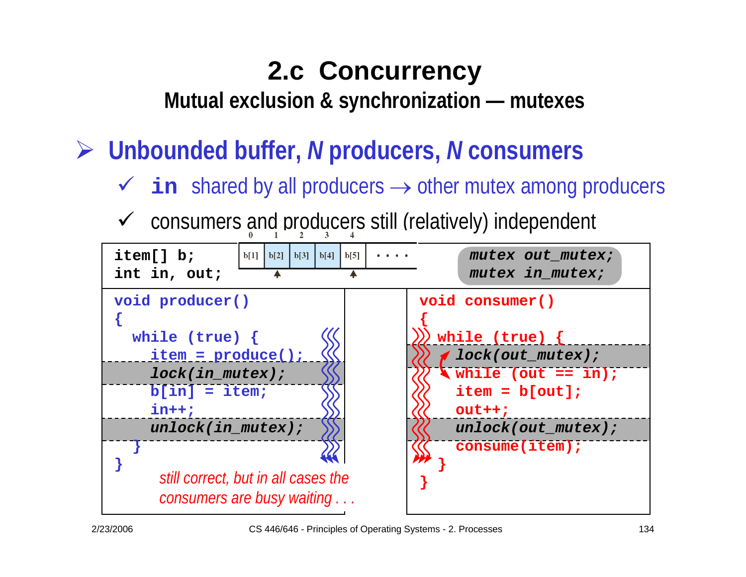# 2.c Concurrency

## Mutual exclusion & synchronization — mutexes

- **Unbounded buffer, *N* producers, *N* consumers**
  - ✓ **`in`** shared by all producers → other mutex among producers
  - ✓ consumers and producers still (relatively) independent

```
item[] b;
int in, out;
```

| 0 | 1 | 2 | 3 | 4 | |
|---|---|---|---|---|---|
| b[1] | b[2] | b[3] | b[4] | b[5] | . . . . |

```
mutex out_mutex;
mutex in_mutex;
```

```
void producer()
{
  while (true) {
    item = produce();
    lock(in_mutex);
    b[in] = item;
    in++;
    unlock(in_mutex);
  }
}
```

```
void consumer()
{
  while (true) {
    lock(out_mutex);
    while (out == in);
    item = b[out];
    out++;
    unlock(out_mutex);
    consume(item);
  }
}
```

*still correct, but in all cases the consumers are busy waiting . . .*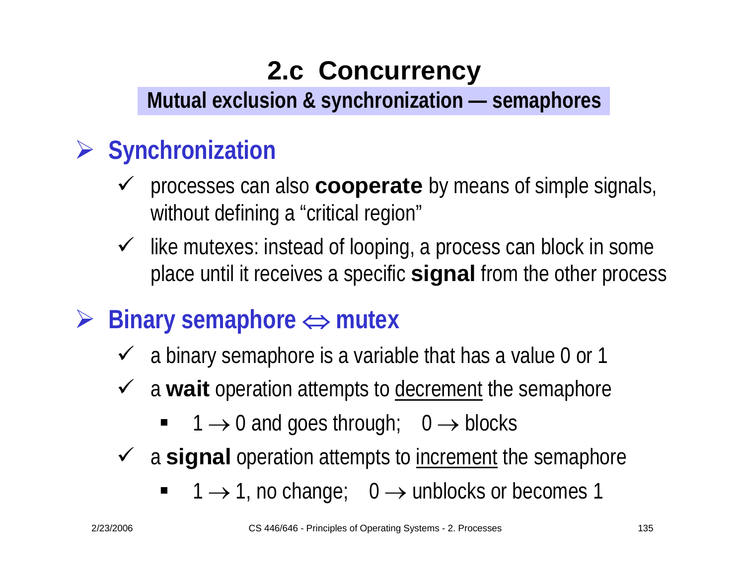# 2.c Concurrency

## Mutual exclusion & synchronization — semaphores

- **Synchronization**
  - processes can also **cooperate** by means of simple signals, without defining a “critical region”
  - like mutexes: instead of looping, a process can block in some place until it receives a specific **signal** from the other process

- **Binary semaphore $\Leftrightarrow$ mutex**
  - a binary semaphore is a variable that has a value 0 or 1
  - a **wait** operation attempts to decrement the semaphore
    - $1 \rightarrow 0$ and goes through; $0 \rightarrow$ blocks
  - a **signal** operation attempts to increment the semaphore
    - $1 \rightarrow 1$, no change; $0 \rightarrow$ unblocks or becomes 1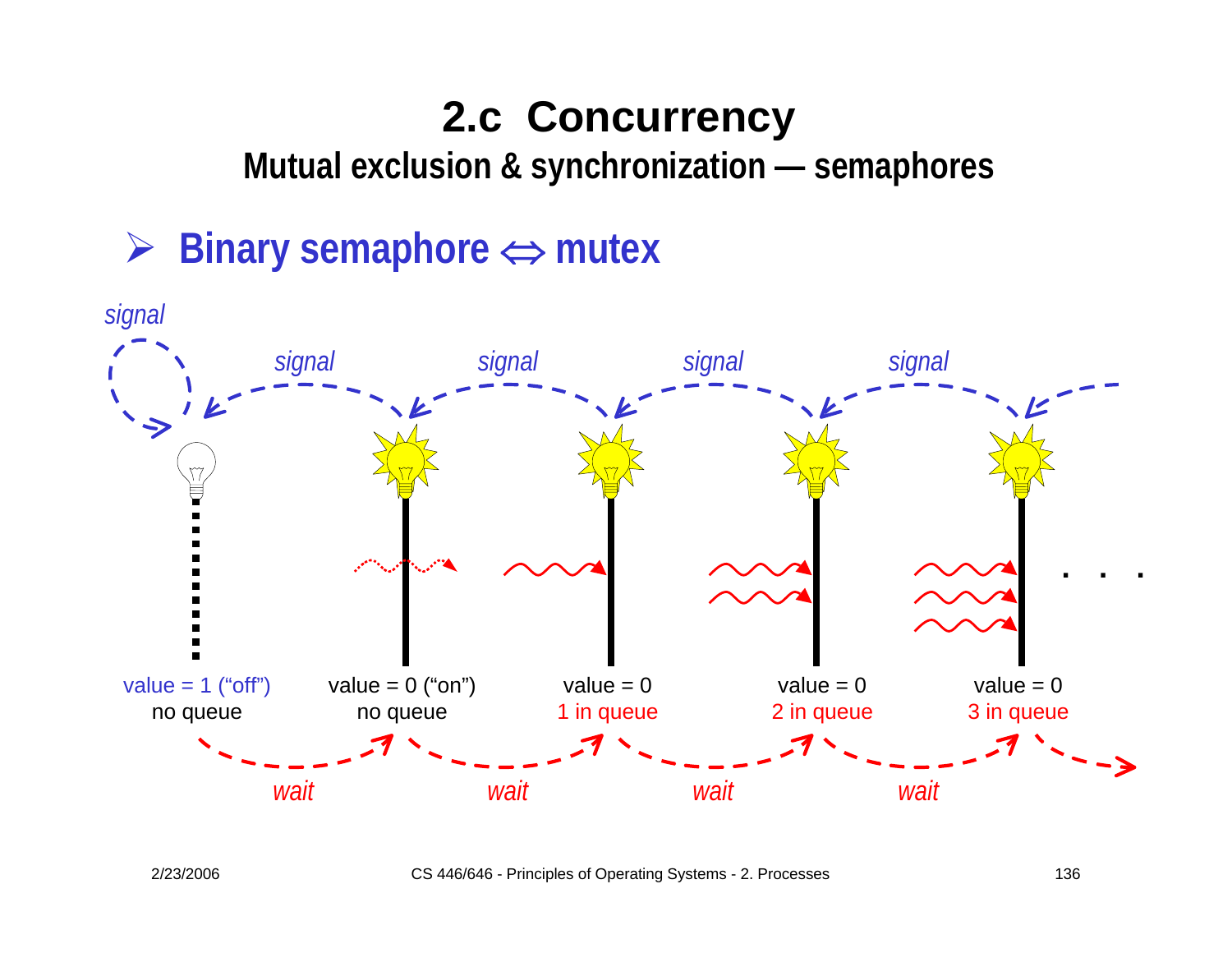# 2.c Concurrency

## Mutual exclusion & synchronization — semaphores

- **Binary semaphore ⇔ mutex**

*signal* *signal* *signal* *signal* *signal*

| value = 1 ("off") | value = 0 ("on") | value = 0 | value = 0 | value = 0 |
|---|---|---|---|---|
| no queue | no queue | 1 in queue | 2 in queue | 3 in queue |

*wait* *wait* *wait* *wait*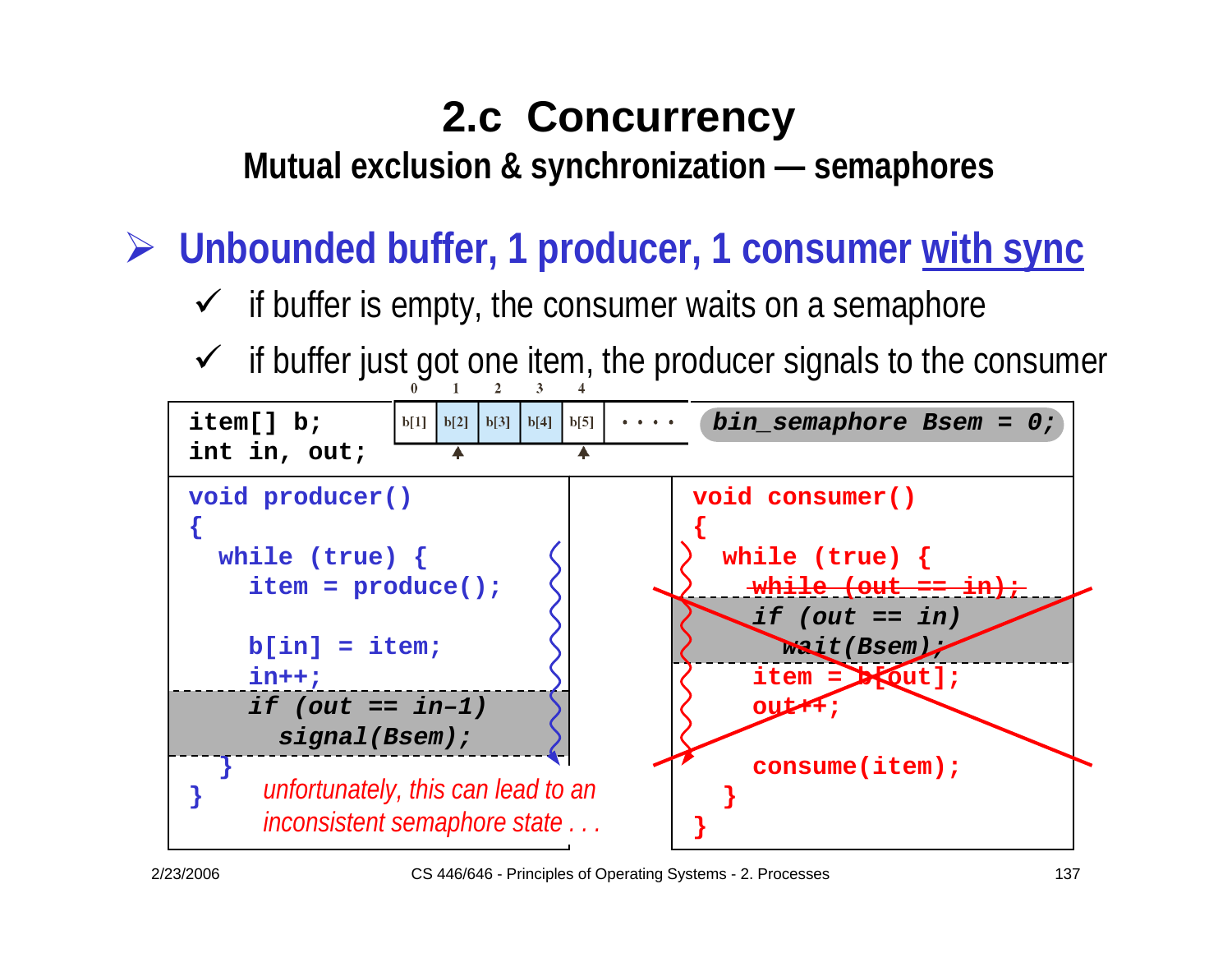# 2.c Concurrency

## Mutual exclusion & synchronization — semaphores

- **Unbounded buffer, 1 producer, 1 consumer with sync**
  - ✓ if buffer is empty, the consumer waits on a semaphore
  - ✓ if buffer just got one item, the producer signals to the consumer

| 0 | 1 | 2 | 3 | 4 | |
|---|---|---|---|---|---|
| b[1] | b[2] | b[3] | b[4] | b[5] | . . . . |

```
item[] b;
int in, out;
```

```
bin_semaphore Bsem = 0;
```

```
void producer()
{
  while (true) {
    item = produce();

    b[in] = item;
    in++;
    if (out == in-1)
      signal(Bsem);
  }
}
```

*unfortunately, this can lead to an inconsistent semaphore state . . .*

```
void consumer()
{
  while (true) {
    while (out == in);
    if (out == in)
      wait(Bsem);
    item = b[out];
    out++;

    consume(item);
  }
}
```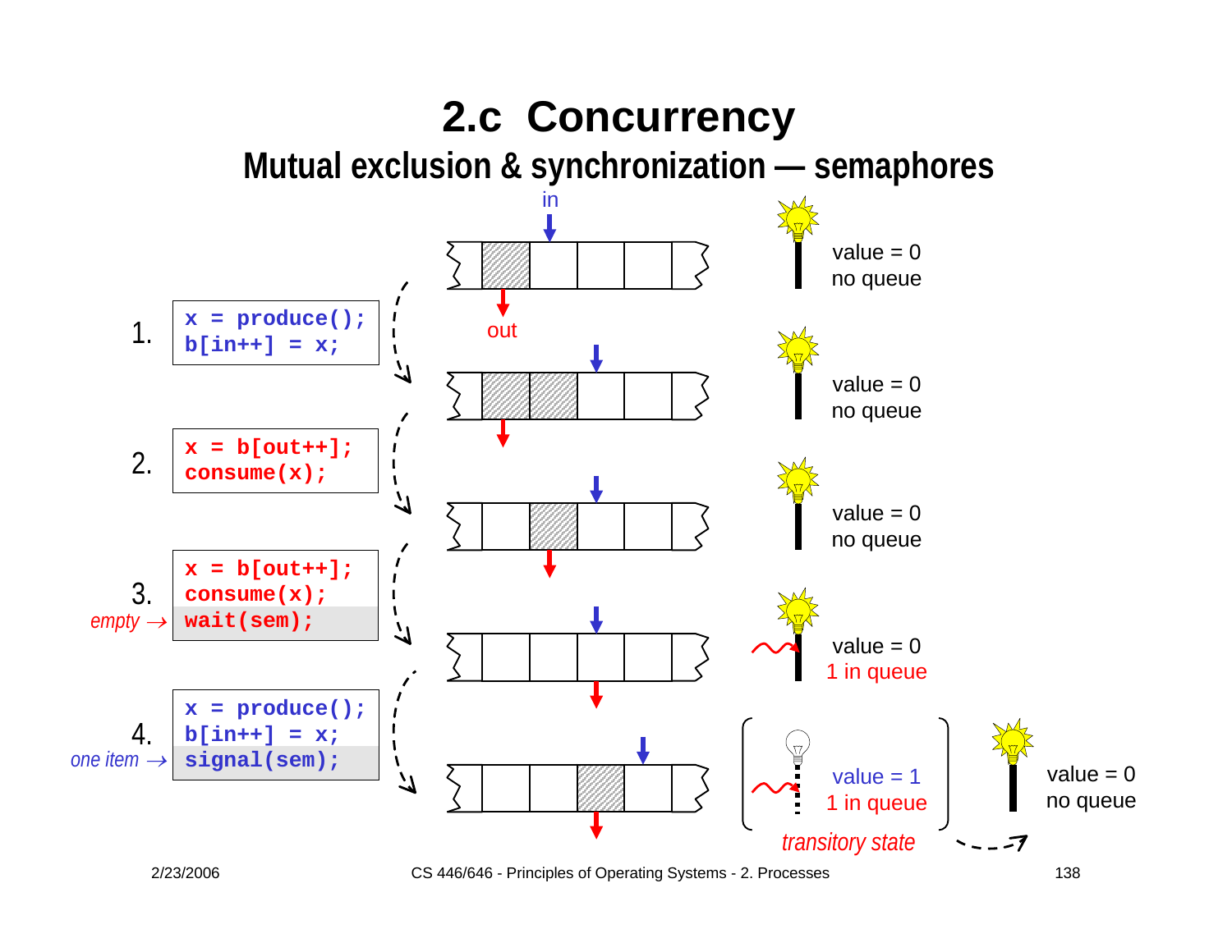# 2.c Concurrency

## Mutual exclusion & synchronization — semaphores

1.
```
x = produce();
b[in++] = x;
```

2.
```
x = b[out++];
consume(x);
```

3. *empty* →
```
x = b[out++];
consume(x);
wait(sem);
```

4. *one item* →
```
x = produce();
b[in++] = x;
signal(sem);
```

in

out

value = 0
no queue

value = 0
no queue

value = 0
no queue

value = 0
1 in queue

value = 1
1 in queue

*transitory state*

value = 0
no queue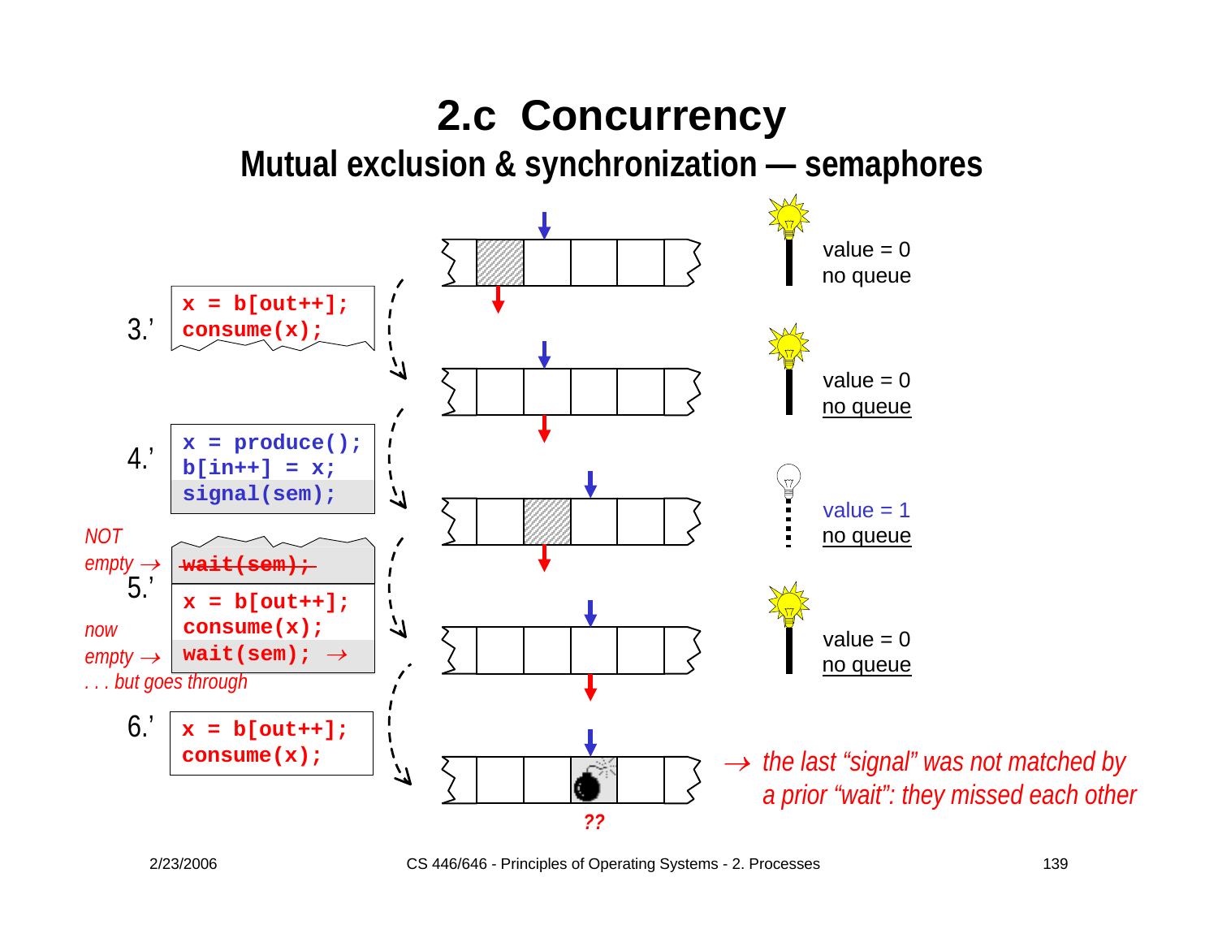# 2.c Concurrency

## Mutual exclusion & synchronization — semaphores

3.'
```
x = b[out++];
consume(x);
```

value = 0
no queue

value = 0
no queue

4.'
```
x = produce();
b[in++] = x;
signal(sem);
```

value = 1
no queue

*NOT empty →*

5.'
```
wait(sem);
x = b[out++];
consume(x);
wait(sem);  →
```

*now empty →*

*. . . but goes through*

value = 0
no queue

6.'
```
x = b[out++];
consume(x);
```

*??*

*→ the last "signal" was not matched by a prior "wait": they missed each other*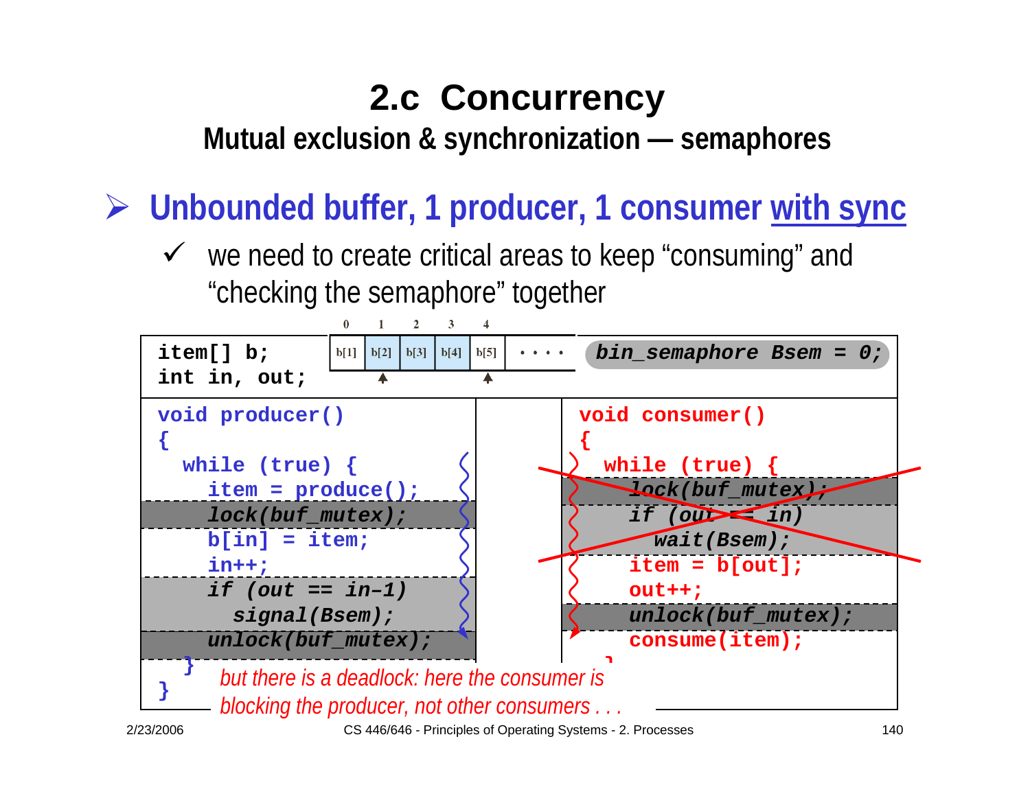# 2.c Concurrency

## Mutual exclusion & synchronization — semaphores

- **Unbounded buffer, 1 producer, 1 consumer with sync**
  - ✓ we need to create critical areas to keep “consuming” and “checking the semaphore” together

```
item[] b;
int in, out;
```

| 0 | 1 | 2 | 3 | 4 | |
|---|---|---|---|---|---|
| b[1] | b[2] | b[3] | b[4] | b[5] | . . . . |

```
bin_semaphore Bsem = 0;
```

```
void producer()
{
  while (true) {
    item = produce();
    lock(buf_mutex);
    b[in] = item;
    in++;
    if (out == in-1)
      signal(Bsem);
    unlock(buf_mutex);
  }
}
```

```
void consumer()
{
  while (true) {
    lock(buf_mutex);
    if (out == in)
      wait(Bsem);
    item = b[out];
    out++;
    unlock(buf_mutex);
    consume(item);
  }
}
```

*but there is a deadlock: here the consumer is blocking the producer, not other consumers . . .*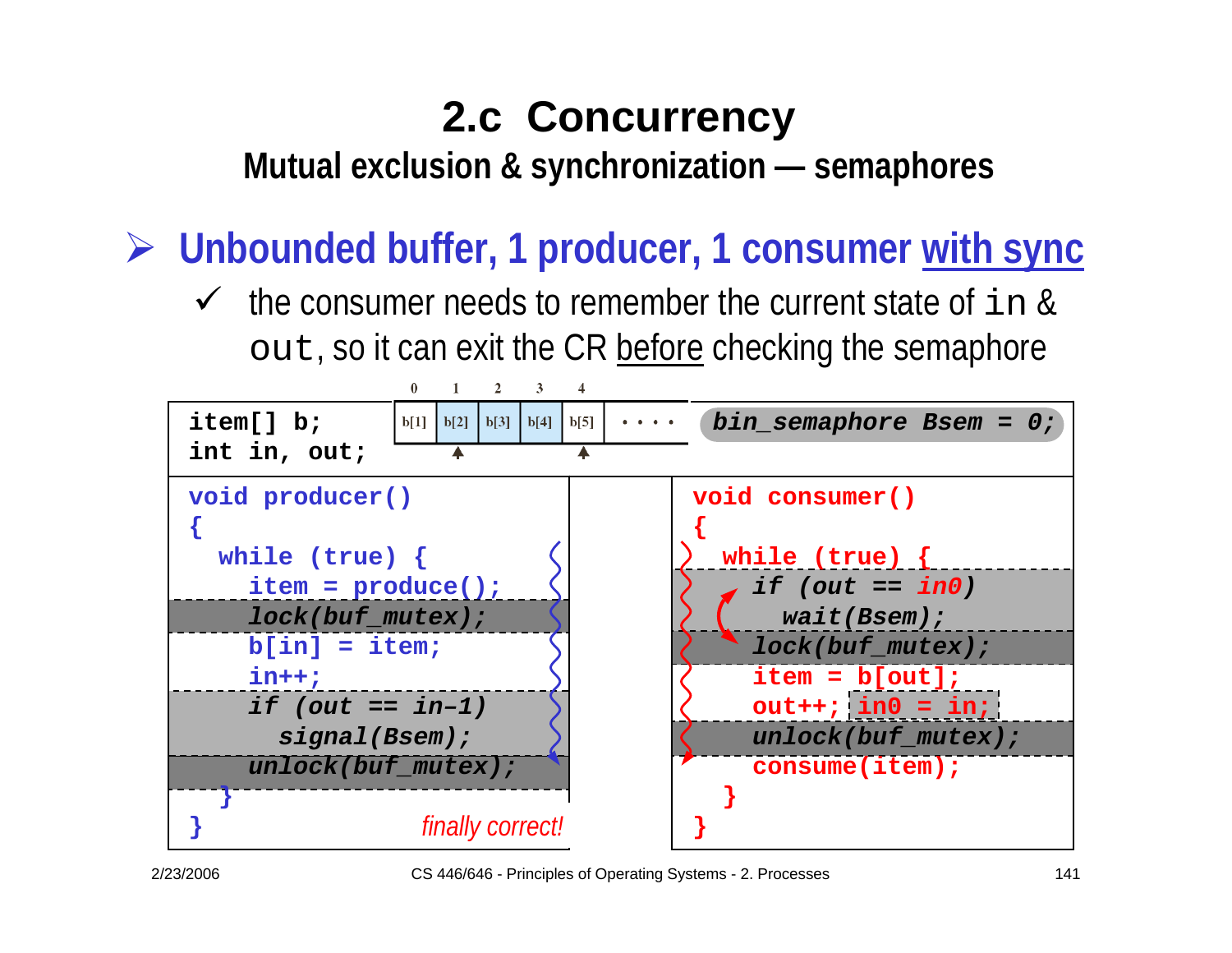# 2.c Concurrency

## Mutual exclusion & synchronization — semaphores

- **Unbounded buffer, 1 producer, 1 consumer with sync**
  - ✓ the consumer needs to remember the current state of `in` & `out`, so it can exit the CR before checking the semaphore

| 0 | 1 | 2 | 3 | 4 | |
|---|---|---|---|---|---|
| b[1] | b[2] | b[3] | b[4] | b[5] | • • • • |

```
item[] b;
int in, out;

bin_semaphore Bsem = 0;
```

```
void producer()
{
  while (true) {
    item = produce();
    lock(buf_mutex);
    b[in] = item;
    in++;
    if (out == in-1)
      signal(Bsem);
    unlock(buf_mutex);
  }
}
```

*finally correct!*

```
void consumer()
{
  while (true) {
    if (out == in0)
      wait(Bsem);
    lock(buf_mutex);
    item = b[out];
    out++; in0 = in;
    unlock(buf_mutex);
    consume(item);
  }
}
```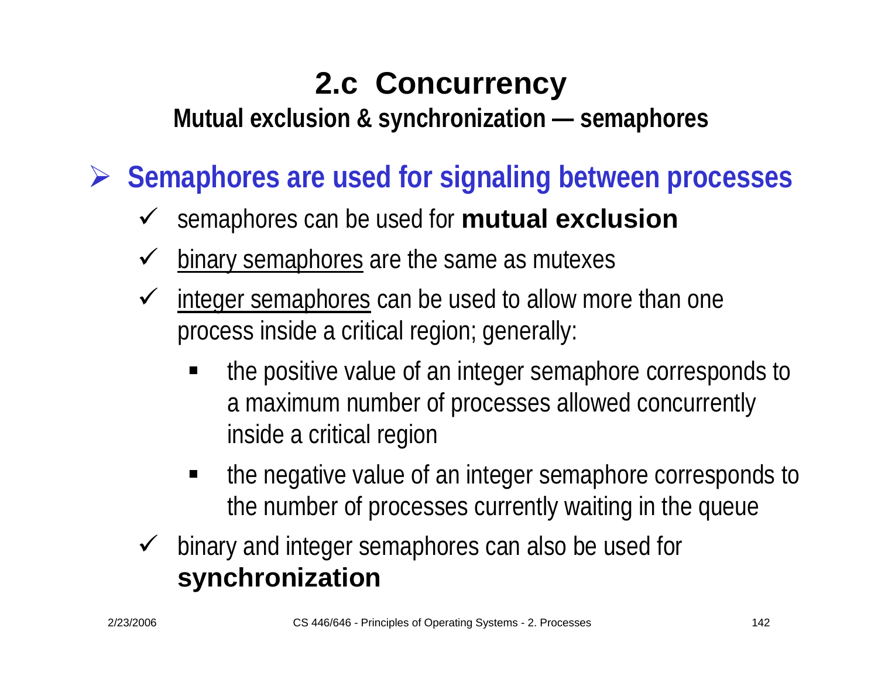# 2.c Concurrency

## Mutual exclusion & synchronization — semaphores

- **Semaphores are used for signaling between processes**
  - semaphores can be used for **mutual exclusion**
  - binary semaphores are the same as mutexes
  - integer semaphores can be used to allow more than one process inside a critical region; generally:
    - the positive value of an integer semaphore corresponds to a maximum number of processes allowed concurrently inside a critical region
    - the negative value of an integer semaphore corresponds to the number of processes currently waiting in the queue
  - binary and integer semaphores can also be used for **synchronization**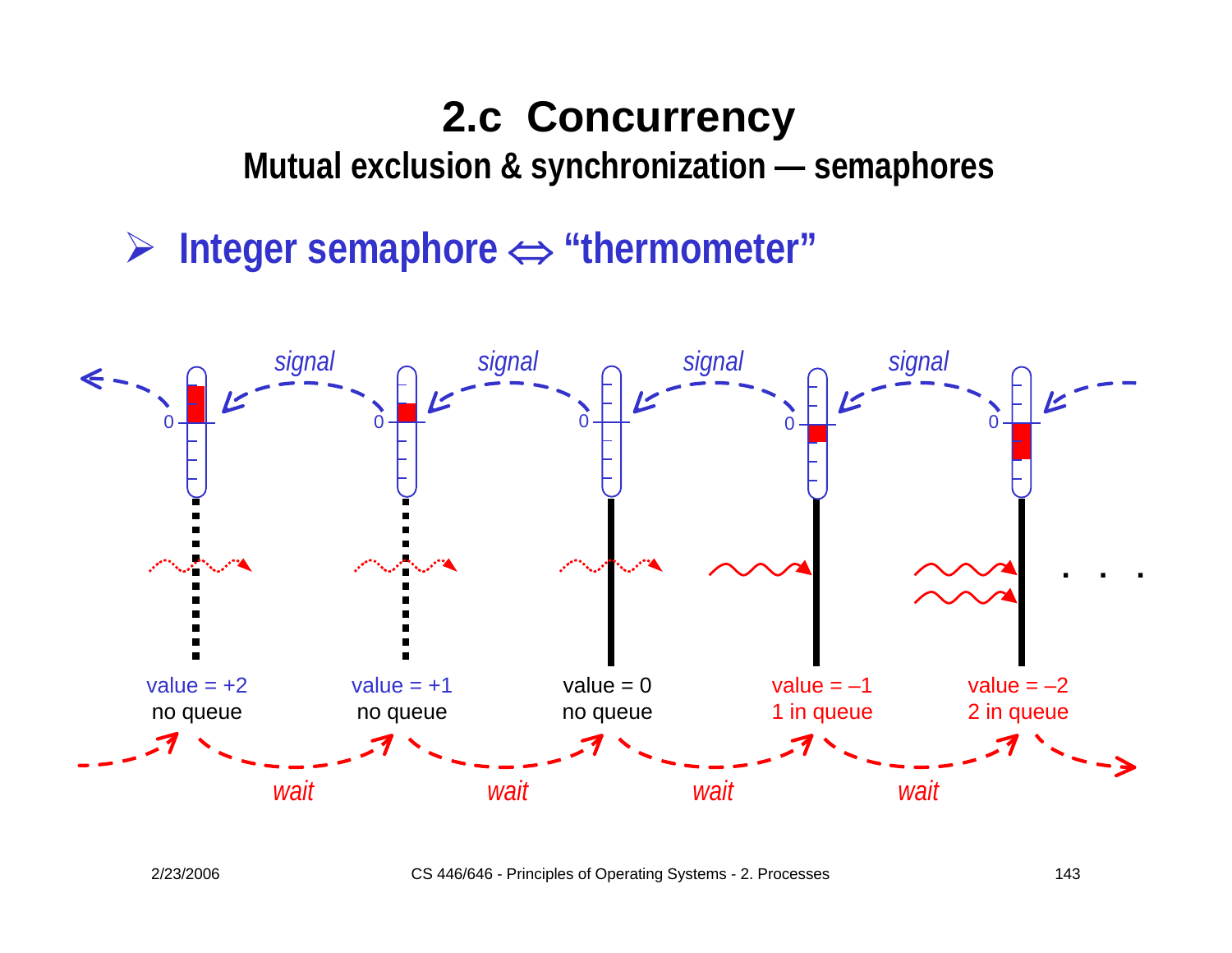# 2.c Concurrency

## Mutual exclusion & synchronization — semaphores

- **Integer semaphore ⇔ "thermometer"**

*signal* *signal* *signal* *signal*

| value = +2 | value = +1 | value = 0 | value = –1 | value = –2 |
|---|---|---|---|---|
| no queue | no queue | no queue | 1 in queue | 2 in queue |

*wait* *wait* *wait* *wait*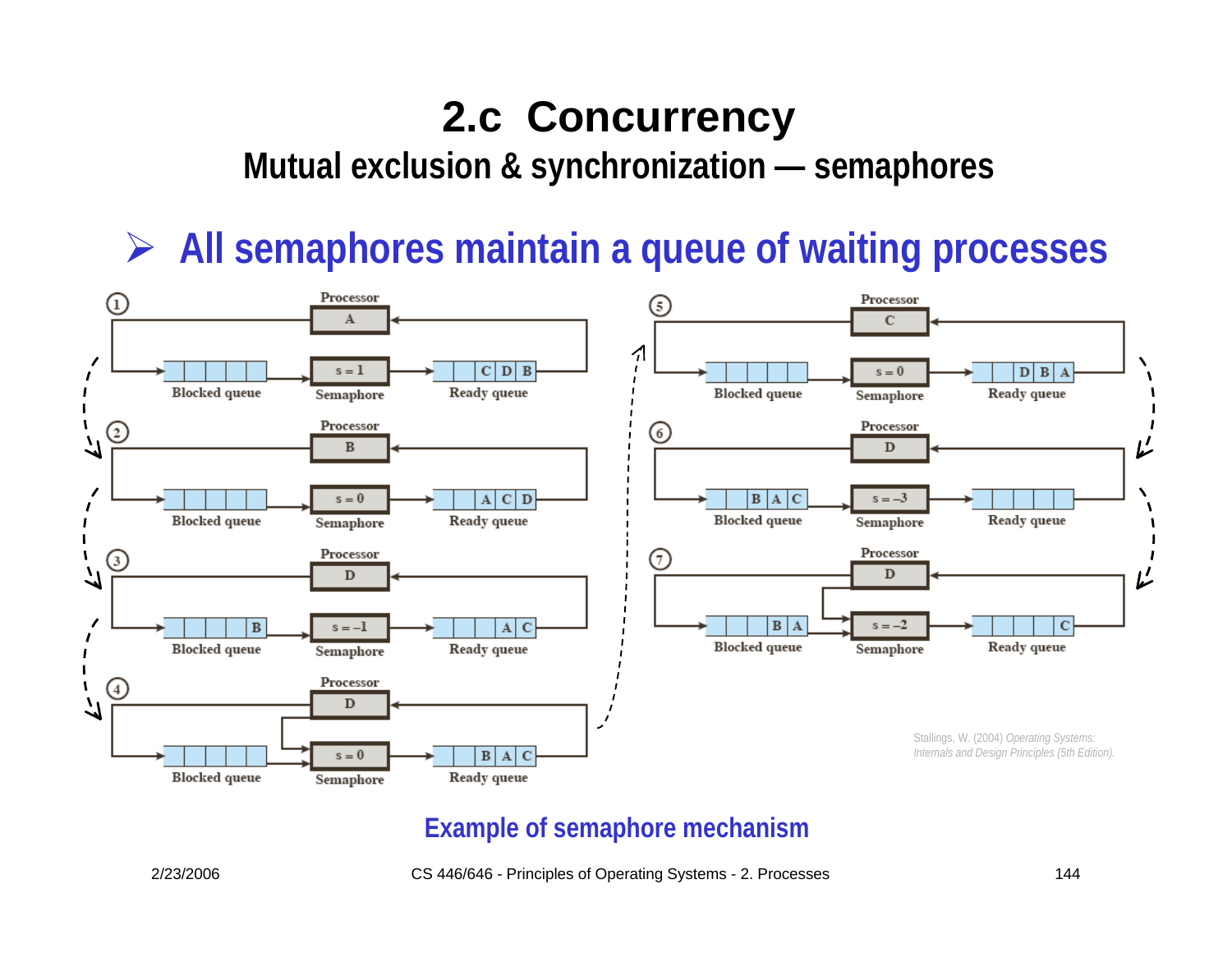# 2.c Concurrency

## Mutual exclusion & synchronization — semaphores

- **All semaphores maintain a queue of waiting processes**

① Processor A; Blocked queue: (empty); Semaphore: s = 1; Ready queue: C D B

② Processor B; Blocked queue: (empty); Semaphore: s = 0; Ready queue: A C D

③ Processor D; Blocked queue: B; Semaphore: s = −1; Ready queue: A C

④ Processor D; Blocked queue: (empty); Semaphore: s = 0; Ready queue: B A C

⑤ Processor C; Blocked queue: (empty); Semaphore: s = 0; Ready queue: D B A

⑥ Processor D; Blocked queue: B A C; Semaphore: s = −3; Ready queue: (empty)

⑦ Processor D; Blocked queue: B A; Semaphore: s = −2; Ready queue: C

Stallings, W. (2004) *Operating Systems: Internals and Design Principles (5th Edition).*

**Example of semaphore mechanism**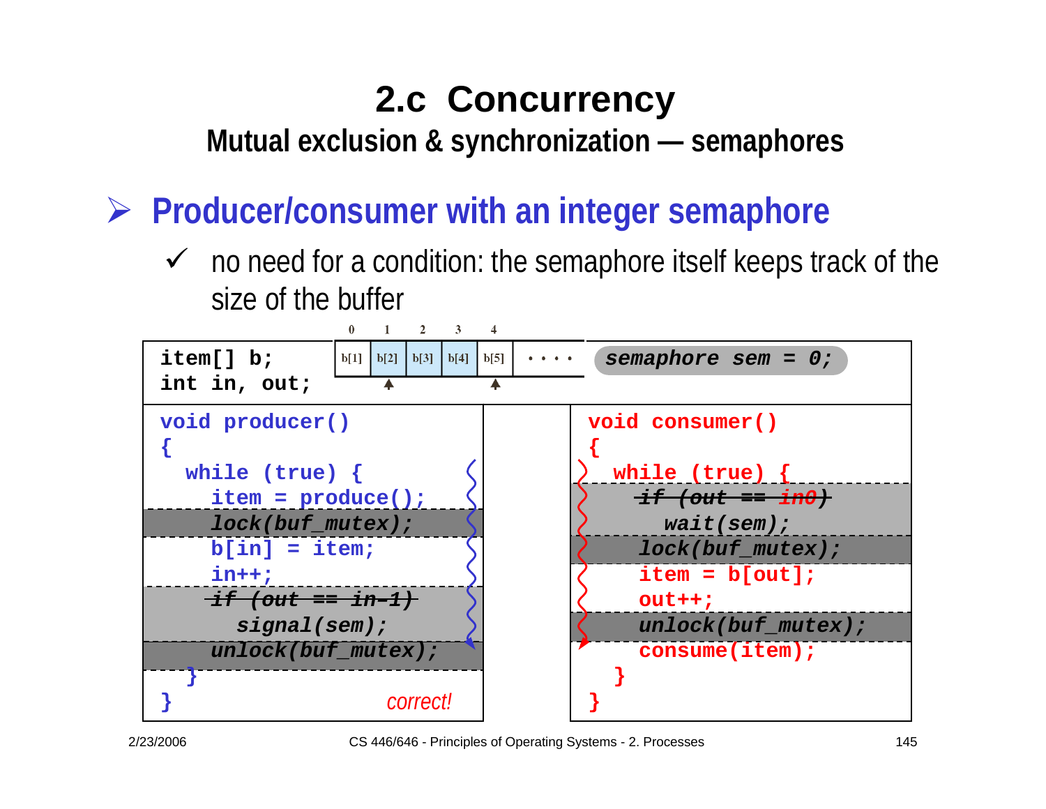# 2.c Concurrency

## Mutual exclusion & synchronization — semaphores

### ➢ Producer/consumer with an integer semaphore

✓ no need for a condition: the semaphore itself keeps track of the size of the buffer

| 0 | 1 | 2 | 3 | 4 | |
|---|---|---|---|---|---|
| b[1] | b[2] | b[3] | b[4] | b[5] | • • • • |

```
item[] b;
int in, out;
```

```
semaphore sem = 0;
```

```
void producer()
{
  while (true) {
    item = produce();
    lock(buf_mutex);
    b[in] = item;
    in++;
    if (out == in-1)
      signal(sem);
    unlock(buf_mutex);
  }
}
```

*correct!*

```
void consumer()
{
  while (true) {
    if (out == in0)
      wait(sem);
    lock(buf_mutex);
    item = b[out];
    out++;
    unlock(buf_mutex);
    consume(item);
  }
}
```

(Note: the lines `if (out == in-1)` and `if (out == in0)` are struck through on the slide.)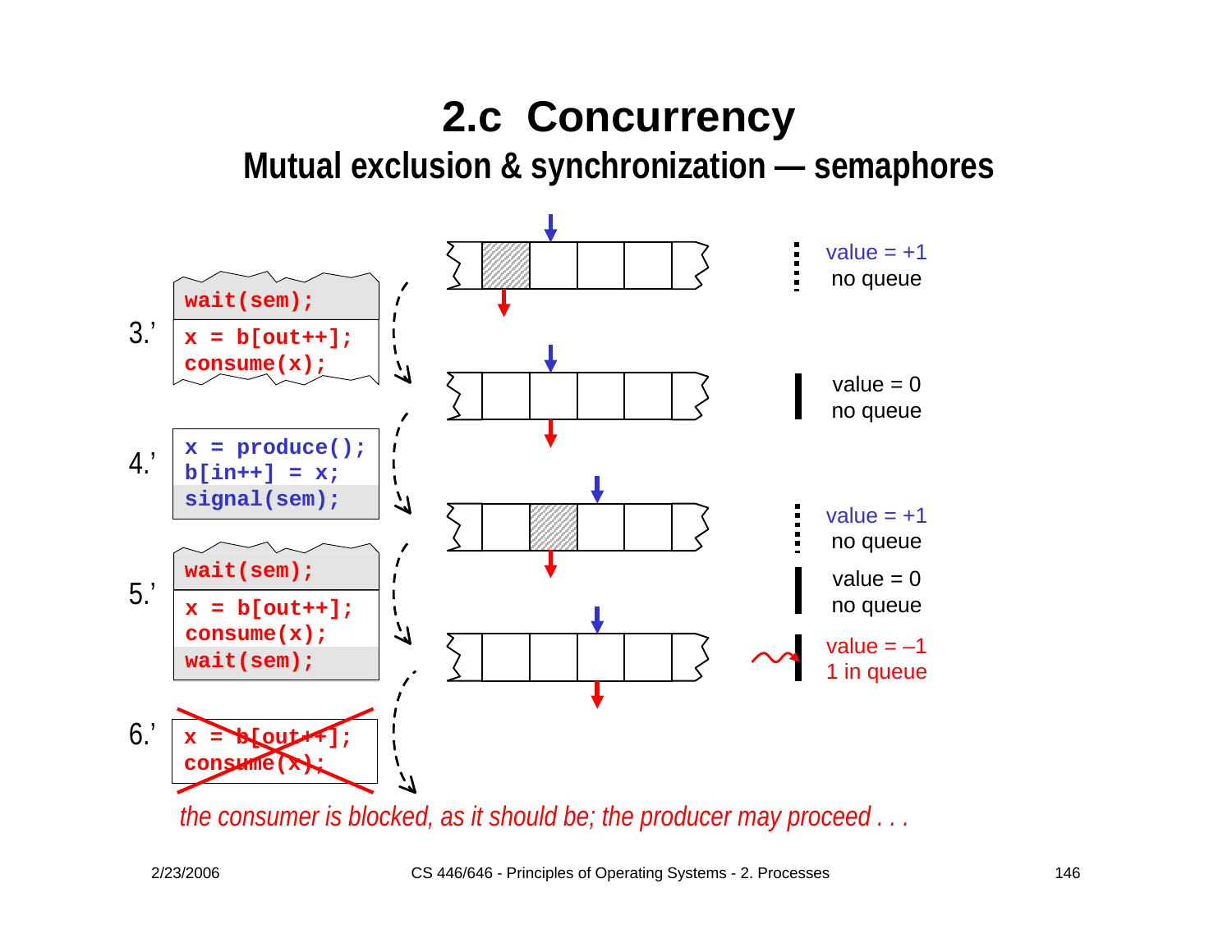# 2.c Concurrency

## Mutual exclusion & synchronization — semaphores

3.’

```
wait(sem);
x = b[out++];
consume(x);
```

value = +1
no queue

value = 0
no queue

4.’

```
x = produce();
b[in++] = x;
signal(sem);
```

value = +1
no queue

5.’

```
wait(sem);
x = b[out++];
consume(x);
wait(sem);
```

value = 0
no queue

value = –1
1 in queue

6.’

```
x = b[out++];
consume(x);
```

*the consumer is blocked, as it should be; the producer may proceed . . .*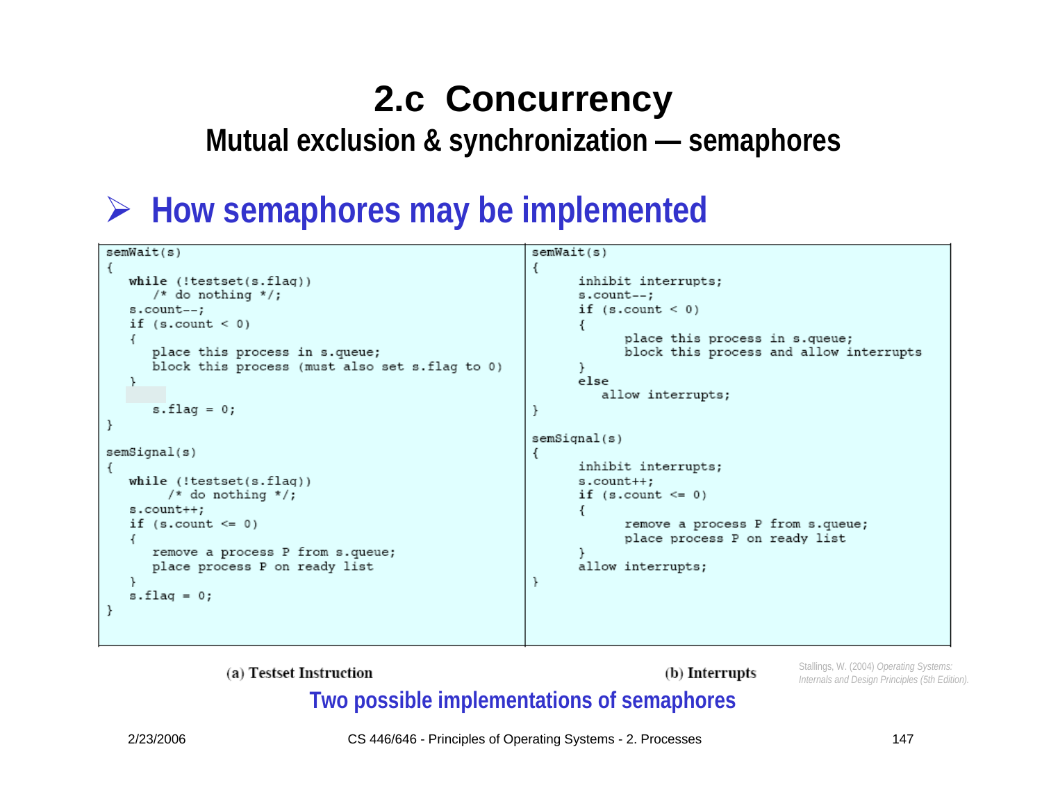# 2.c Concurrency

## Mutual exclusion & synchronization — semaphores

### ➢ How semaphores may be implemented

```
semWait(s)
{
   while (!testset(s.flag))
      /* do nothing */;
   s.count--;
   if (s.count < 0)
   {
      place this process in s.queue;
      block this process (must also set s.flag to 0)
   }
      s.flag = 0;
}

semSignal(s)
{
   while (!testset(s.flag))
      /* do nothing */;
   s.count++;
   if (s.count <= 0)
   {
      remove a process P from s.queue;
      place process P on ready list
   }
   s.flag = 0;
}
```

(a) Testset Instruction

```
semWait(s)
{
      inhibit interrupts;
      s.count--;
      if (s.count < 0)
      {
            place this process in s.queue;
            block this process and allow interrupts
      }
      else
         allow interrupts;
}

semSignal(s)
{
      inhibit interrupts;
      s.count++;
      if (s.count <= 0)
      {
            remove a process P from s.queue;
            place process P on ready list
      }
      allow interrupts;
}
```

(b) Interrupts

Stallings, W. (2004) *Operating Systems: Internals and Design Principles (5th Edition).*

**Two possible implementations of semaphores**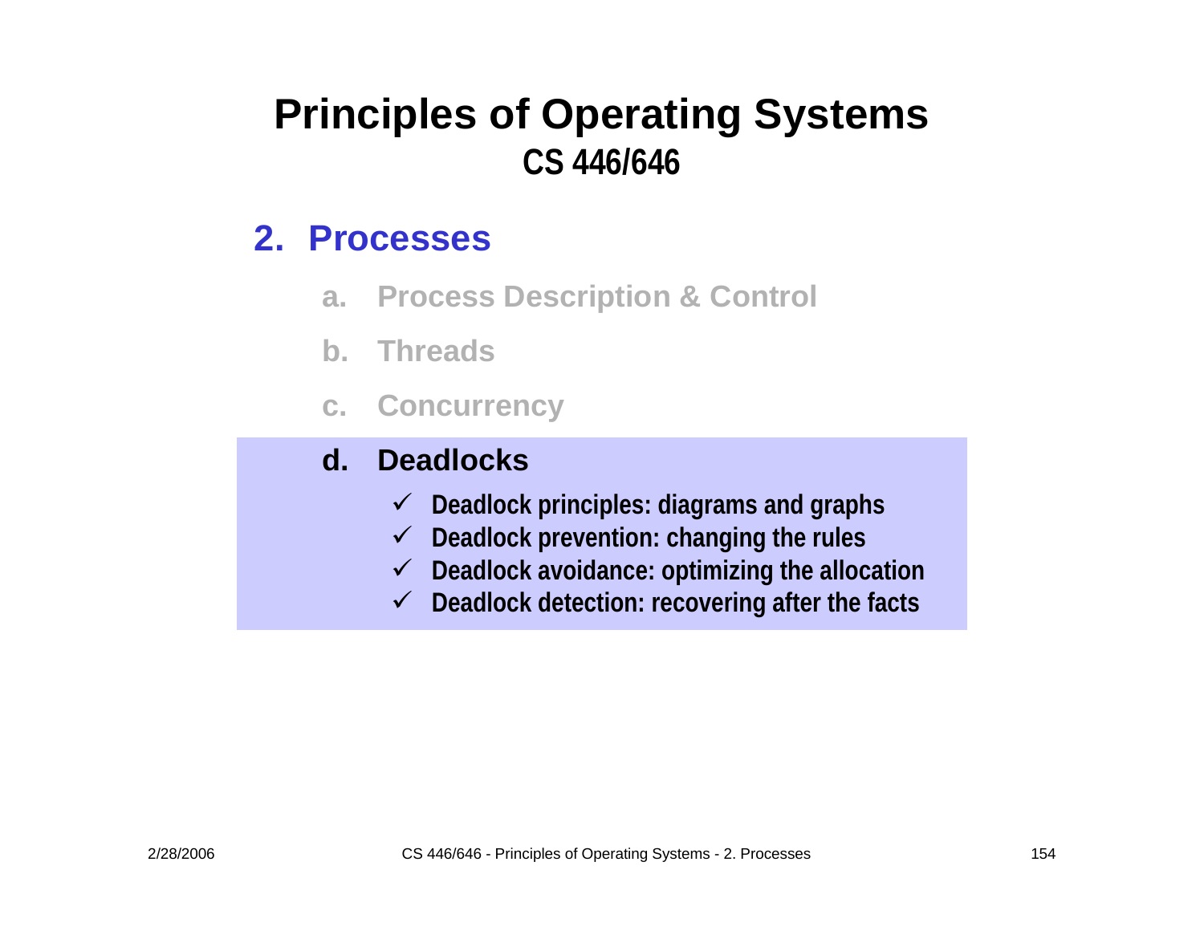# Principles of Operating Systems
## CS 446/646

## 2. Processes

a. Process Description & Control

b. Threads

c. Concurrency

d. **Deadlocks**
   - ✓ Deadlock principles: diagrams and graphs
   - ✓ Deadlock prevention: changing the rules
   - ✓ Deadlock avoidance: optimizing the allocation
   - ✓ Deadlock detection: recovering after the facts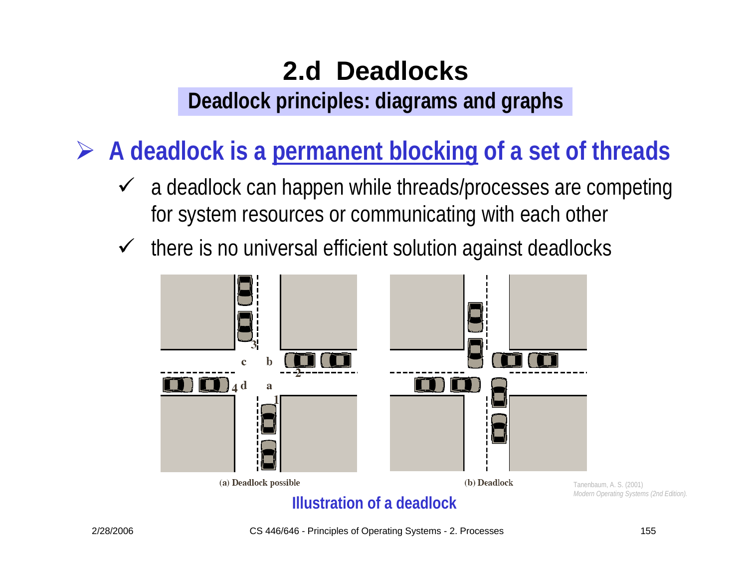# 2.d Deadlocks

## Deadlock principles: diagrams and graphs

- **A deadlock is a permanent blocking of a set of threads**
  - a deadlock can happen while threads/processes are competing for system resources or communicating with each other
  - there is no universal efficient solution against deadlocks

(a) Deadlock possible

(b) Deadlock

Tanenbaum, A. S. (2001) *Modern Operating Systems (2nd Edition).*

**Illustration of a deadlock**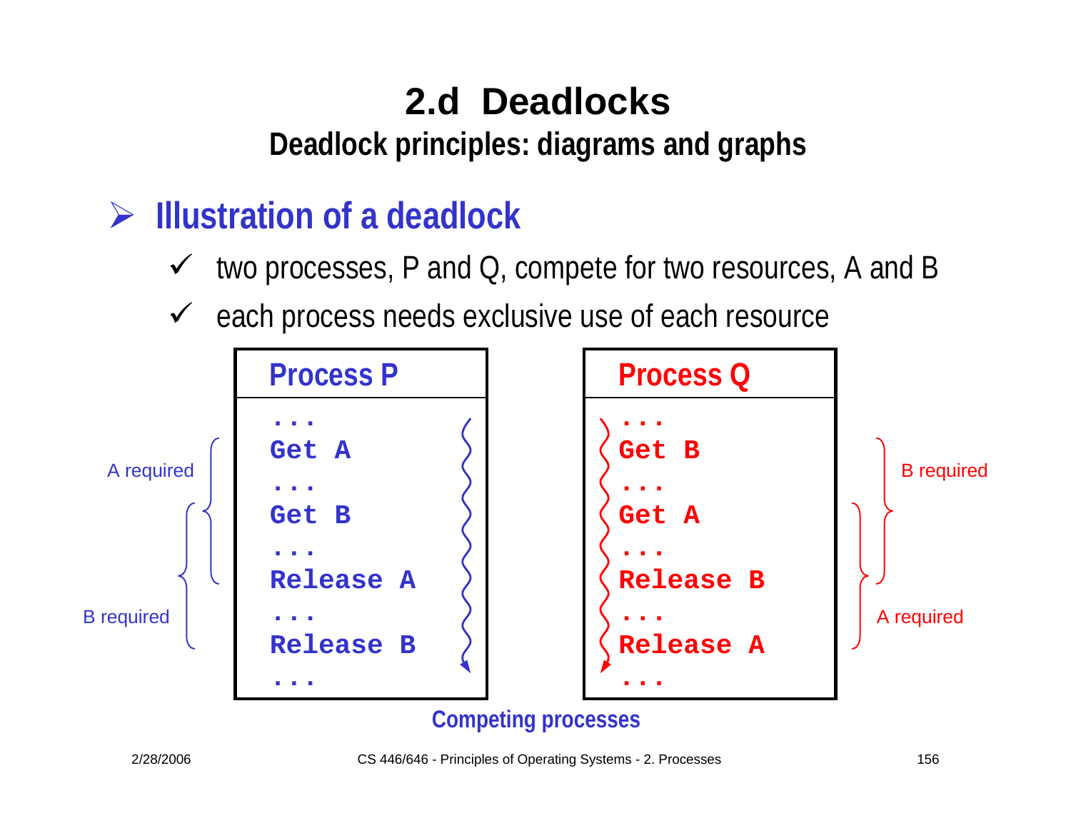# 2.d Deadlocks

## Deadlock principles: diagrams and graphs

### Illustration of a deadlock

- two processes, P and Q, compete for two resources, A and B
- each process needs exclusive use of each resource

**Process P**

```
...
Get A
...
Get B
...
Release A
...
Release B
...
```

A required / B required

**Process Q**

```
...
Get B
...
Get A
...
Release B
...
Release A
...
```

B required / A required

Competing processes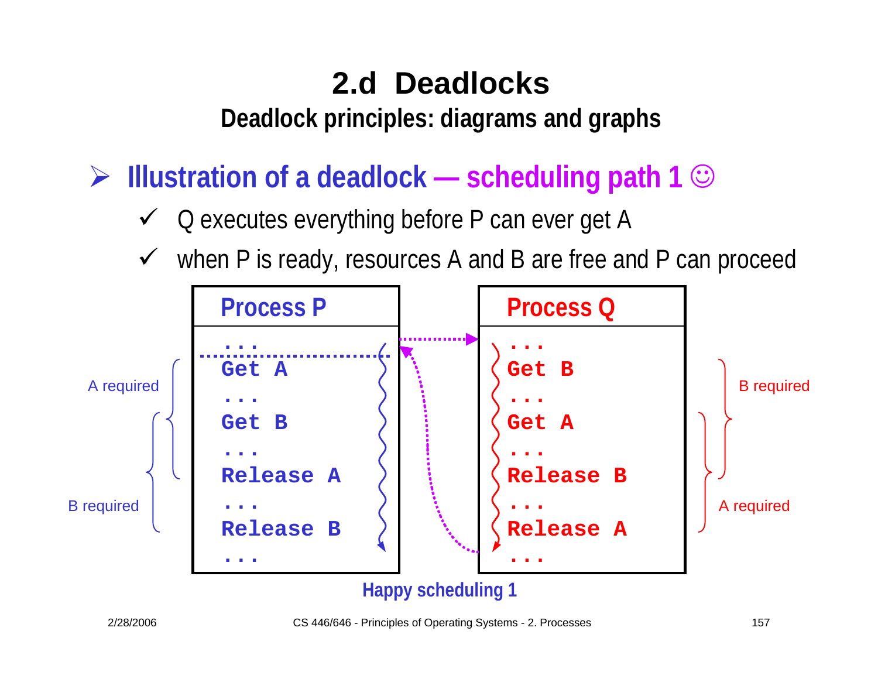# 2.d Deadlocks

## Deadlock principles: diagrams and graphs

- **Illustration of a deadlock — scheduling path 1 ☺**
  - ✓ Q executes everything before P can ever get A
  - ✓ when P is ready, resources A and B are free and P can proceed

| Process P | Process Q |
| --- | --- |
| `...` | `...` |
| `Get A` | `Get B` |
| `...` | `...` |
| `Get B` | `Get A` |
| `...` | `...` |
| `Release A` | `Release B` |
| `...` | `...` |
| `Release B` | `Release A` |
| `...` | `...` |

A required / B required (Process P); B required / A required (Process Q)

Happy scheduling 1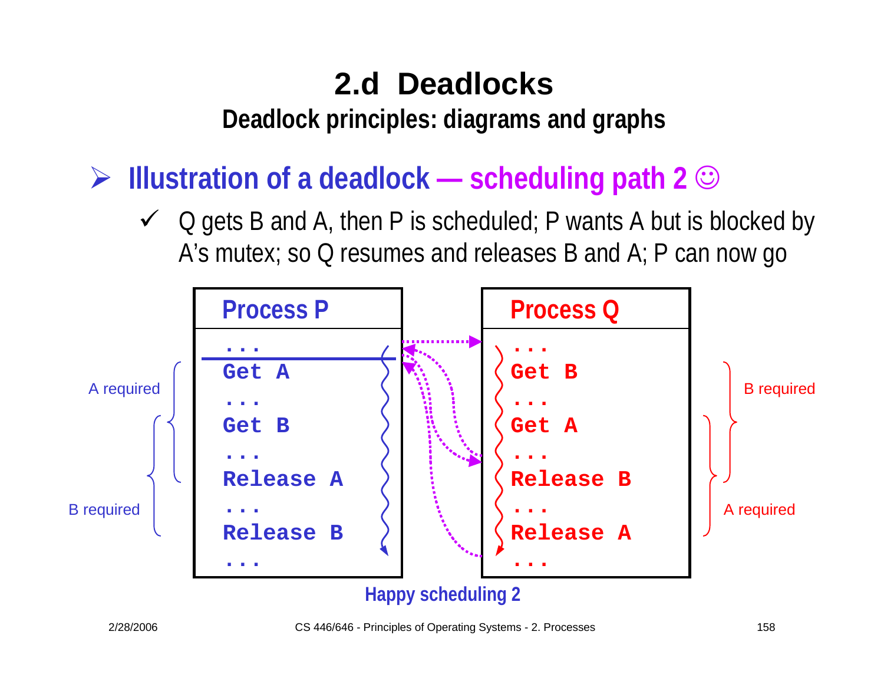# 2.d Deadlocks

## Deadlock principles: diagrams and graphs

- **Illustration of a deadlock — scheduling path 2 ☺**
  - ✓ Q gets B and A, then P is scheduled; P wants A but is blocked by A's mutex; so Q resumes and releases B and A; P can now go

| Process P | Process Q |
|---|---|
| ... | ... |
| Get A | Get B |
| ... | ... |
| Get B | Get A |
| ... | ... |
| Release A | Release B |
| ... | ... |
| Release B | Release A |
| ... | ... |

A required / B required (Process P) — B required / A required (Process Q)

**Happy scheduling 2**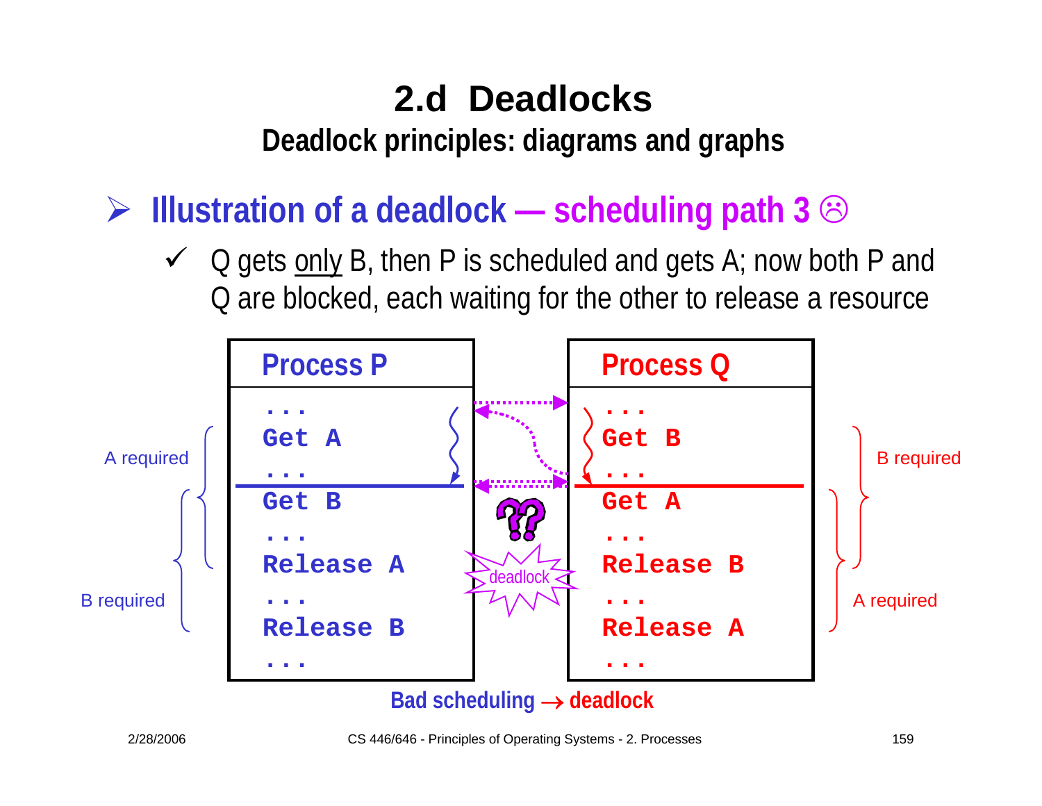# 2.d Deadlocks

## Deadlock principles: diagrams and graphs

- **Illustration of a deadlock — scheduling path 3 ☹**
  - ✓ Q gets only B, then P is scheduled and gets A; now both P and Q are blocked, each waiting for the other to release a resource

| Process P | Process Q |
|---|---|
| `...` | `...` |
| `Get A` | `Get B` |
| `...` | `...` |
| `Get B` | `Get A` |
| `...` | `...` |
| `Release A` | `Release B` |
| `...` | `...` |
| `Release B` | `Release A` |
| `...` | `...` |

A required

B required

B required

A required

deadlock

**Bad scheduling → deadlock**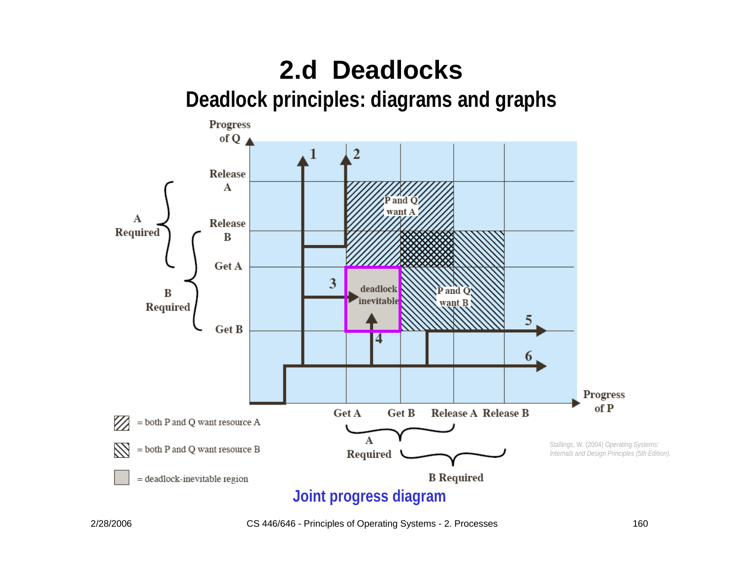# 2.d Deadlocks

## Deadlock principles: diagrams and graphs

Progress of Q

Release A

Release B

Get A

Get B

A Required

B Required

P and Q want A

P and Q want B

deadlock inevitable

1 2 3 4 5 6

Progress of P

Get A Get B Release A Release B

A Required

B Required

= both P and Q want resource A

= both P and Q want resource B

= deadlock-inevitable region

Stallings, W. (2004) *Operating Systems: Internals and Design Principles (5th Edition).*

**Joint progress diagram**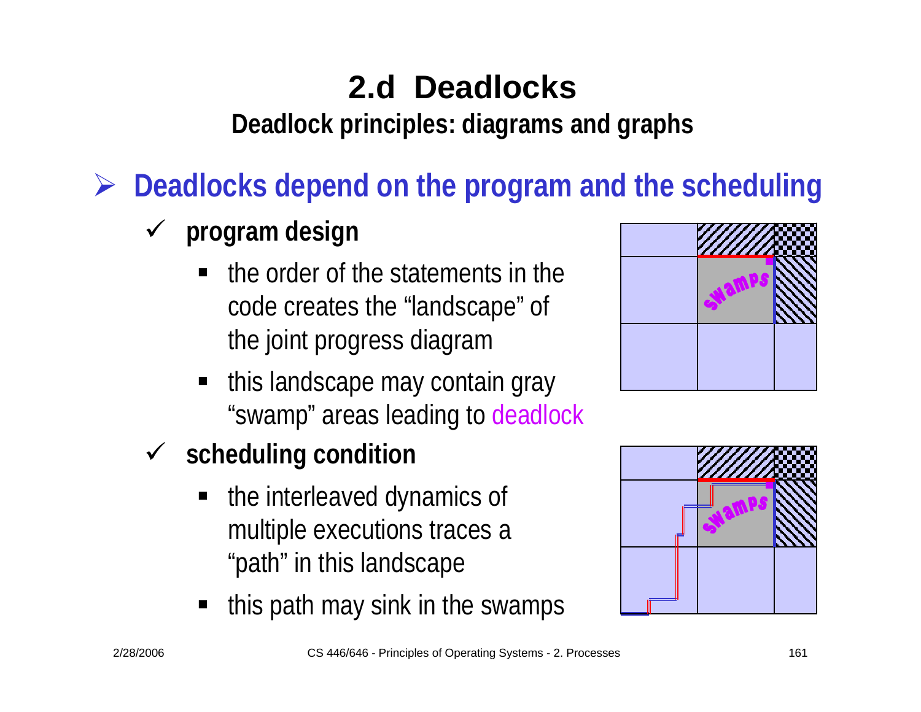# 2.d Deadlocks

## Deadlock principles: diagrams and graphs

- **Deadlocks depend on the program and the scheduling**
  - **program design**
    - the order of the statements in the code creates the "landscape" of the joint progress diagram
    - this landscape may contain gray "swamp" areas leading to deadlock
  - **scheduling condition**
    - the interleaved dynamics of multiple executions traces a "path" in this landscape
    - this path may sink in the swamps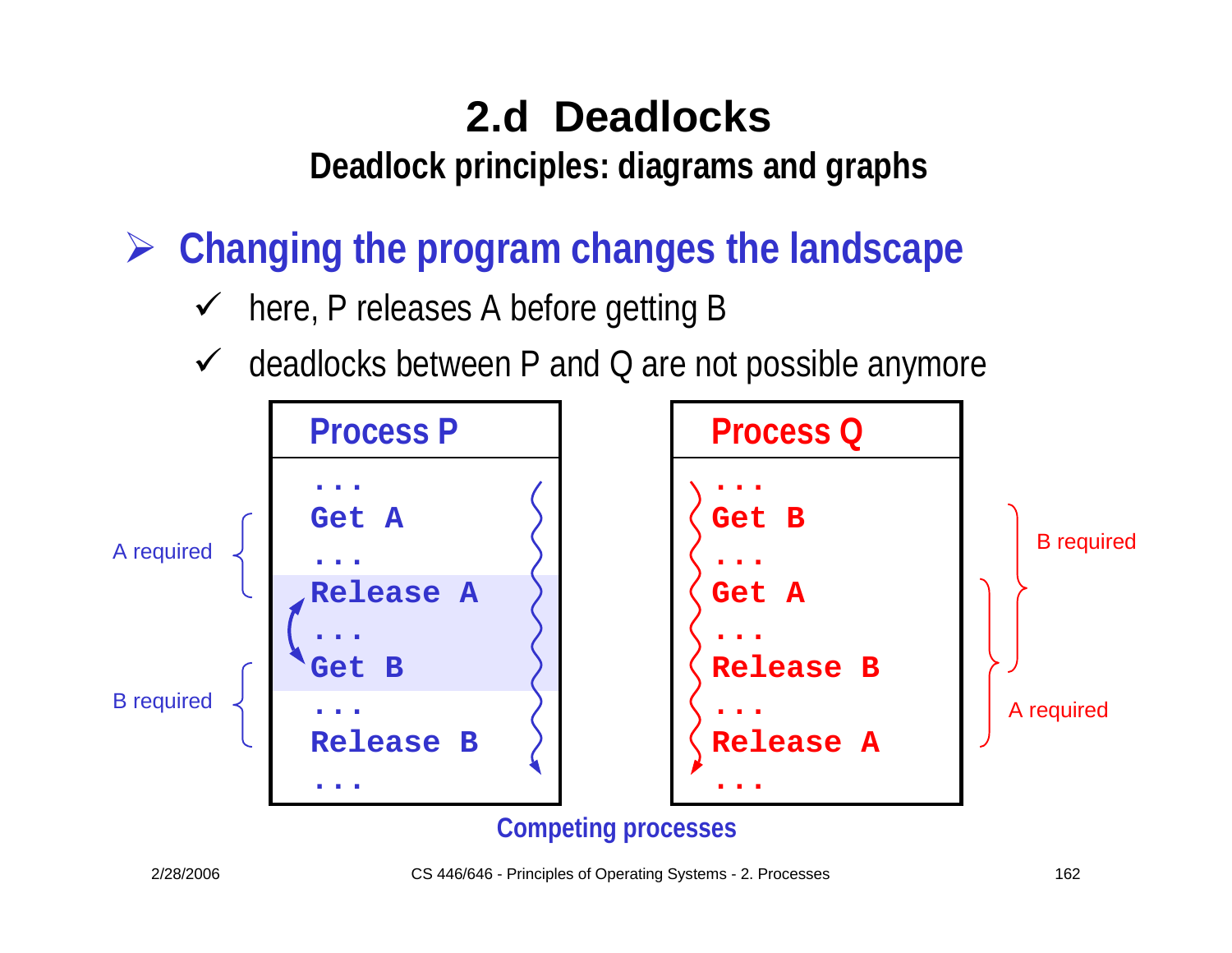# 2.d Deadlocks

## Deadlock principles: diagrams and graphs

- **Changing the program changes the landscape**
  - ✓ here, P releases A before getting B
  - ✓ deadlocks between P and Q are not possible anymore

**Process P**

```
...
Get A
...
Release A
...
Get B
...
Release B
...
```

A required (Get A … Release A)

B required (Get B … Release B)

**Process Q**

```
...
Get B
...
Get A
...
Release B
...
Release A
...
```

B required (Get B … Release B)

A required (Get A … Release A)

Competing processes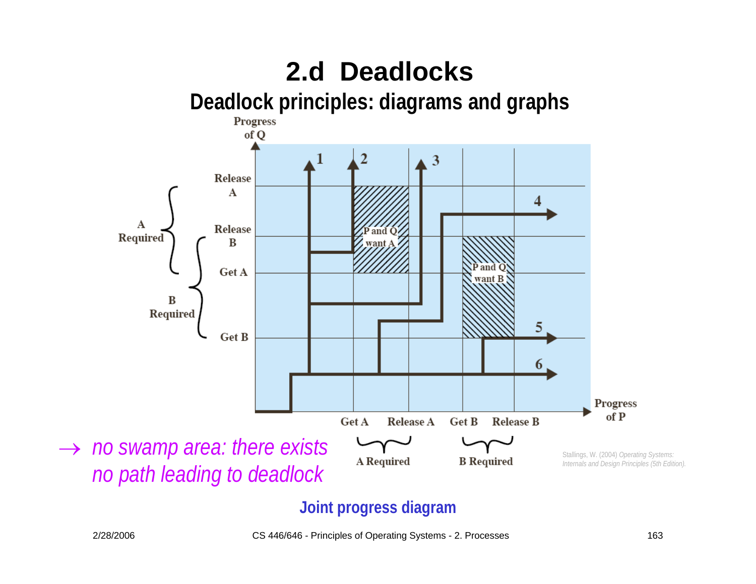# 2.d Deadlocks

## Deadlock principles: diagrams and graphs

Progress of Q

Release A

Release B

Get A

Get B

A Required

B Required

1 2 3 4 5 6

P and Q want A

P and Q want B

Get A Release A Get B Release B

A Required B Required

Progress of P

→ *no swamp area: there exists no path leading to deadlock*

Stallings, W. (2004) *Operating Systems: Internals and Design Principles (5th Edition).*

**Joint progress diagram**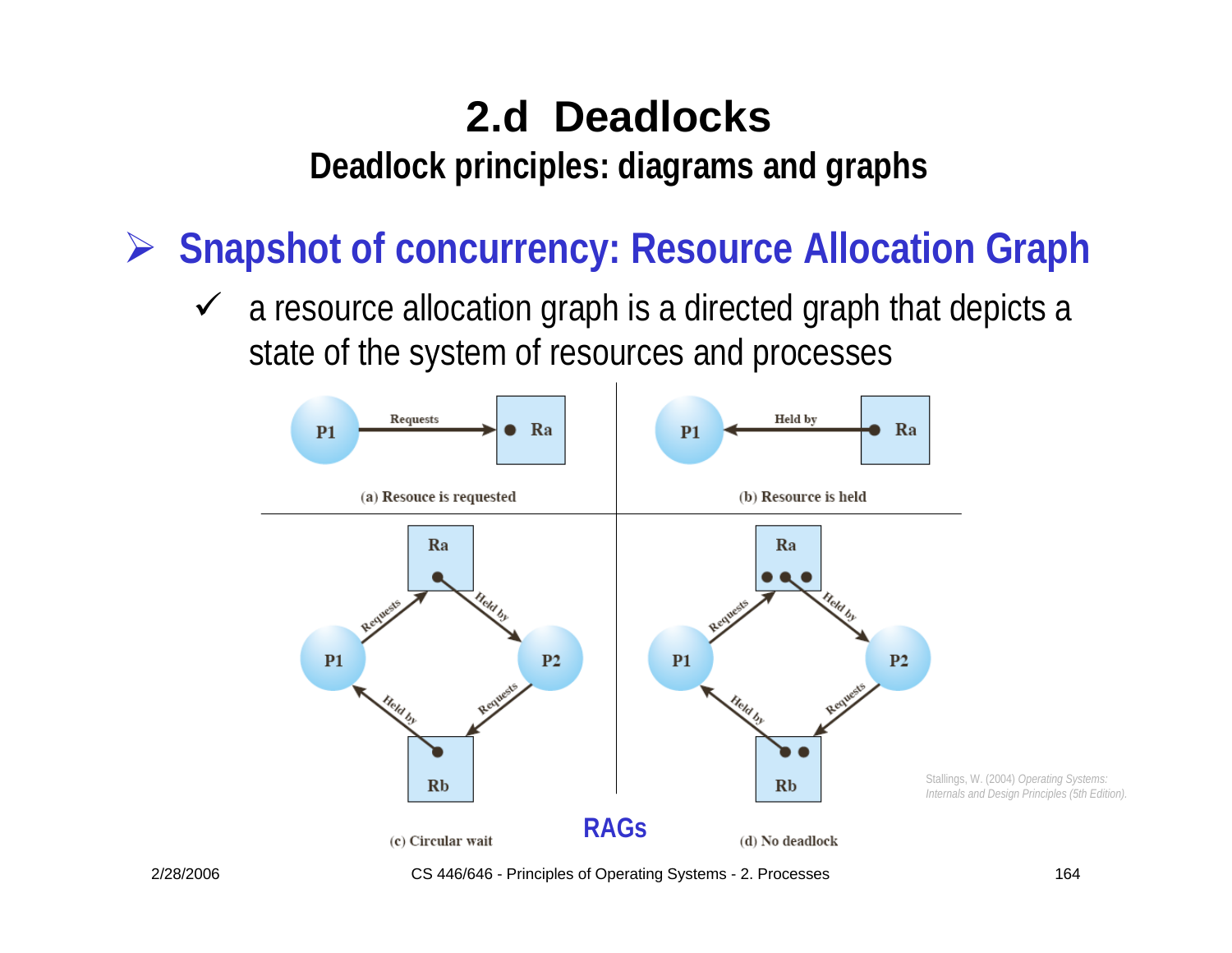# 2.d Deadlocks

## Deadlock principles: diagrams and graphs

- **Snapshot of concurrency: Resource Allocation Graph**
  - ✓ a resource allocation graph is a directed graph that depicts a state of the system of resources and processes

P1 —Requests→ Ra

(a) Resouce is requested

P1 ←Held by— Ra

(b) Resource is held

(c) Circular wait

(d) No deadlock

**RAGs**

Stallings, W. (2004) *Operating Systems: Internals and Design Principles (5th Edition).*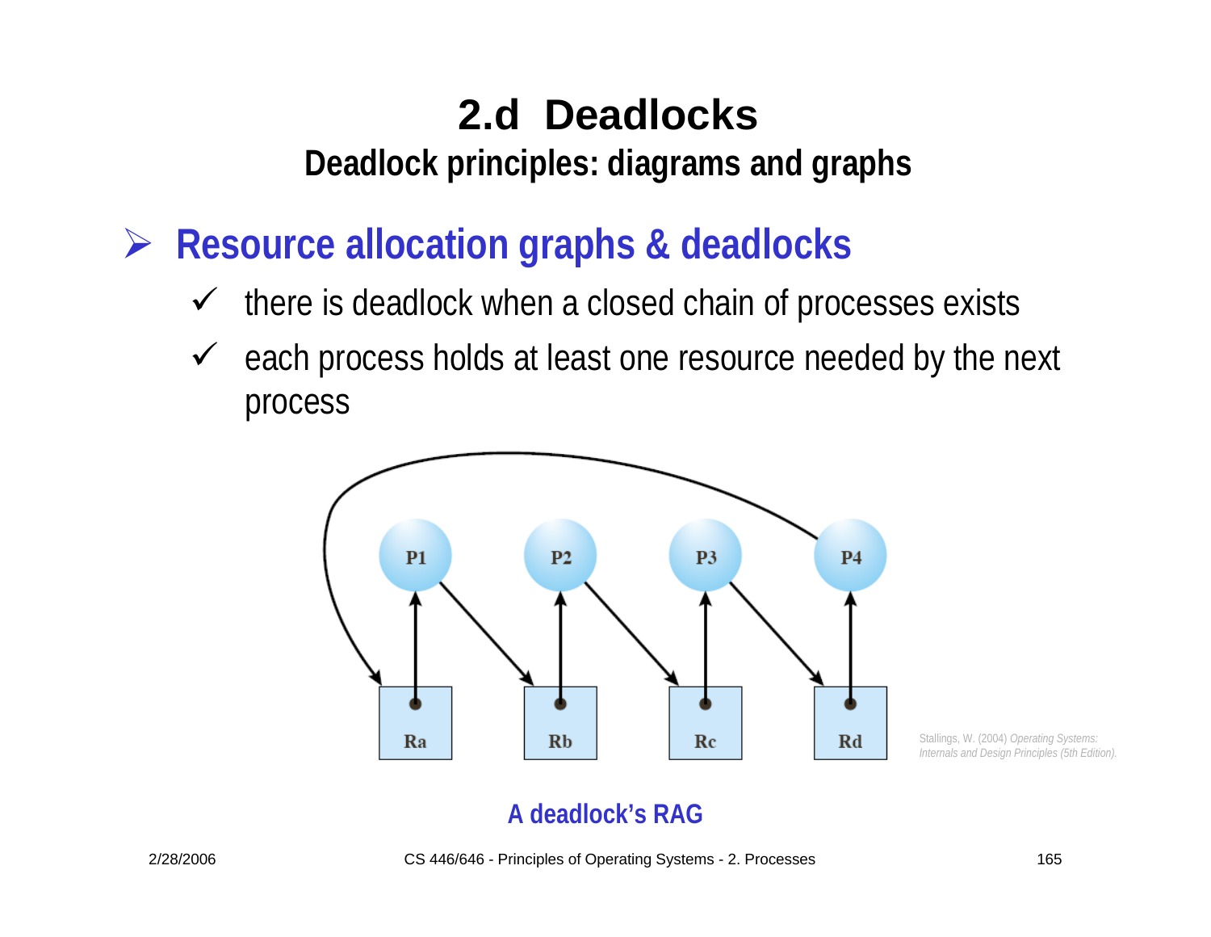# 2.d Deadlocks

## Deadlock principles: diagrams and graphs

- **Resource allocation graphs & deadlocks**
  - ✓ there is deadlock when a closed chain of processes exists
  - ✓ each process holds at least one resource needed by the next process

P1 P2 P3 P4

Ra Rb Rc Rd

Stallings, W. (2004) *Operating Systems: Internals and Design Principles (5th Edition).*

**A deadlock's RAG**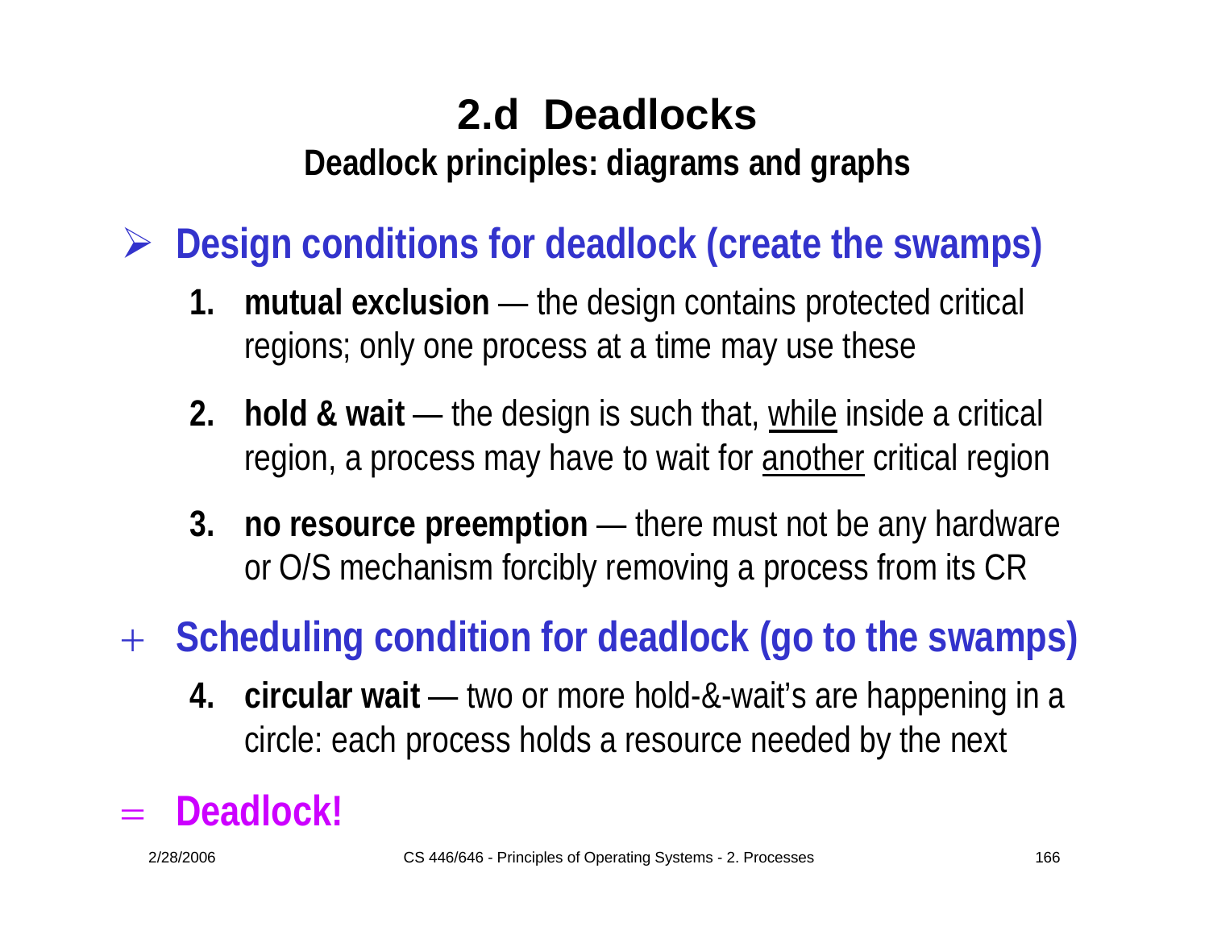# 2.d Deadlocks

## Deadlock principles: diagrams and graphs

- **Design conditions for deadlock (create the swamps)**
  1. **mutual exclusion** — the design contains protected critical regions; only one process at a time may use these
  2. **hold & wait** — the design is such that, while inside a critical region, a process may have to wait for another critical region
  3. **no resource preemption** — there must not be any hardware or O/S mechanism forcibly removing a process from its CR

\+ **Scheduling condition for deadlock (go to the swamps)**

  4. **circular wait** — two or more hold-&-wait's are happening in a circle: each process holds a resource needed by the next

= **Deadlock!**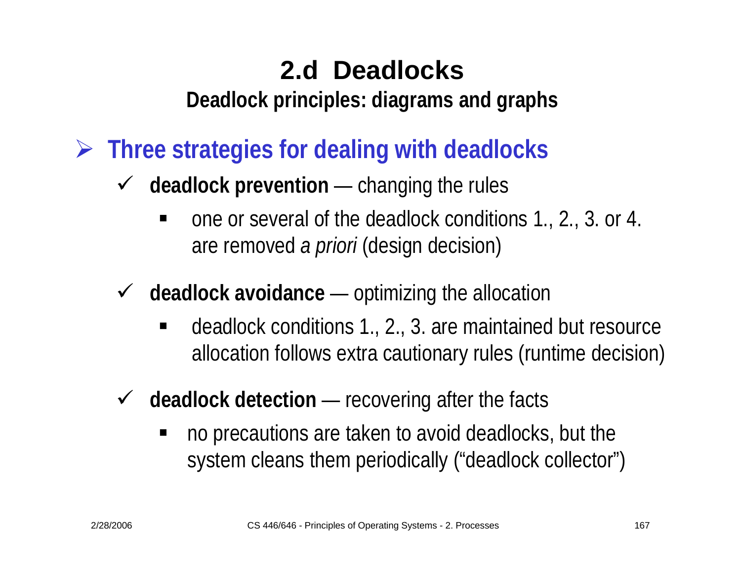# 2.d Deadlocks

## Deadlock principles: diagrams and graphs

- **Three strategies for dealing with deadlocks**
  - **deadlock prevention** — changing the rules
    - one or several of the deadlock conditions 1., 2., 3. or 4. are removed *a priori* (design decision)
  - **deadlock avoidance** — optimizing the allocation
    - deadlock conditions 1., 2., 3. are maintained but resource allocation follows extra cautionary rules (runtime decision)
  - **deadlock detection** — recovering after the facts
    - no precautions are taken to avoid deadlocks, but the system cleans them periodically (“deadlock collector”)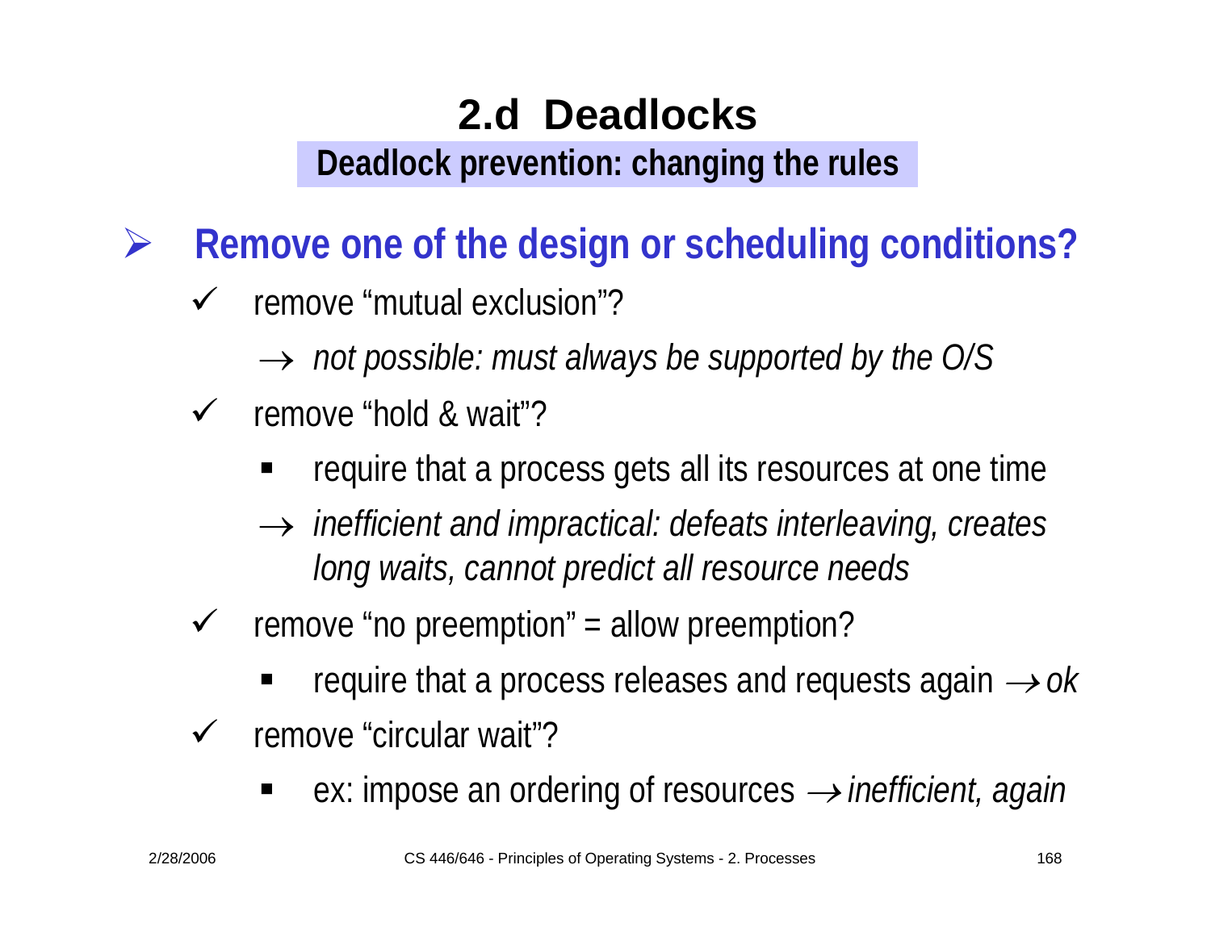# 2.d Deadlocks

## Deadlock prevention: changing the rules

- **Remove one of the design or scheduling conditions?**
  - remove "mutual exclusion"?
    - → *not possible: must always be supported by the O/S*
  - remove "hold & wait"?
    - require that a process gets all its resources at one time
    - → *inefficient and impractical: defeats interleaving, creates long waits, cannot predict all resource needs*
  - remove "no preemption" = allow preemption?
    - require that a process releases and requests again → *ok*
  - remove "circular wait"?
    - ex: impose an ordering of resources → *inefficient, again*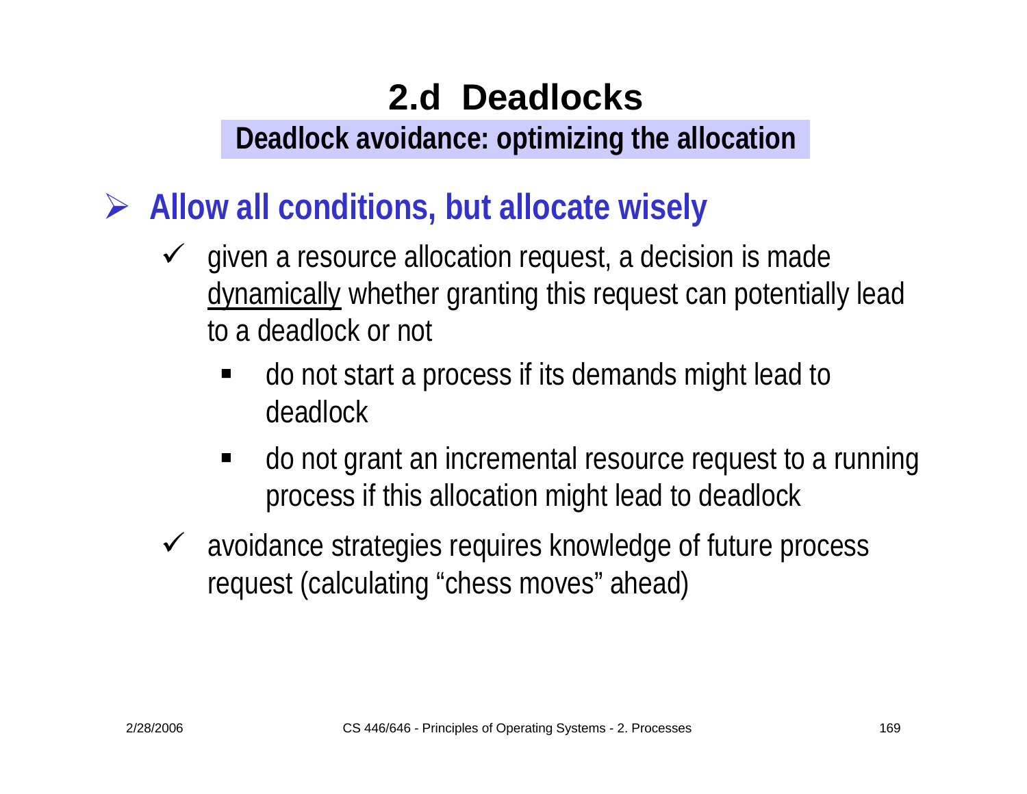# 2.d Deadlocks

## Deadlock avoidance: optimizing the allocation

- **Allow all conditions, but allocate wisely**
  - given a resource allocation request, a decision is made dynamically whether granting this request can potentially lead to a deadlock or not
    - do not start a process if its demands might lead to deadlock
    - do not grant an incremental resource request to a running process if this allocation might lead to deadlock
  - avoidance strategies requires knowledge of future process request (calculating "chess moves" ahead)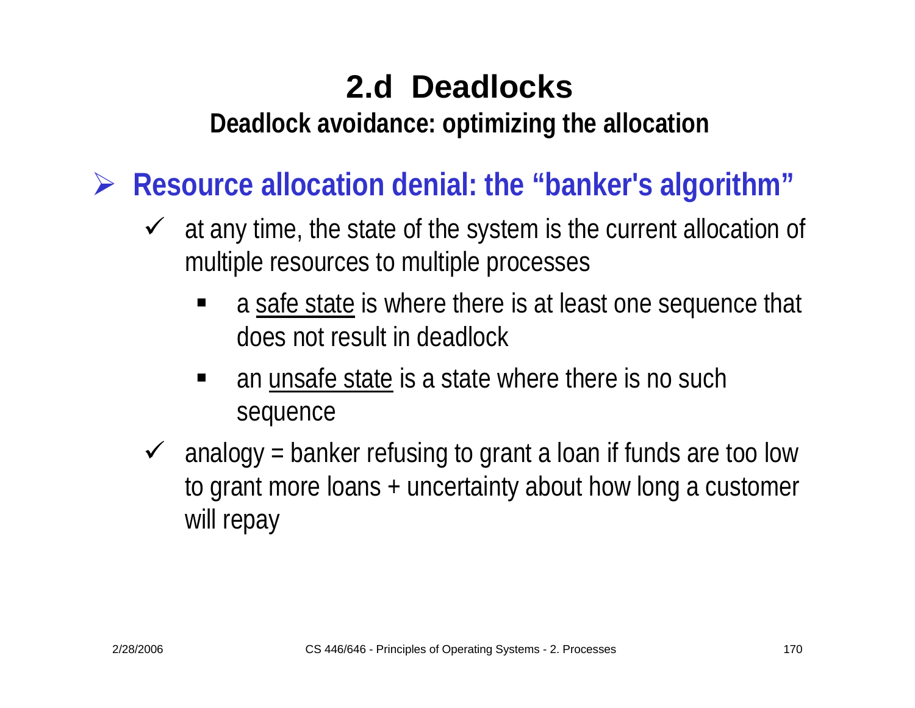# 2.d Deadlocks

## Deadlock avoidance: optimizing the allocation

- **Resource allocation denial: the "banker's algorithm"**
  - at any time, the state of the system is the current allocation of multiple resources to multiple processes
    - a <u>safe state</u> is where there is at least one sequence that does not result in deadlock
    - an <u>unsafe state</u> is a state where there is no such sequence
  - analogy = banker refusing to grant a loan if funds are too low to grant more loans + uncertainty about how long a customer will repay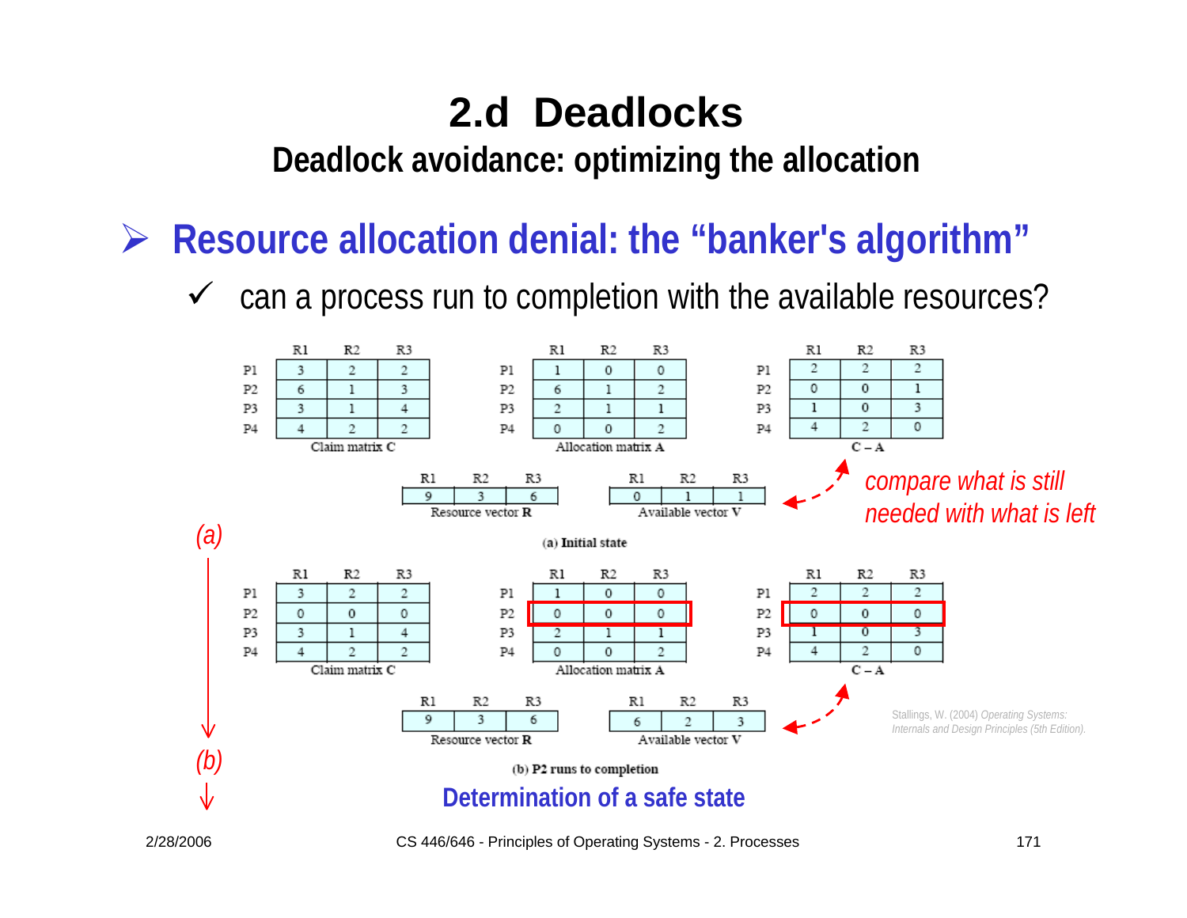# 2.d Deadlocks

## Deadlock avoidance: optimizing the allocation

- **Resource allocation denial: the "banker's algorithm"**
  - ✓ can a process run to completion with the available resources?

*(a)*

**Claim matrix C**

| | R1 | R2 | R3 |
|---|---|---|---|
| P1 | 3 | 2 | 2 |
| P2 | 6 | 1 | 3 |
| P3 | 3 | 1 | 4 |
| P4 | 4 | 2 | 2 |

**Allocation matrix A**

| | R1 | R2 | R3 |
|---|---|---|---|
| P1 | 1 | 0 | 0 |
| P2 | 6 | 1 | 2 |
| P3 | 2 | 1 | 1 |
| P4 | 0 | 0 | 2 |

**C – A**

| | R1 | R2 | R3 |
|---|---|---|---|
| P1 | 2 | 2 | 2 |
| P2 | 0 | 0 | 1 |
| P3 | 1 | 0 | 3 |
| P4 | 4 | 2 | 0 |

**Resource vector R**

| R1 | R2 | R3 |
|---|---|---|
| 9 | 3 | 6 |

**Available vector V**

| R1 | R2 | R3 |
|---|---|---|
| 0 | 1 | 1 |

*compare what is still needed with what is left*

(a) Initial state

*(b)*

**Claim matrix C**

| | R1 | R2 | R3 |
|---|---|---|---|
| P1 | 3 | 2 | 2 |
| P2 | 0 | 0 | 0 |
| P3 | 3 | 1 | 4 |
| P4 | 4 | 2 | 2 |

**Allocation matrix A**

| | R1 | R2 | R3 |
|---|---|---|---|
| P1 | 1 | 0 | 0 |
| P2 | 0 | 0 | 0 |
| P3 | 2 | 1 | 1 |
| P4 | 0 | 0 | 2 |

**C – A**

| | R1 | R2 | R3 |
|---|---|---|---|
| P1 | 2 | 2 | 2 |
| P2 | 0 | 0 | 0 |
| P3 | 1 | 0 | 3 |
| P4 | 4 | 2 | 0 |

**Resource vector R**

| R1 | R2 | R3 |
|---|---|---|
| 9 | 3 | 6 |

**Available vector V**

| R1 | R2 | R3 |
|---|---|---|
| 6 | 2 | 3 |

(b) P2 runs to completion

Stallings, W. (2004) *Operating Systems: Internals and Design Principles (5th Edition).*

**Determination of a safe state**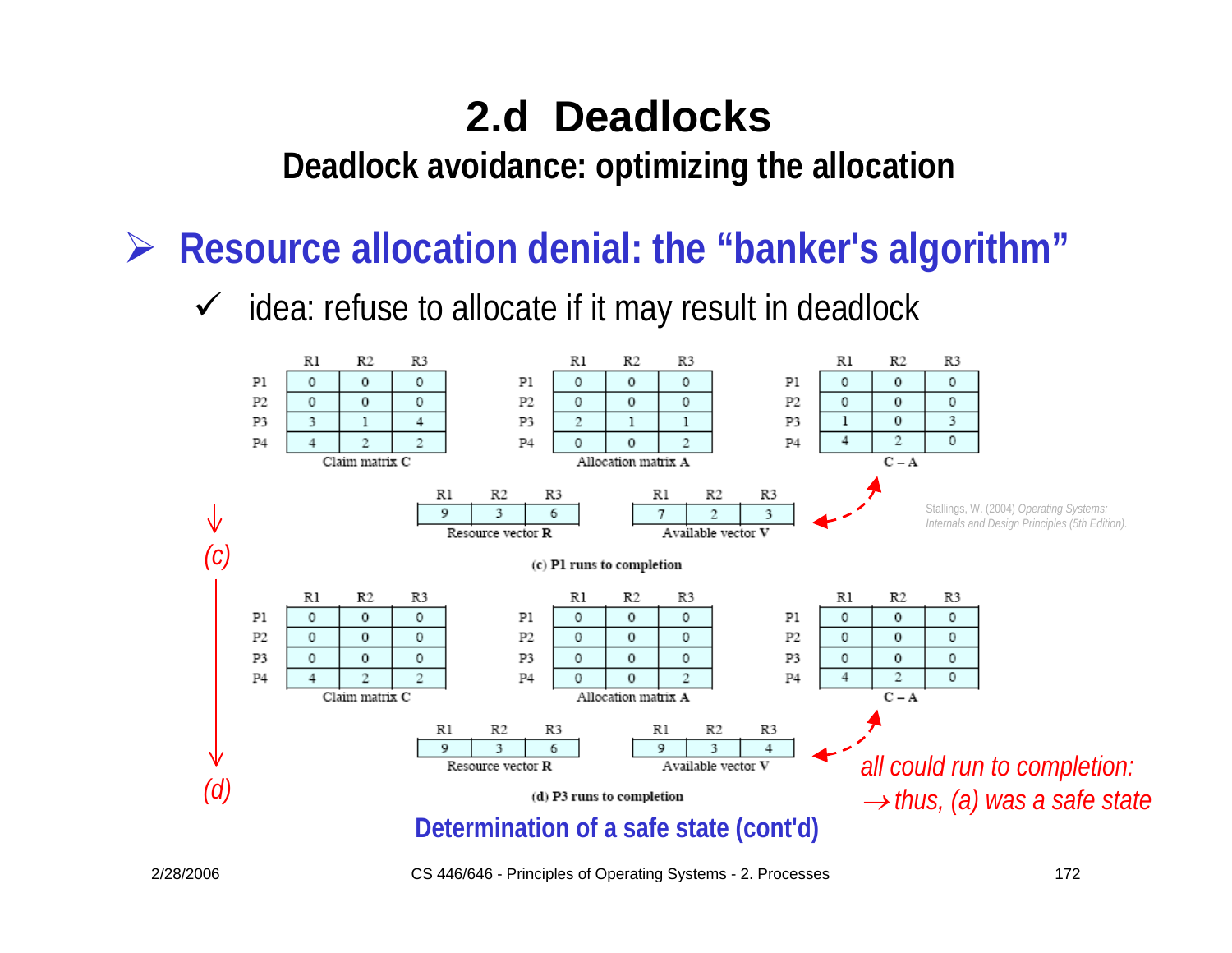# 2.d Deadlocks

## Deadlock avoidance: optimizing the allocation

- **Resource allocation denial: the "banker's algorithm"**
  - ✓ idea: refuse to allocate if it may result in deadlock

*(c)*

Claim matrix C

| | R1 | R2 | R3 |
|---|---|---|---|
| P1 | 0 | 0 | 0 |
| P2 | 0 | 0 | 0 |
| P3 | 3 | 1 | 4 |
| P4 | 4 | 2 | 2 |

Allocation matrix A

| | R1 | R2 | R3 |
|---|---|---|---|
| P1 | 0 | 0 | 0 |
| P2 | 0 | 0 | 0 |
| P3 | 2 | 1 | 1 |
| P4 | 0 | 0 | 2 |

C – A

| | R1 | R2 | R3 |
|---|---|---|---|
| P1 | 0 | 0 | 0 |
| P2 | 0 | 0 | 0 |
| P3 | 1 | 0 | 3 |
| P4 | 4 | 2 | 0 |

Resource vector R

| R1 | R2 | R3 |
|---|---|---|
| 9 | 3 | 6 |

Available vector V

| R1 | R2 | R3 |
|---|---|---|
| 7 | 2 | 3 |

(c) P1 runs to completion

Stallings, W. (2004) *Operating Systems: Internals and Design Principles (5th Edition).*

*(d)*

Claim matrix C

| | R1 | R2 | R3 |
|---|---|---|---|
| P1 | 0 | 0 | 0 |
| P2 | 0 | 0 | 0 |
| P3 | 0 | 0 | 0 |
| P4 | 4 | 2 | 2 |

Allocation matrix A

| | R1 | R2 | R3 |
|---|---|---|---|
| P1 | 0 | 0 | 0 |
| P2 | 0 | 0 | 0 |
| P3 | 0 | 0 | 0 |
| P4 | 0 | 0 | 2 |

C – A

| | R1 | R2 | R3 |
|---|---|---|---|
| P1 | 0 | 0 | 0 |
| P2 | 0 | 0 | 0 |
| P3 | 0 | 0 | 0 |
| P4 | 4 | 2 | 0 |

Resource vector R

| R1 | R2 | R3 |
|---|---|---|
| 9 | 3 | 6 |

Available vector V

| R1 | R2 | R3 |
|---|---|---|
| 9 | 3 | 4 |

(d) P3 runs to completion

*all could run to completion:*
*→ thus, (a) was a safe state*

**Determination of a safe state (cont'd)**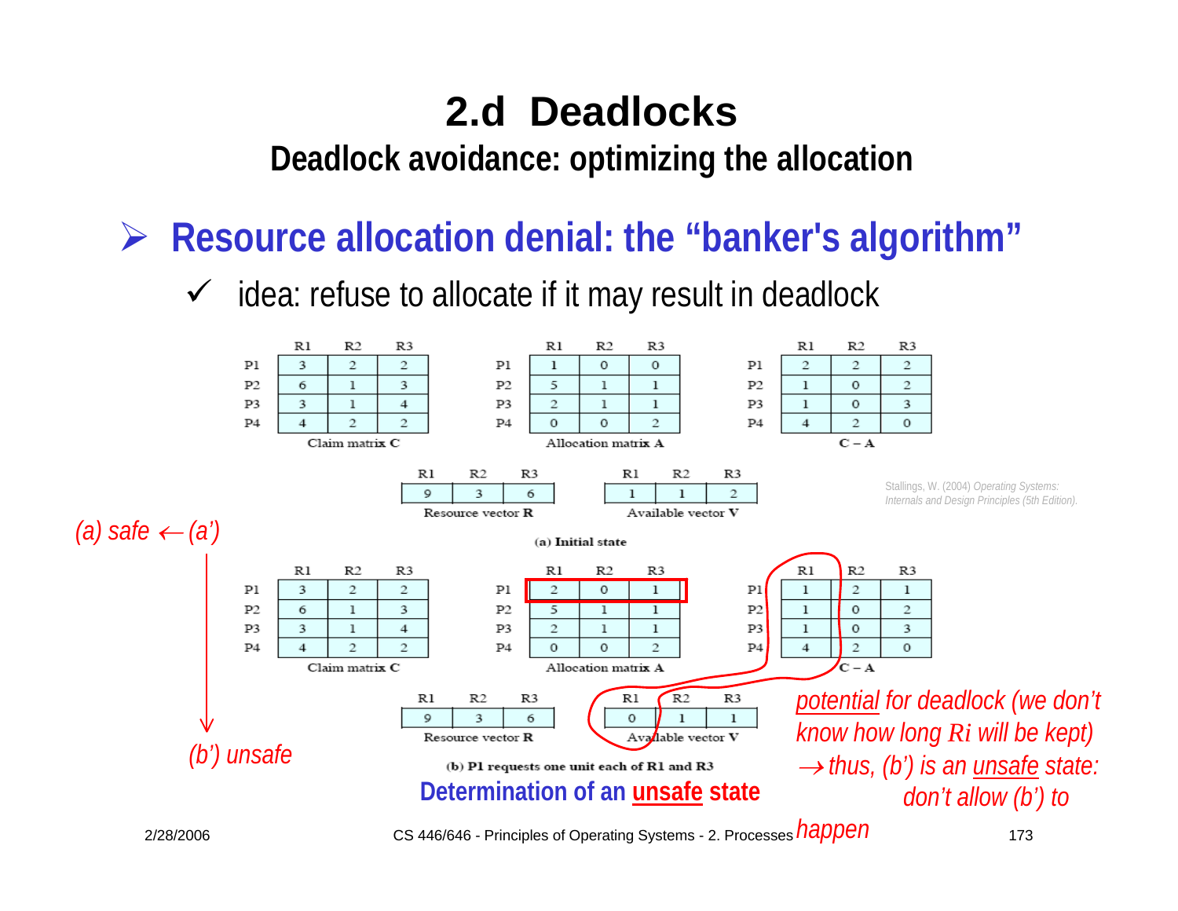# 2.d Deadlocks

## Deadlock avoidance: optimizing the allocation

### ➢ Resource allocation denial: the "banker's algorithm"

- ✓ idea: refuse to allocate if it may result in deadlock

**(a) Initial state**

Claim matrix C

| | R1 | R2 | R3 |
|---|---|---|---|
| P1 | 3 | 2 | 2 |
| P2 | 6 | 1 | 3 |
| P3 | 3 | 1 | 4 |
| P4 | 4 | 2 | 2 |

Allocation matrix A

| | R1 | R2 | R3 |
|---|---|---|---|
| P1 | 1 | 0 | 0 |
| P2 | 5 | 1 | 1 |
| P3 | 2 | 1 | 1 |
| P4 | 0 | 0 | 2 |

C – A

| | R1 | R2 | R3 |
|---|---|---|---|
| P1 | 2 | 2 | 2 |
| P2 | 1 | 0 | 2 |
| P3 | 1 | 0 | 3 |
| P4 | 4 | 2 | 0 |

Resource vector R

| R1 | R2 | R3 |
|---|---|---|
| 9 | 3 | 6 |

Available vector V

| R1 | R2 | R3 |
|---|---|---|
| 1 | 1 | 2 |

Stallings, W. (2004) *Operating Systems: Internals and Design Principles (5th Edition).*

*(a) safe ← (a')*

↓

*(b') unsafe*

**(b) P1 requests one unit each of R1 and R3**

Claim matrix C

| | R1 | R2 | R3 |
|---|---|---|---|
| P1 | 3 | 2 | 2 |
| P2 | 6 | 1 | 3 |
| P3 | 3 | 1 | 4 |
| P4 | 4 | 2 | 2 |

Allocation matrix A

| | R1 | R2 | R3 |
|---|---|---|---|
| P1 | 2 | 0 | 1 |
| P2 | 5 | 1 | 1 |
| P3 | 2 | 1 | 1 |
| P4 | 0 | 0 | 2 |

C – A

| | R1 | R2 | R3 |
|---|---|---|---|
| P1 | 1 | 2 | 1 |
| P2 | 1 | 0 | 2 |
| P3 | 1 | 0 | 3 |
| P4 | 4 | 2 | 0 |

Resource vector R

| R1 | R2 | R3 |
|---|---|---|
| 9 | 3 | 6 |

Available vector V

| R1 | R2 | R3 |
|---|---|---|
| 0 | 1 | 1 |

*potential for deadlock (we don't know how long $R_i$ will be kept) → thus, (b') is an unsafe state: don't allow (b') to happen*

**Determination of an unsafe state**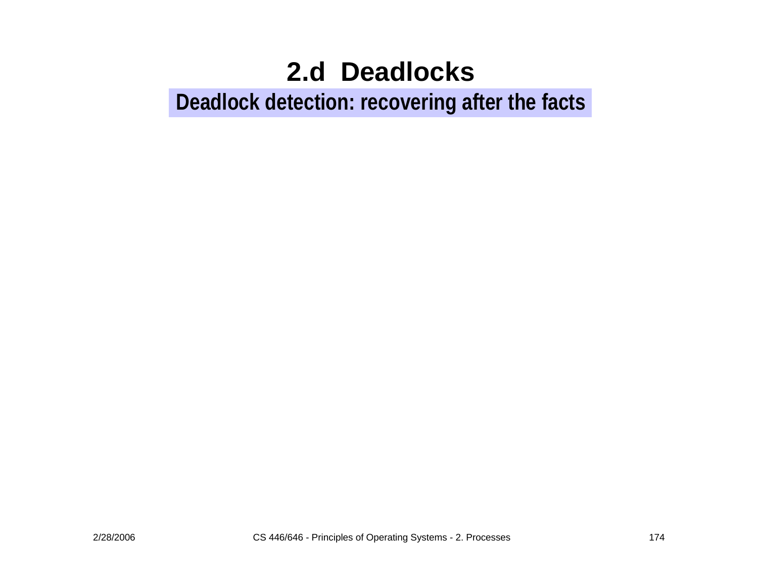# 2.d Deadlocks

## Deadlock detection: recovering after the facts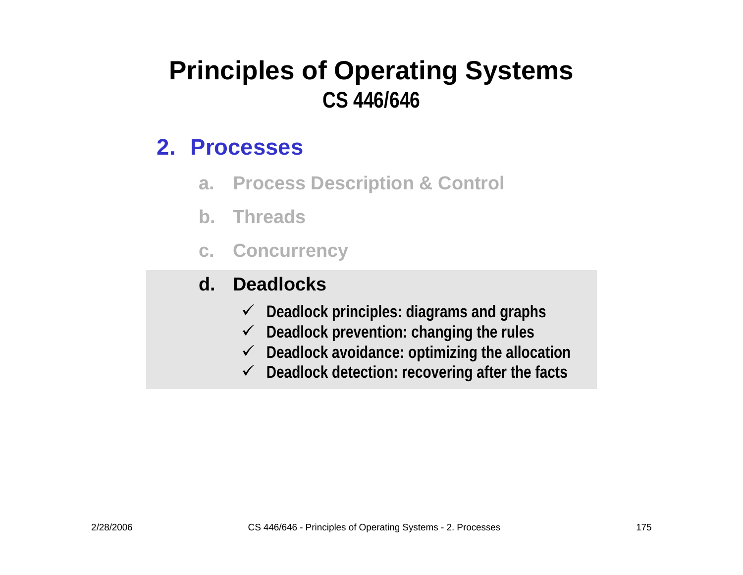# Principles of Operating Systems
## CS 446/646

## 2. Processes

a. Process Description & Control

b. Threads

c. Concurrency

d. **Deadlocks**

- ✓ Deadlock principles: diagrams and graphs
- ✓ Deadlock prevention: changing the rules
- ✓ Deadlock avoidance: optimizing the allocation
- ✓ Deadlock detection: recovering after the facts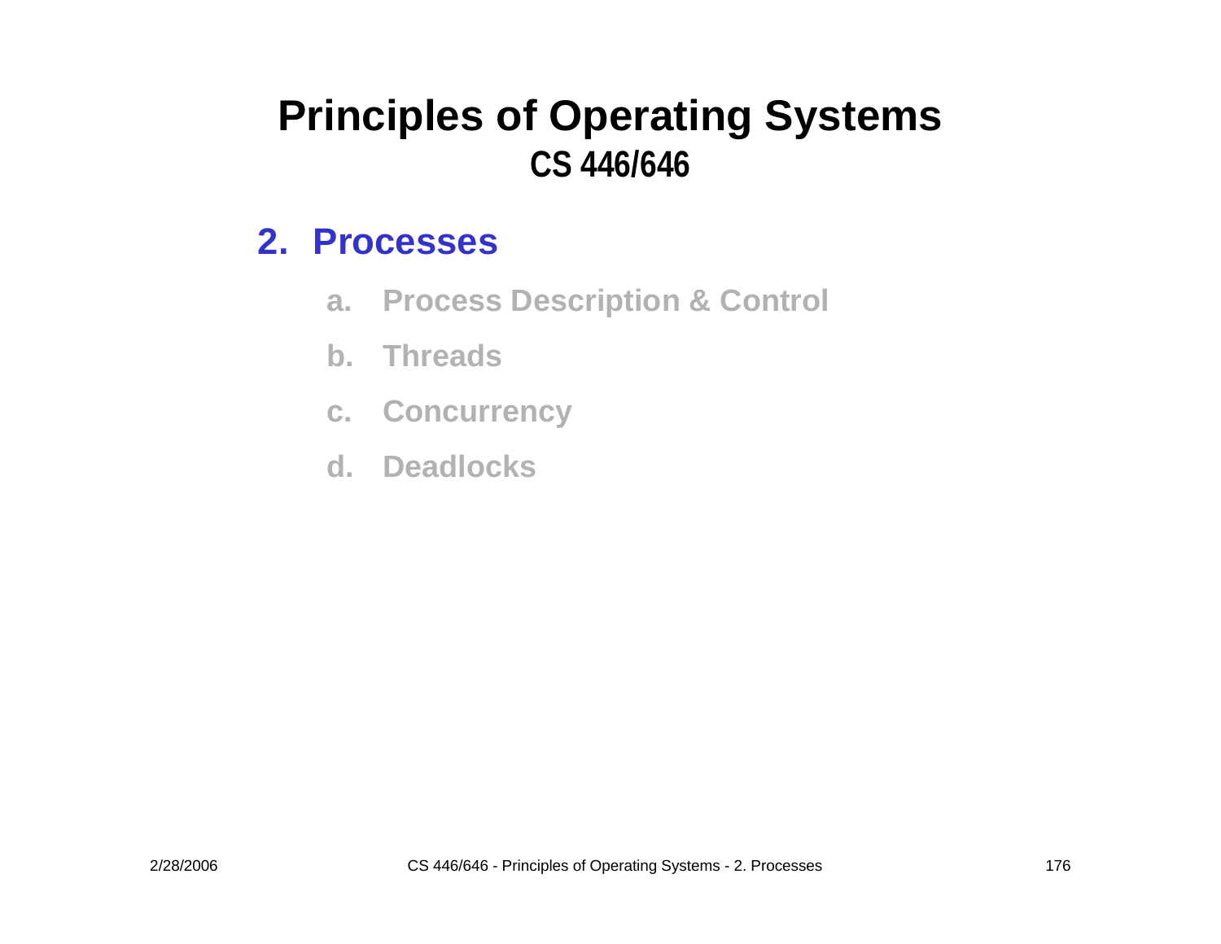# Principles of Operating Systems
## CS 446/646

### 2. Processes

a. Process Description & Control

b. Threads

c. Concurrency

d. Deadlocks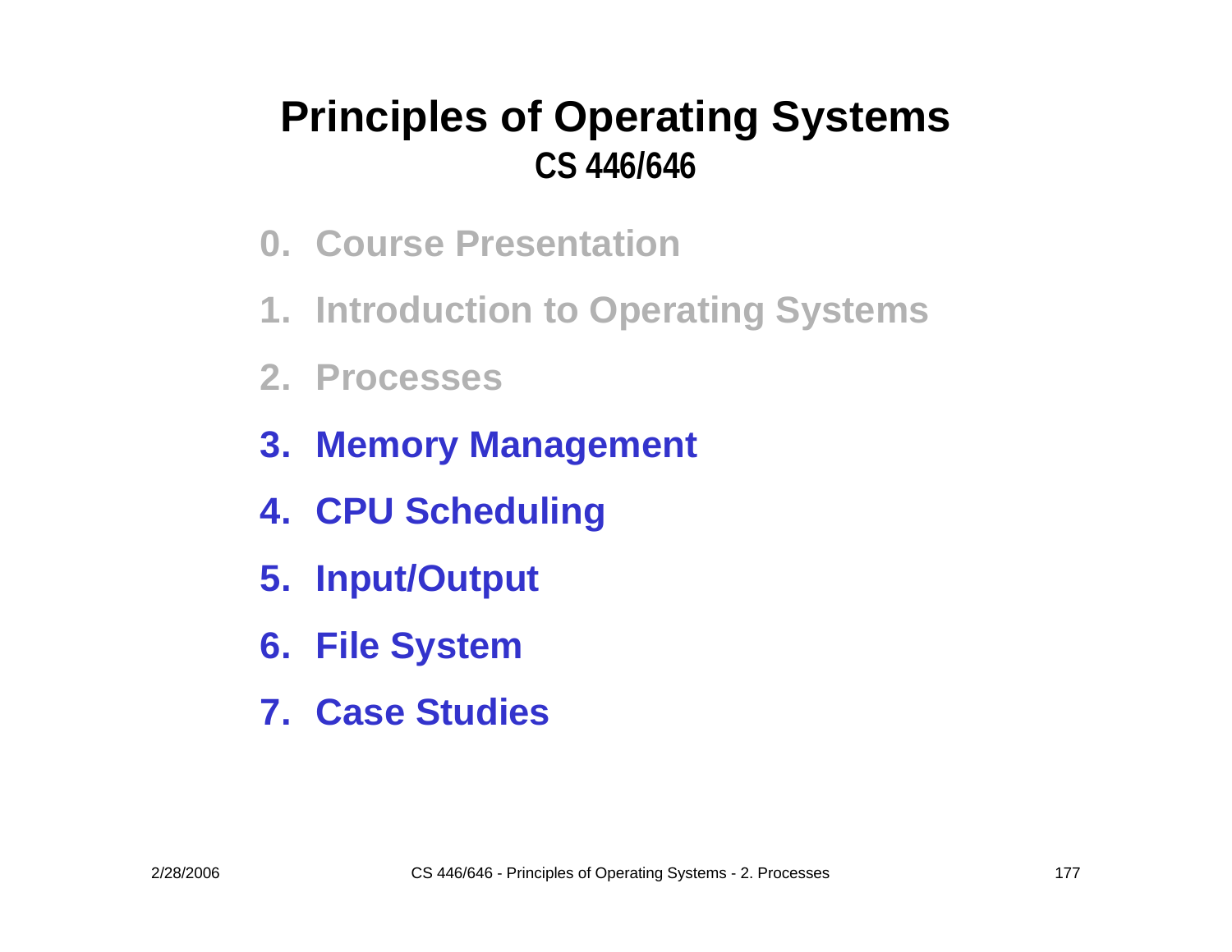# Principles of Operating Systems

## CS 446/646

0. Course Presentation
1. Introduction to Operating Systems
2. Processes
3. Memory Management
4. CPU Scheduling
5. Input/Output
6. File System
7. Case Studies